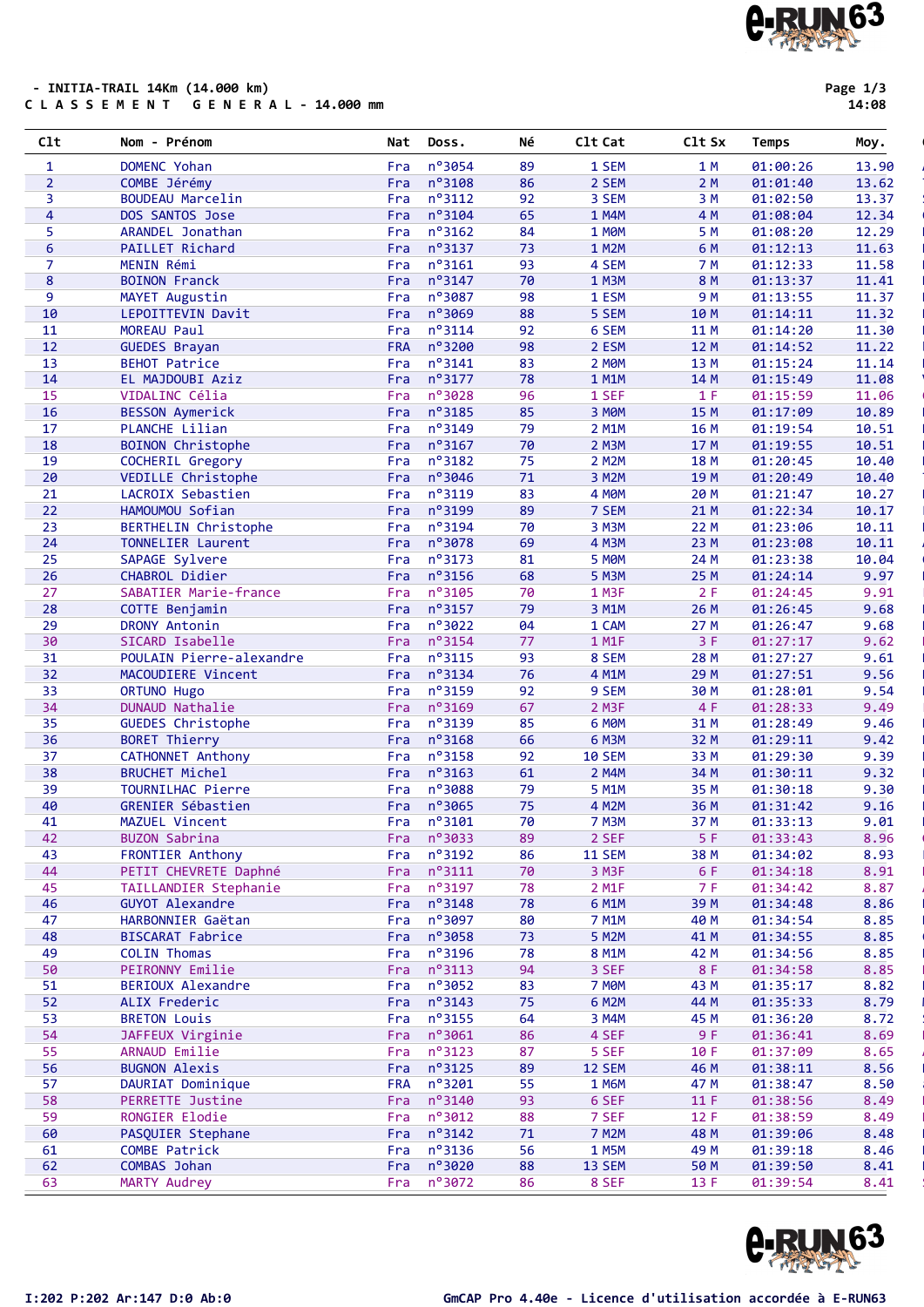- INITIA-TRAIL 14Km (14.000 km)

C L A S S E M E N T   G E N E R A L - 14.000 mm

Page 1/3
14:08

| Clt | Nom - Prénom | Nat | Doss. | Né | Clt Cat | Clt Sx | Temps | Moy. |
|---|---|---|---|---|---|---|---|---|
| 1 | DOMENC Yohan | Fra | n°3054 | 89 | 1 SEM | 1 M | 01:00:26 | 13.90 |
| 2 | COMBE Jérémy | Fra | n°3108 | 86 | 2 SEM | 2 M | 01:01:40 | 13.62 |
| 3 | BOUDEAU Marcelin | Fra | n°3112 | 92 | 3 SEM | 3 M | 01:02:50 | 13.37 |
| 4 | DOS SANTOS Jose | Fra | n°3104 | 65 | 1 M4M | 4 M | 01:08:04 | 12.34 |
| 5 | ARANDEL Jonathan | Fra | n°3162 | 84 | 1 M0M | 5 M | 01:08:20 | 12.29 |
| 6 | PAILLET Richard | Fra | n°3137 | 73 | 1 M2M | 6 M | 01:12:13 | 11.63 |
| 7 | MENIN Rémi | Fra | n°3161 | 93 | 4 SEM | 7 M | 01:12:33 | 11.58 |
| 8 | BOINON Franck | Fra | n°3147 | 70 | 1 M3M | 8 M | 01:13:37 | 11.41 |
| 9 | MAYET Augustin | Fra | n°3087 | 98 | 1 ESM | 9 M | 01:13:55 | 11.37 |
| 10 | LEPOITTEVIN Davit | Fra | n°3069 | 88 | 5 SEM | 10 M | 01:14:11 | 11.32 |
| 11 | MOREAU Paul | Fra | n°3114 | 92 | 6 SEM | 11 M | 01:14:20 | 11.30 |
| 12 | GUEDES Brayan | FRA | n°3200 | 98 | 2 ESM | 12 M | 01:14:52 | 11.22 |
| 13 | BEHOT Patrice | Fra | n°3141 | 83 | 2 M0M | 13 M | 01:15:24 | 11.14 |
| 14 | EL MAJDOUBI Aziz | Fra | n°3177 | 78 | 1 M1M | 14 M | 01:15:49 | 11.08 |
| 15 | VIDALINC Célia | Fra | n°3028 | 96 | 1 SEF | 1 F | 01:15:59 | 11.06 |
| 16 | BESSON Aymerick | Fra | n°3185 | 85 | 3 M0M | 15 M | 01:17:09 | 10.89 |
| 17 | PLANCHE Lilian | Fra | n°3149 | 79 | 2 M1M | 16 M | 01:19:54 | 10.51 |
| 18 | BOINON Christophe | Fra | n°3167 | 70 | 2 M3M | 17 M | 01:19:55 | 10.51 |
| 19 | COCHERIL Gregory | Fra | n°3182 | 75 | 2 M2M | 18 M | 01:20:45 | 10.40 |
| 20 | VEDILLE Christophe | Fra | n°3046 | 71 | 3 M2M | 19 M | 01:20:49 | 10.40 |
| 21 | LACROIX Sebastien | Fra | n°3119 | 83 | 4 M0M | 20 M | 01:21:47 | 10.27 |
| 22 | HAMOUMOU Sofian | Fra | n°3199 | 89 | 7 SEM | 21 M | 01:22:34 | 10.17 |
| 23 | BERTHELIN Christophe | Fra | n°3194 | 70 | 3 M3M | 22 M | 01:23:06 | 10.11 |
| 24 | TONNELIER Laurent | Fra | n°3078 | 69 | 4 M3M | 23 M | 01:23:08 | 10.11 |
| 25 | SAPAGE Sylvere | Fra | n°3173 | 81 | 5 M0M | 24 M | 01:23:38 | 10.04 |
| 26 | CHABROL Didier | Fra | n°3156 | 68 | 5 M3M | 25 M | 01:24:14 | 9.97 |
| 27 | SABATIER Marie-france | Fra | n°3105 | 70 | 1 M3F | 2 F | 01:24:45 | 9.91 |
| 28 | COTTE Benjamin | Fra | n°3157 | 79 | 3 M1M | 26 M | 01:26:45 | 9.68 |
| 29 | DRONY Antonin | Fra | n°3022 | 04 | 1 CAM | 27 M | 01:26:47 | 9.68 |
| 30 | SICARD Isabelle | Fra | n°3154 | 77 | 1 M1F | 3 F | 01:27:17 | 9.62 |
| 31 | POULAIN Pierre-alexandre | Fra | n°3115 | 93 | 8 SEM | 28 M | 01:27:27 | 9.61 |
| 32 | MACOUDIERE Vincent | Fra | n°3134 | 76 | 4 M1M | 29 M | 01:27:51 | 9.56 |
| 33 | ORTUNO Hugo | Fra | n°3159 | 92 | 9 SEM | 30 M | 01:28:01 | 9.54 |
| 34 | DUNAUD Nathalie | Fra | n°3169 | 67 | 2 M3F | 4 F | 01:28:33 | 9.49 |
| 35 | GUEDES Christophe | Fra | n°3139 | 85 | 6 M0M | 31 M | 01:28:49 | 9.46 |
| 36 | BORET Thierry | Fra | n°3168 | 66 | 6 M3M | 32 M | 01:29:11 | 9.42 |
| 37 | CATHONNET Anthony | Fra | n°3158 | 92 | 10 SEM | 33 M | 01:29:30 | 9.39 |
| 38 | BRUCHET Michel | Fra | n°3163 | 61 | 2 M4M | 34 M | 01:30:11 | 9.32 |
| 39 | TOURNILHAC Pierre | Fra | n°3088 | 79 | 5 M1M | 35 M | 01:30:18 | 9.30 |
| 40 | GRENIER Sébastien | Fra | n°3065 | 75 | 4 M2M | 36 M | 01:31:42 | 9.16 |
| 41 | MAZUEL Vincent | Fra | n°3101 | 70 | 7 M3M | 37 M | 01:33:13 | 9.01 |
| 42 | BUZON Sabrina | Fra | n°3033 | 89 | 2 SEF | 5 F | 01:33:43 | 8.96 |
| 43 | FRONTIER Anthony | Fra | n°3192 | 86 | 11 SEM | 38 M | 01:34:02 | 8.93 |
| 44 | PETIT CHEVRETE Daphné | Fra | n°3111 | 70 | 3 M3F | 6 F | 01:34:18 | 8.91 |
| 45 | TAILLANDIER Stephanie | Fra | n°3197 | 78 | 2 M1F | 7 F | 01:34:42 | 8.87 |
| 46 | GUYOT Alexandre | Fra | n°3148 | 78 | 6 M1M | 39 M | 01:34:48 | 8.86 |
| 47 | HARBONNIER Gaëtan | Fra | n°3097 | 80 | 7 M1M | 40 M | 01:34:54 | 8.85 |
| 48 | BISCARAT Fabrice | Fra | n°3058 | 73 | 5 M2M | 41 M | 01:34:55 | 8.85 |
| 49 | COLIN Thomas | Fra | n°3196 | 78 | 8 M1M | 42 M | 01:34:56 | 8.85 |
| 50 | PEIRONNY Emilie | Fra | n°3113 | 94 | 3 SEF | 8 F | 01:34:58 | 8.85 |
| 51 | BERIOUX Alexandre | Fra | n°3052 | 83 | 7 M0M | 43 M | 01:35:17 | 8.82 |
| 52 | ALIX Frederic | Fra | n°3143 | 75 | 6 M2M | 44 M | 01:35:33 | 8.79 |
| 53 | BRETON Louis | Fra | n°3155 | 64 | 3 M4M | 45 M | 01:36:20 | 8.72 |
| 54 | JAFFEUX Virginie | Fra | n°3061 | 86 | 4 SEF | 9 F | 01:36:41 | 8.69 |
| 55 | ARNAUD Emilie | Fra | n°3123 | 87 | 5 SEF | 10 F | 01:37:09 | 8.65 |
| 56 | BUGNON Alexis | Fra | n°3125 | 89 | 12 SEM | 46 M | 01:38:11 | 8.56 |
| 57 | DAURIAT Dominique | FRA | n°3201 | 55 | 1 M6M | 47 M | 01:38:47 | 8.50 |
| 58 | PERRETTE Justine | Fra | n°3140 | 93 | 6 SEF | 11 F | 01:38:56 | 8.49 |
| 59 | RONGIER Elodie | Fra | n°3012 | 88 | 7 SEF | 12 F | 01:38:59 | 8.49 |
| 60 | PASQUIER Stephane | Fra | n°3142 | 71 | 7 M2M | 48 M | 01:39:06 | 8.48 |
| 61 | COMBE Patrick | Fra | n°3136 | 56 | 1 M5M | 49 M | 01:39:18 | 8.46 |
| 62 | COMBAS Johan | Fra | n°3020 | 88 | 13 SEM | 50 M | 01:39:50 | 8.41 |
| 63 | MARTY Audrey | Fra | n°3072 | 86 | 8 SEF | 13 F | 01:39:54 | 8.41 |

I:202 P:202 Ar:147 D:0 Ab:0

GmCAP Pro 4.40e - Licence d'utilisation accordée à E-RUN63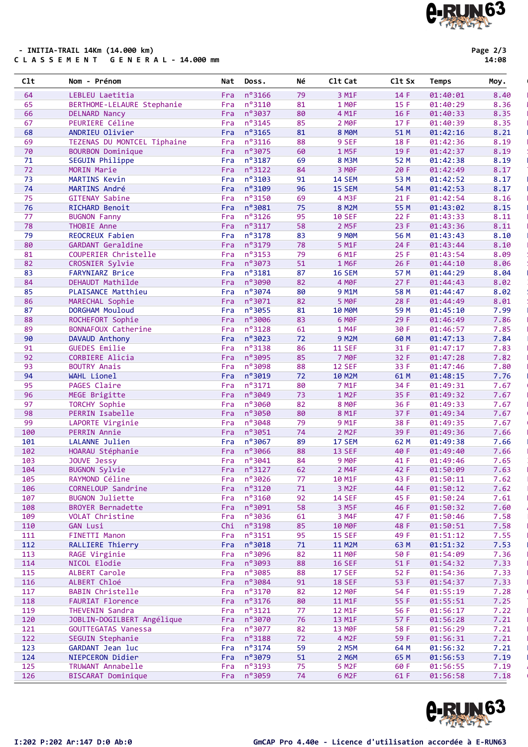- INITIA-TRAIL 14Km (14.000 km)

C L A S S E M E N T   G E N E R A L - 14.000 mm

| Clt | Nom - Prénom | Nat | Doss. | Né | Clt Cat | Clt Sx | Temps | Moy. |
|---|---|---|---|---|---|---|---|---|
| 64 | LEBLEU Laetitia | Fra | n°3166 | 79 | 3 M1F | 14 F | 01:40:01 | 8.40 |
| 65 | BERTHOME-LELAURE Stephanie | Fra | n°3110 | 81 | 1 M0F | 15 F | 01:40:29 | 8.36 |
| 66 | DELNARD Nancy | Fra | n°3037 | 80 | 4 M1F | 16 F | 01:40:33 | 8.35 |
| 67 | PEURIERE Céline | Fra | n°3145 | 85 | 2 M0F | 17 F | 01:40:39 | 8.35 |
| 68 | ANDRIEU Olivier | Fra | n°3165 | 81 | 8 M0M | 51 M | 01:42:16 | 8.21 |
| 69 | TEZENAS DU MONTCEL Tiphaine | Fra | n°3116 | 88 | 9 SEF | 18 F | 01:42:36 | 8.19 |
| 70 | BOURBON Dominique | Fra | n°3075 | 60 | 1 M5F | 19 F | 01:42:37 | 8.19 |
| 71 | SEGUIN Philippe | Fra | n°3187 | 69 | 8 M3M | 52 M | 01:42:38 | 8.19 |
| 72 | MORIN Marie | Fra | n°3122 | 84 | 3 M0F | 20 F | 01:42:49 | 8.17 |
| 73 | MARTINS Kevin | Fra | n°3103 | 91 | 14 SEM | 53 M | 01:42:52 | 8.17 |
| 74 | MARTINS André | Fra | n°3109 | 96 | 15 SEM | 54 M | 01:42:53 | 8.17 |
| 75 | GITENAY Sabine | Fra | n°3150 | 69 | 4 M3F | 21 F | 01:42:54 | 8.16 |
| 76 | RICHARD Benoit | Fra | n°3081 | 75 | 8 M2M | 55 M | 01:43:02 | 8.15 |
| 77 | BUGNON Fanny | Fra | n°3126 | 95 | 10 SEF | 22 F | 01:43:33 | 8.11 |
| 78 | THOBIE Anne | Fra | n°3117 | 58 | 2 M5F | 23 F | 01:43:36 | 8.11 |
| 79 | REOCREUX Fabien | Fra | n°3178 | 83 | 9 M0M | 56 M | 01:43:43 | 8.10 |
| 80 | GARDANT Geraldine | Fra | n°3179 | 78 | 5 M1F | 24 F | 01:43:44 | 8.10 |
| 81 | COUPERIER Christelle | Fra | n°3153 | 79 | 6 M1F | 25 F | 01:43:54 | 8.09 |
| 82 | CROSNIER Sylvie | Fra | n°3073 | 51 | 1 M6F | 26 F | 01:44:10 | 8.06 |
| 83 | FARYNIARZ Brice | Fra | n°3181 | 87 | 16 SEM | 57 M | 01:44:29 | 8.04 |
| 84 | DEHAUDT Mathilde | Fra | n°3090 | 82 | 4 M0F | 27 F | 01:44:43 | 8.02 |
| 85 | PLAISANCE Matthieu | Fra | n°3074 | 80 | 9 M1M | 58 M | 01:44:47 | 8.02 |
| 86 | MARECHAL Sophie | Fra | n°3071 | 82 | 5 M0F | 28 F | 01:44:49 | 8.01 |
| 87 | DORGHAM Mouloud | Fra | n°3055 | 81 | 10 M0M | 59 M | 01:45:10 | 7.99 |
| 88 | ROCHEFORT Sophie | Fra | n°3006 | 83 | 6 M0F | 29 F | 01:46:49 | 7.86 |
| 89 | BONNAFOUX Catherine | Fra | n°3128 | 61 | 1 M4F | 30 F | 01:46:57 | 7.85 |
| 90 | DAVAUD Anthony | Fra | n°3023 | 72 | 9 M2M | 60 M | 01:47:13 | 7.84 |
| 91 | GUEDES Emilie | Fra | n°3138 | 86 | 11 SEF | 31 F | 01:47:17 | 7.83 |
| 92 | CORBIERE Alicia | Fra | n°3095 | 85 | 7 M0F | 32 F | 01:47:28 | 7.82 |
| 93 | BOUTRY Anais | Fra | n°3098 | 88 | 12 SEF | 33 F | 01:47:46 | 7.80 |
| 94 | WAHL Lionel | Fra | n°3019 | 72 | 10 M2M | 61 M | 01:48:15 | 7.76 |
| 95 | PAGES Claire | Fra | n°3171 | 80 | 7 M1F | 34 F | 01:49:31 | 7.67 |
| 96 | MEGE Brigitte | Fra | n°3049 | 73 | 1 M2F | 35 F | 01:49:32 | 7.67 |
| 97 | TORCHY Sophie | Fra | n°3060 | 82 | 8 M0F | 36 F | 01:49:33 | 7.67 |
| 98 | PERRIN Isabelle | Fra | n°3050 | 80 | 8 M1F | 37 F | 01:49:34 | 7.67 |
| 99 | LAPORTE Virginie | Fra | n°3048 | 79 | 9 M1F | 38 F | 01:49:35 | 7.67 |
| 100 | PERRIN Annie | Fra | n°3051 | 74 | 2 M2F | 39 F | 01:49:36 | 7.66 |
| 101 | LALANNE Julien | Fra | n°3067 | 89 | 17 SEM | 62 M | 01:49:38 | 7.66 |
| 102 | HOARAU Stéphanie | Fra | n°3066 | 88 | 13 SEF | 40 F | 01:49:40 | 7.66 |
| 103 | JOUVE Jessy | Fra | n°3041 | 84 | 9 M0F | 41 F | 01:49:46 | 7.65 |
| 104 | BUGNON Sylvie | Fra | n°3127 | 62 | 2 M4F | 42 F | 01:50:09 | 7.63 |
| 105 | RAYMOND Céline | Fra | n°3026 | 77 | 10 M1F | 43 F | 01:50:11 | 7.62 |
| 106 | CORNELOUP Sandrine | Fra | n°3120 | 71 | 3 M2F | 44 F | 01:50:12 | 7.62 |
| 107 | BUGNON Juliette | Fra | n°3160 | 92 | 14 SEF | 45 F | 01:50:24 | 7.61 |
| 108 | BROYER Bernadette | Fra | n°3091 | 58 | 3 M5F | 46 F | 01:50:32 | 7.60 |
| 109 | VOLAT Christine | Fra | n°3036 | 61 | 3 M4F | 47 F | 01:50:46 | 7.58 |
| 110 | GAN Lusi | Chi | n°3198 | 85 | 10 M0F | 48 F | 01:50:51 | 7.58 |
| 111 | FINETTI Manon | Fra | n°3151 | 95 | 15 SEF | 49 F | 01:51:12 | 7.55 |
| 112 | RALLIERE Thierry | Fra | n°3018 | 71 | 11 M2M | 63 M | 01:51:32 | 7.53 |
| 113 | RAGE Virginie | Fra | n°3096 | 82 | 11 M0F | 50 F | 01:54:09 | 7.36 |
| 114 | NICOL Elodie | Fra | n°3093 | 88 | 16 SEF | 51 F | 01:54:32 | 7.33 |
| 115 | ALBERT Carole | Fra | n°3085 | 88 | 17 SEF | 52 F | 01:54:36 | 7.33 |
| 116 | ALBERT Chloé | Fra | n°3084 | 91 | 18 SEF | 53 F | 01:54:37 | 7.33 |
| 117 | BABIN Christelle | Fra | n°3170 | 82 | 12 M0F | 54 F | 01:55:19 | 7.28 |
| 118 | FAURIAT Florence | Fra | n°3176 | 80 | 11 M1F | 55 F | 01:55:51 | 7.25 |
| 119 | THEVENIN Sandra | Fra | n°3121 | 77 | 12 M1F | 56 F | 01:56:17 | 7.22 |
| 120 | JOBLIN-DOGILBERT Angélique | Fra | n°3070 | 76 | 13 M1F | 57 F | 01:56:28 | 7.21 |
| 121 | GOUTTEGATAS Vanessa | Fra | n°3077 | 82 | 13 M0F | 58 F | 01:56:29 | 7.21 |
| 122 | SEGUIN Stephanie | Fra | n°3188 | 72 | 4 M2F | 59 F | 01:56:31 | 7.21 |
| 123 | GARDANT Jean luc | Fra | n°3174 | 59 | 2 M5M | 64 M | 01:56:32 | 7.21 |
| 124 | NIEPCERON Didier | Fra | n°3079 | 51 | 2 M6M | 65 M | 01:56:53 | 7.19 |
| 125 | TRUWANT Annabelle | Fra | n°3193 | 75 | 5 M2F | 60 F | 01:56:55 | 7.19 |
| 126 | BISCARAT Dominique | Fra | n°3059 | 74 | 6 M2F | 61 F | 01:56:58 | 7.18 |

I:202 P:202 Ar:147 D:0 Ab:0

GmCAP Pro 4.40e - Licence d'utilisation accordée à E-RUN63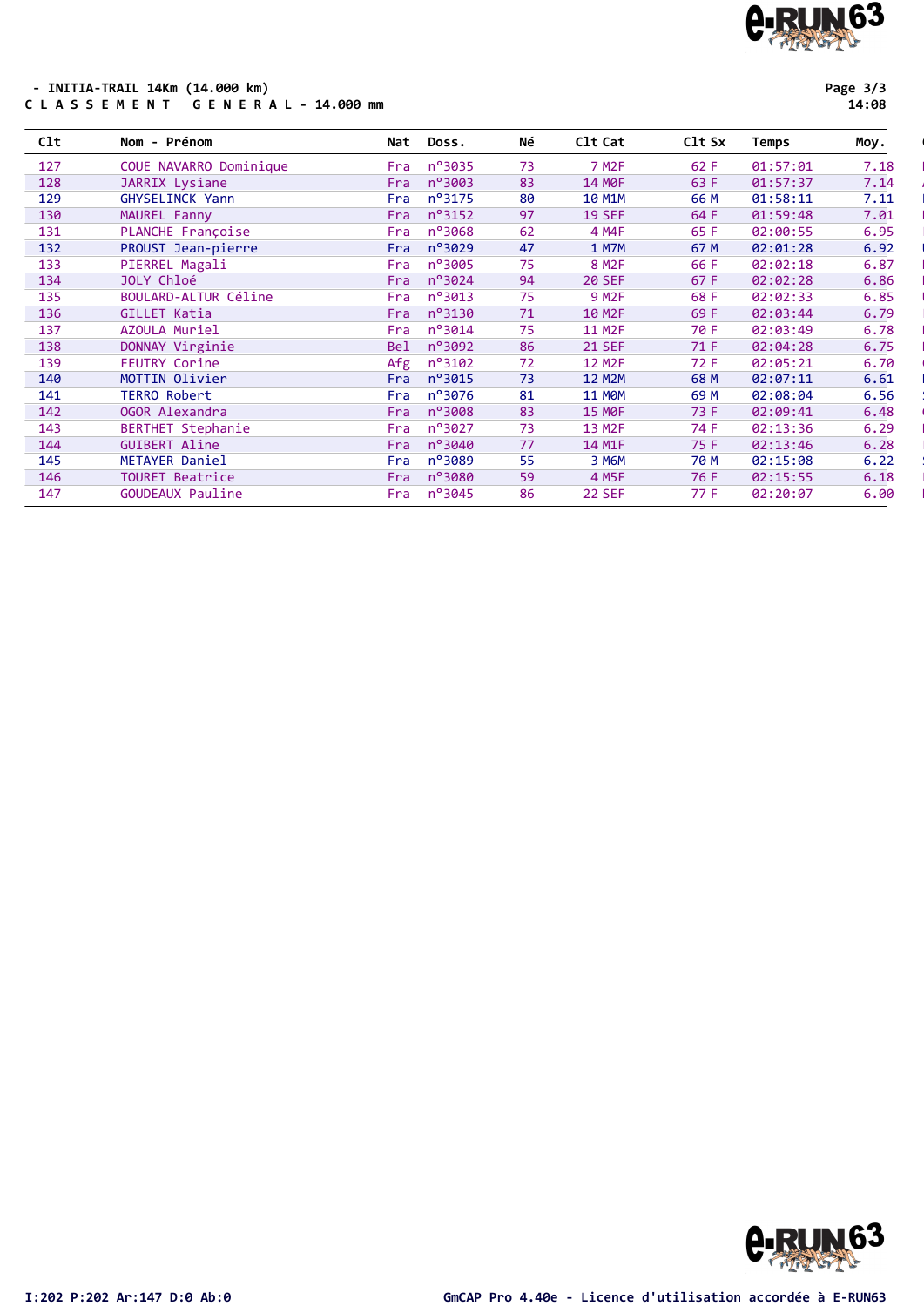- INITIA-TRAIL 14Km (14.000 km)

C L A S S E M E N T   G E N E R A L - 14.000 mm

| Clt | Nom - Prénom | Nat | Doss. | Né | Clt Cat | Clt Sx | Temps | Moy. |
|---|---|---|---|---|---|---|---|---|
| 127 | COUE NAVARRO Dominique | Fra | n°3035 | 73 | 7 M2F | 62 F | 01:57:01 | 7.18 |
| 128 | JARRIX Lysiane | Fra | n°3003 | 83 | 14 M0F | 63 F | 01:57:37 | 7.14 |
| 129 | GHYSELINCK Yann | Fra | n°3175 | 80 | 10 M1M | 66 M | 01:58:11 | 7.11 |
| 130 | MAUREL Fanny | Fra | n°3152 | 97 | 19 SEF | 64 F | 01:59:48 | 7.01 |
| 131 | PLANCHE Françoise | Fra | n°3068 | 62 | 4 M4F | 65 F | 02:00:55 | 6.95 |
| 132 | PROUST Jean-pierre | Fra | n°3029 | 47 | 1 M7M | 67 M | 02:01:28 | 6.92 |
| 133 | PIERREL Magali | Fra | n°3005 | 75 | 8 M2F | 66 F | 02:02:18 | 6.87 |
| 134 | JOLY Chloé | Fra | n°3024 | 94 | 20 SEF | 67 F | 02:02:28 | 6.86 |
| 135 | BOULARD-ALTUR Céline | Fra | n°3013 | 75 | 9 M2F | 68 F | 02:02:33 | 6.85 |
| 136 | GILLET Katia | Fra | n°3130 | 71 | 10 M2F | 69 F | 02:03:44 | 6.79 |
| 137 | AZOULA Muriel | Fra | n°3014 | 75 | 11 M2F | 70 F | 02:03:49 | 6.78 |
| 138 | DONNAY Virginie | Bel | n°3092 | 86 | 21 SEF | 71 F | 02:04:28 | 6.75 |
| 139 | FEUTRY Corine | Afg | n°3102 | 72 | 12 M2F | 72 F | 02:05:21 | 6.70 |
| 140 | MOTTIN Olivier | Fra | n°3015 | 73 | 12 M2M | 68 M | 02:07:11 | 6.61 |
| 141 | TERRO Robert | Fra | n°3076 | 81 | 11 M0M | 69 M | 02:08:04 | 6.56 |
| 142 | OGOR Alexandra | Fra | n°3008 | 83 | 15 M0F | 73 F | 02:09:41 | 6.48 |
| 143 | BERTHET Stephanie | Fra | n°3027 | 73 | 13 M2F | 74 F | 02:13:36 | 6.29 |
| 144 | GUIBERT Aline | Fra | n°3040 | 77 | 14 M1F | 75 F | 02:13:46 | 6.28 |
| 145 | METAYER Daniel | Fra | n°3089 | 55 | 3 M6M | 70 M | 02:15:08 | 6.22 |
| 146 | TOURET Beatrice | Fra | n°3080 | 59 | 4 M5F | 76 F | 02:15:55 | 6.18 |
| 147 | GOUDEAUX Pauline | Fra | n°3045 | 86 | 22 SEF | 77 F | 02:20:07 | 6.00 |

I:202 P:202 Ar:147 D:0 Ab:0

GmCAP Pro 4.40e - Licence d'utilisation accordée à E-RUN63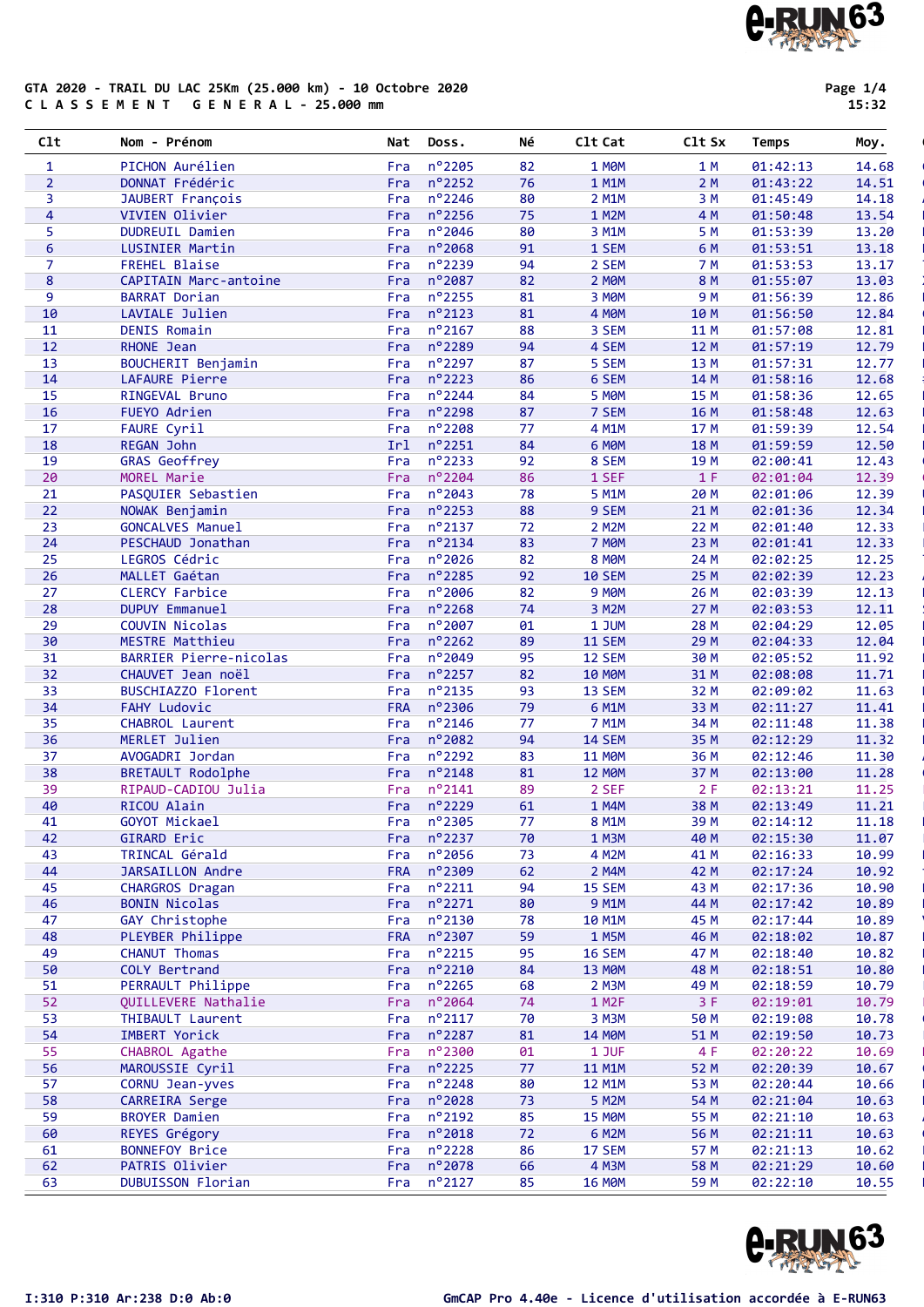GTA 2020 - TRAIL DU LAC 25Km (25.000 km) - 10 Octobre 2020
C L A S S E M E N T   G E N E R A L - 25.000 mm

Page 1/4
15:32

| Clt | Nom - Prénom | Nat | Doss. | Né | Clt Cat | Clt Sx | Temps | Moy. |
|---|---|---|---|---|---|---|---|---|
| 1 | PICHON Aurélien | Fra | n°2205 | 82 | 1 M0M | 1 M | 01:42:13 | 14.68 |
| 2 | DONNAT Frédéric | Fra | n°2252 | 76 | 1 M1M | 2 M | 01:43:22 | 14.51 |
| 3 | JAUBERT François | Fra | n°2246 | 80 | 2 M1M | 3 M | 01:45:49 | 14.18 |
| 4 | VIVIEN Olivier | Fra | n°2256 | 75 | 1 M2M | 4 M | 01:50:48 | 13.54 |
| 5 | DUDREUIL Damien | Fra | n°2046 | 80 | 3 M1M | 5 M | 01:53:39 | 13.20 |
| 6 | LUSINIER Martin | Fra | n°2068 | 91 | 1 SEM | 6 M | 01:53:51 | 13.18 |
| 7 | FREHEL Blaise | Fra | n°2239 | 94 | 2 SEM | 7 M | 01:53:53 | 13.17 |
| 8 | CAPITAIN Marc-antoine | Fra | n°2087 | 82 | 2 M0M | 8 M | 01:55:07 | 13.03 |
| 9 | BARRAT Dorian | Fra | n°2255 | 81 | 3 M0M | 9 M | 01:56:39 | 12.86 |
| 10 | LAVIALE Julien | Fra | n°2123 | 81 | 4 M0M | 10 M | 01:56:50 | 12.84 |
| 11 | DENIS Romain | Fra | n°2167 | 88 | 3 SEM | 11 M | 01:57:08 | 12.81 |
| 12 | RHONE Jean | Fra | n°2289 | 94 | 4 SEM | 12 M | 01:57:19 | 12.79 |
| 13 | BOUCHERIT Benjamin | Fra | n°2297 | 87 | 5 SEM | 13 M | 01:57:31 | 12.77 |
| 14 | LAFAURE Pierre | Fra | n°2223 | 86 | 6 SEM | 14 M | 01:58:16 | 12.68 |
| 15 | RINGEVAL Bruno | Fra | n°2244 | 84 | 5 M0M | 15 M | 01:58:36 | 12.65 |
| 16 | FUEYO Adrien | Fra | n°2298 | 87 | 7 SEM | 16 M | 01:58:48 | 12.63 |
| 17 | FAURE Cyril | Fra | n°2208 | 77 | 4 M1M | 17 M | 01:59:39 | 12.54 |
| 18 | REGAN John | Irl | n°2251 | 84 | 6 M0M | 18 M | 01:59:59 | 12.50 |
| 19 | GRAS Geoffrey | Fra | n°2233 | 92 | 8 SEM | 19 M | 02:00:41 | 12.43 |
| 20 | MOREL Marie | Fra | n°2204 | 86 | 1 SEF | 1 F | 02:01:04 | 12.39 |
| 21 | PASQUIER Sebastien | Fra | n°2043 | 78 | 5 M1M | 20 M | 02:01:06 | 12.39 |
| 22 | NOWAK Benjamin | Fra | n°2253 | 88 | 9 SEM | 21 M | 02:01:36 | 12.34 |
| 23 | GONCALVES Manuel | Fra | n°2137 | 72 | 2 M2M | 22 M | 02:01:40 | 12.33 |
| 24 | PESCHAUD Jonathan | Fra | n°2134 | 83 | 7 M0M | 23 M | 02:01:41 | 12.33 |
| 25 | LEGROS Cédric | Fra | n°2026 | 82 | 8 M0M | 24 M | 02:02:25 | 12.25 |
| 26 | MALLET Gaétan | Fra | n°2285 | 92 | 10 SEM | 25 M | 02:02:39 | 12.23 |
| 27 | CLERCY Farbice | Fra | n°2006 | 82 | 9 M0M | 26 M | 02:03:39 | 12.13 |
| 28 | DUPUY Emmanuel | Fra | n°2268 | 74 | 3 M2M | 27 M | 02:03:53 | 12.11 |
| 29 | COUVIN Nicolas | Fra | n°2007 | 01 | 1 JUM | 28 M | 02:04:29 | 12.05 |
| 30 | MESTRE Matthieu | Fra | n°2262 | 89 | 11 SEM | 29 M | 02:04:33 | 12.04 |
| 31 | BARRIER Pierre-nicolas | Fra | n°2049 | 95 | 12 SEM | 30 M | 02:05:52 | 11.92 |
| 32 | CHAUVET Jean noël | Fra | n°2257 | 82 | 10 M0M | 31 M | 02:08:08 | 11.71 |
| 33 | BUSCHIAZZO Florent | Fra | n°2135 | 93 | 13 SEM | 32 M | 02:09:02 | 11.63 |
| 34 | FAHY Ludovic | FRA | n°2306 | 79 | 6 M1M | 33 M | 02:11:27 | 11.41 |
| 35 | CHABROL Laurent | Fra | n°2146 | 77 | 7 M1M | 34 M | 02:11:48 | 11.38 |
| 36 | MERLET Julien | Fra | n°2082 | 94 | 14 SEM | 35 M | 02:12:29 | 11.32 |
| 37 | AVOGADRI Jordan | Fra | n°2292 | 83 | 11 M0M | 36 M | 02:12:46 | 11.30 |
| 38 | BRETAULT Rodolphe | Fra | n°2148 | 81 | 12 M0M | 37 M | 02:13:00 | 11.28 |
| 39 | RIPAUD-CADIOU Julia | Fra | n°2141 | 89 | 2 SEF | 2 F | 02:13:21 | 11.25 |
| 40 | RICOU Alain | Fra | n°2229 | 61 | 1 M4M | 38 M | 02:13:49 | 11.21 |
| 41 | GOYOT Mickael | Fra | n°2305 | 77 | 8 M1M | 39 M | 02:14:12 | 11.18 |
| 42 | GIRARD Eric | Fra | n°2237 | 70 | 1 M3M | 40 M | 02:15:30 | 11.07 |
| 43 | TRINCAL Gérald | Fra | n°2056 | 73 | 4 M2M | 41 M | 02:16:33 | 10.99 |
| 44 | JARSAILLON Andre | FRA | n°2309 | 62 | 2 M4M | 42 M | 02:17:24 | 10.92 |
| 45 | CHARGROS Dragan | Fra | n°2211 | 94 | 15 SEM | 43 M | 02:17:36 | 10.90 |
| 46 | BONIN Nicolas | Fra | n°2271 | 80 | 9 M1M | 44 M | 02:17:42 | 10.89 |
| 47 | GAY Christophe | Fra | n°2130 | 78 | 10 M1M | 45 M | 02:17:44 | 10.89 |
| 48 | PLEYBER Philippe | FRA | n°2307 | 59 | 1 M5M | 46 M | 02:18:02 | 10.87 |
| 49 | CHANUT Thomas | Fra | n°2215 | 95 | 16 SEM | 47 M | 02:18:40 | 10.82 |
| 50 | COLY Bertrand | Fra | n°2210 | 84 | 13 M0M | 48 M | 02:18:51 | 10.80 |
| 51 | PERRAULT Philippe | Fra | n°2265 | 68 | 2 M3M | 49 M | 02:18:59 | 10.79 |
| 52 | QUILLEVERE Nathalie | Fra | n°2064 | 74 | 1 M2F | 3 F | 02:19:01 | 10.79 |
| 53 | THIBAULT Laurent | Fra | n°2117 | 70 | 3 M3M | 50 M | 02:19:08 | 10.78 |
| 54 | IMBERT Yorick | Fra | n°2287 | 81 | 14 M0M | 51 M | 02:19:50 | 10.73 |
| 55 | CHABROL Agathe | Fra | n°2300 | 01 | 1 JUF | 4 F | 02:20:22 | 10.69 |
| 56 | MAROUSSIE Cyril | Fra | n°2225 | 77 | 11 M1M | 52 M | 02:20:39 | 10.67 |
| 57 | CORNU Jean-yves | Fra | n°2248 | 80 | 12 M1M | 53 M | 02:20:44 | 10.66 |
| 58 | CARREIRA Serge | Fra | n°2028 | 73 | 5 M2M | 54 M | 02:21:04 | 10.63 |
| 59 | BROYER Damien | Fra | n°2192 | 85 | 15 M0M | 55 M | 02:21:10 | 10.63 |
| 60 | REYES Grégory | Fra | n°2018 | 72 | 6 M2M | 56 M | 02:21:11 | 10.63 |
| 61 | BONNEFOY Brice | Fra | n°2228 | 86 | 17 SEM | 57 M | 02:21:13 | 10.62 |
| 62 | PATRIS Olivier | Fra | n°2078 | 66 | 4 M3M | 58 M | 02:21:29 | 10.60 |
| 63 | DUBUISSON Florian | Fra | n°2127 | 85 | 16 M0M | 59 M | 02:22:10 | 10.55 |

I:310 P:310 Ar:238 D:0 Ab:0

GmCAP Pro 4.40e - Licence d'utilisation accordée à E-RUN63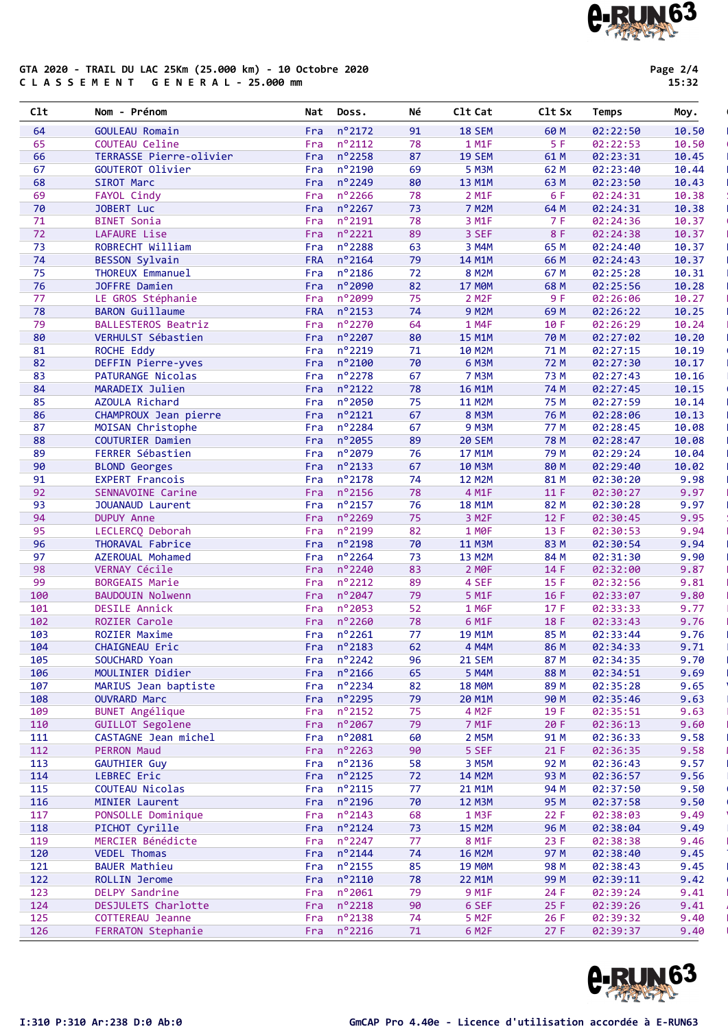**GTA 2020 - TRAIL DU LAC 25Km (25.000 km) - 10 Octobre 2020**
**C L A S S E M E N T   G E N E R A L - 25.000 mm**

| Clt | Nom - Prénom | Nat | Doss. | Né | Clt Cat | Clt Sx | Temps | Moy. |
|---|---|---|---|---|---|---|---|---|
| 64 | GOULEAU Romain | Fra | n°2172 | 91 | 18 SEM | 60 M | 02:22:50 | 10.50 |
| 65 | COUTEAU Celine | Fra | n°2112 | 78 | 1 M1F | 5 F | 02:22:53 | 10.50 |
| 66 | TERRASSE Pierre-olivier | Fra | n°2258 | 87 | 19 SEM | 61 M | 02:23:31 | 10.45 |
| 67 | GOUTEROT Olivier | Fra | n°2190 | 69 | 5 M3M | 62 M | 02:23:40 | 10.44 |
| 68 | SIROT Marc | Fra | n°2249 | 80 | 13 M1M | 63 M | 02:23:50 | 10.43 |
| 69 | FAYOL Cindy | Fra | n°2266 | 78 | 2 M1F | 6 F | 02:24:31 | 10.38 |
| 70 | JOBERT Luc | Fra | n°2267 | 73 | 7 M2M | 64 M | 02:24:31 | 10.38 |
| 71 | BINET Sonia | Fra | n°2191 | 78 | 3 M1F | 7 F | 02:24:36 | 10.37 |
| 72 | LAFAURE Lise | Fra | n°2221 | 89 | 3 SEF | 8 F | 02:24:38 | 10.37 |
| 73 | ROBRECHT William | Fra | n°2288 | 63 | 3 M4M | 65 M | 02:24:40 | 10.37 |
| 74 | BESSON Sylvain | FRA | n°2164 | 79 | 14 M1M | 66 M | 02:24:43 | 10.37 |
| 75 | THOREUX Emmanuel | Fra | n°2186 | 72 | 8 M2M | 67 M | 02:25:28 | 10.31 |
| 76 | JOFFRE Damien | Fra | n°2090 | 82 | 17 M0M | 68 M | 02:25:56 | 10.28 |
| 77 | LE GROS Stéphanie | Fra | n°2099 | 75 | 2 M2F | 9 F | 02:26:06 | 10.27 |
| 78 | BARON Guillaume | FRA | n°2153 | 74 | 9 M2M | 69 M | 02:26:22 | 10.25 |
| 79 | BALLESTEROS Beatriz | Fra | n°2270 | 64 | 1 M4F | 10 F | 02:26:29 | 10.24 |
| 80 | VERHULST Sébastien | Fra | n°2207 | 80 | 15 M1M | 70 M | 02:27:02 | 10.20 |
| 81 | ROCHE Eddy | Fra | n°2219 | 71 | 10 M2M | 71 M | 02:27:15 | 10.19 |
| 82 | DEFFIN Pierre-yves | Fra | n°2100 | 70 | 6 M3M | 72 M | 02:27:30 | 10.17 |
| 83 | PATURANGE Nicolas | Fra | n°2278 | 67 | 7 M3M | 73 M | 02:27:43 | 10.16 |
| 84 | MARADEIX Julien | Fra | n°2122 | 78 | 16 M1M | 74 M | 02:27:45 | 10.15 |
| 85 | AZOULA Richard | Fra | n°2050 | 75 | 11 M2M | 75 M | 02:27:59 | 10.14 |
| 86 | CHAMPROUX Jean pierre | Fra | n°2121 | 67 | 8 M3M | 76 M | 02:28:06 | 10.13 |
| 87 | MOISAN Christophe | Fra | n°2284 | 67 | 9 M3M | 77 M | 02:28:45 | 10.08 |
| 88 | COUTURIER Damien | Fra | n°2055 | 89 | 20 SEM | 78 M | 02:28:47 | 10.08 |
| 89 | FERRER Sébastien | Fra | n°2079 | 76 | 17 M1M | 79 M | 02:29:24 | 10.04 |
| 90 | BLOND Georges | Fra | n°2133 | 67 | 10 M3M | 80 M | 02:29:40 | 10.02 |
| 91 | EXPERT Francois | Fra | n°2178 | 74 | 12 M2M | 81 M | 02:30:20 | 9.98 |
| 92 | SENNAVOINE Carine | Fra | n°2156 | 78 | 4 M1F | 11 F | 02:30:27 | 9.97 |
| 93 | JOUANAUD Laurent | Fra | n°2157 | 76 | 18 M1M | 82 M | 02:30:28 | 9.97 |
| 94 | DUPUY Anne | Fra | n°2269 | 75 | 3 M2F | 12 F | 02:30:45 | 9.95 |
| 95 | LECLERCQ Deborah | Fra | n°2199 | 82 | 1 M0F | 13 F | 02:30:53 | 9.94 |
| 96 | THORAVAL Fabrice | Fra | n°2198 | 70 | 11 M3M | 83 M | 02:30:54 | 9.94 |
| 97 | AZEROUAL Mohamed | Fra | n°2264 | 73 | 13 M2M | 84 M | 02:31:30 | 9.90 |
| 98 | VERNAY Cécile | Fra | n°2240 | 83 | 2 M0F | 14 F | 02:32:00 | 9.87 |
| 99 | BORGEAIS Marie | Fra | n°2212 | 89 | 4 SEF | 15 F | 02:32:56 | 9.81 |
| 100 | BAUDOUIN Nolwenn | Fra | n°2047 | 79 | 5 M1F | 16 F | 02:33:07 | 9.80 |
| 101 | DESILE Annick | Fra | n°2053 | 52 | 1 M6F | 17 F | 02:33:33 | 9.77 |
| 102 | ROZIER Carole | Fra | n°2260 | 78 | 6 M1F | 18 F | 02:33:43 | 9.76 |
| 103 | ROZIER Maxime | Fra | n°2261 | 77 | 19 M1M | 85 M | 02:33:44 | 9.76 |
| 104 | CHAIGNEAU Eric | Fra | n°2183 | 62 | 4 M4M | 86 M | 02:34:33 | 9.71 |
| 105 | SOUCHARD Yoan | Fra | n°2242 | 96 | 21 SEM | 87 M | 02:34:35 | 9.70 |
| 106 | MOULINIER Didier | Fra | n°2166 | 65 | 5 M4M | 88 M | 02:34:51 | 9.69 |
| 107 | MARIUS Jean baptiste | Fra | n°2234 | 82 | 18 M0M | 89 M | 02:35:28 | 9.65 |
| 108 | OUVRARD Marc | Fra | n°2295 | 79 | 20 M1M | 90 M | 02:35:46 | 9.63 |
| 109 | BUNET Angélique | Fra | n°2152 | 75 | 4 M2F | 19 F | 02:35:51 | 9.63 |
| 110 | GUILLOT Segolene | Fra | n°2067 | 79 | 7 M1F | 20 F | 02:36:13 | 9.60 |
| 111 | CASTAGNE Jean michel | Fra | n°2081 | 60 | 2 M5M | 91 M | 02:36:33 | 9.58 |
| 112 | PERRON Maud | Fra | n°2263 | 90 | 5 SEF | 21 F | 02:36:35 | 9.58 |
| 113 | GAUTHIER Guy | Fra | n°2136 | 58 | 3 M5M | 92 M | 02:36:43 | 9.57 |
| 114 | LEBREC Eric | Fra | n°2125 | 72 | 14 M2M | 93 M | 02:36:57 | 9.56 |
| 115 | COUTEAU Nicolas | Fra | n°2115 | 77 | 21 M1M | 94 M | 02:37:50 | 9.50 |
| 116 | MINIER Laurent | Fra | n°2196 | 70 | 12 M3M | 95 M | 02:37:58 | 9.50 |
| 117 | PONSOLLE Dominique | Fra | n°2143 | 68 | 1 M3F | 22 F | 02:38:03 | 9.49 |
| 118 | PICHOT Cyrille | Fra | n°2124 | 73 | 15 M2M | 96 M | 02:38:04 | 9.49 |
| 119 | MERCIER Bénédicte | Fra | n°2247 | 77 | 8 M1F | 23 F | 02:38:38 | 9.46 |
| 120 | VEDEL Thomas | Fra | n°2144 | 74 | 16 M2M | 97 M | 02:38:40 | 9.45 |
| 121 | BAUER Mathieu | Fra | n°2155 | 85 | 19 M0M | 98 M | 02:38:43 | 9.45 |
| 122 | ROLLIN Jerome | Fra | n°2110 | 78 | 22 M1M | 99 M | 02:39:11 | 9.42 |
| 123 | DELPY Sandrine | Fra | n°2061 | 79 | 9 M1F | 24 F | 02:39:24 | 9.41 |
| 124 | DESJULETS Charlotte | Fra | n°2218 | 90 | 6 SEF | 25 F | 02:39:26 | 9.41 |
| 125 | COTTEREAU Jeanne | Fra | n°2138 | 74 | 5 M2F | 26 F | 02:39:32 | 9.40 |
| 126 | FERRATON Stephanie | Fra | n°2216 | 71 | 6 M2F | 27 F | 02:39:37 | 9.40 |

I:310 P:310 Ar:238 D:0 Ab:0

GmCAP Pro 4.40e - Licence d'utilisation accordée à E-RUN63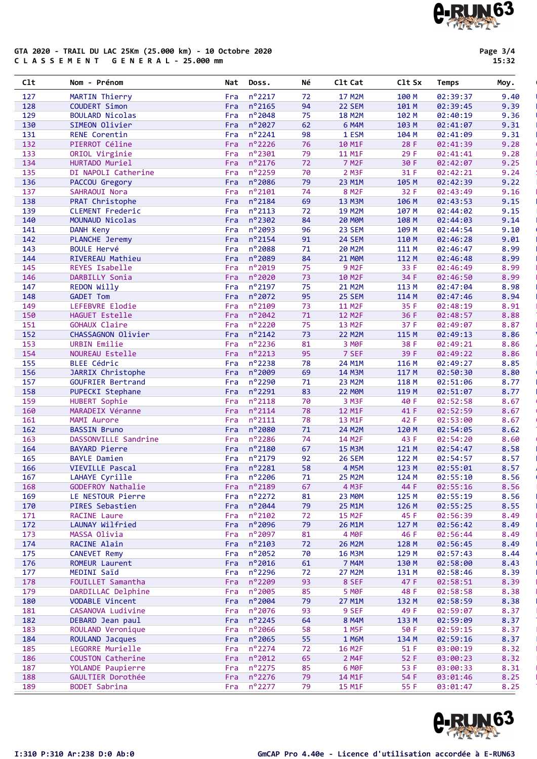GTA 2020 - TRAIL DU LAC 25Km (25.000 km) - 10 Octobre 2020

C L A S S E M E N T   G E N E R A L - 25.000 mm

| Clt | Nom - Prénom | Nat | Doss. | Né | Clt Cat | Clt Sx | Temps | Moy. |
|---|---|---|---|---|---|---|---|---|
| 127 | MARTIN Thierry | Fra | n°2217 | 72 | 17 M2M | 100 M | 02:39:37 | 9.40 |
| 128 | COUDERT Simon | Fra | n°2165 | 94 | 22 SEM | 101 M | 02:39:45 | 9.39 |
| 129 | BOULARD Nicolas | Fra | n°2048 | 75 | 18 M2M | 102 M | 02:40:19 | 9.36 |
| 130 | SIMEON Olivier | Fra | n°2027 | 62 | 6 M4M | 103 M | 02:41:07 | 9.31 |
| 131 | RENE Corentin | Fra | n°2241 | 98 | 1 ESM | 104 M | 02:41:09 | 9.31 |
| 132 | PIERROT Céline | Fra | n°2226 | 76 | 10 M1F | 28 F | 02:41:39 | 9.28 |
| 133 | ORIOL Virginie | Fra | n°2301 | 79 | 11 M1F | 29 F | 02:41:41 | 9.28 |
| 134 | HURTADO Muriel | Fra | n°2176 | 72 | 7 M2F | 30 F | 02:42:07 | 9.25 |
| 135 | DI NAPOLI Catherine | Fra | n°2259 | 70 | 2 M3F | 31 F | 02:42:21 | 9.24 |
| 136 | PACCOU Gregory | Fra | n°2086 | 79 | 23 M1M | 105 M | 02:42:39 | 9.22 |
| 137 | SAHRAOUI Nora | Fra | n°2101 | 74 | 8 M2F | 32 F | 02:43:49 | 9.16 |
| 138 | PRAT Christophe | Fra | n°2184 | 69 | 13 M3M | 106 M | 02:43:53 | 9.15 |
| 139 | CLEMENT Frederic | Fra | n°2113 | 72 | 19 M2M | 107 M | 02:44:02 | 9.15 |
| 140 | MOUNAUD Nicolas | Fra | n°2302 | 84 | 20 M0M | 108 M | 02:44:03 | 9.14 |
| 141 | DANH Keny | Fra | n°2093 | 96 | 23 SEM | 109 M | 02:44:54 | 9.10 |
| 142 | PLANCHE Jeremy | Fra | n°2154 | 91 | 24 SEM | 110 M | 02:46:28 | 9.01 |
| 143 | BOULE Hervé | Fra | n°2088 | 71 | 20 M2M | 111 M | 02:46:47 | 8.99 |
| 144 | RIVEREAU Mathieu | Fra | n°2089 | 84 | 21 M0M | 112 M | 02:46:48 | 8.99 |
| 145 | REYES Isabelle | Fra | n°2019 | 75 | 9 M2F | 33 F | 02:46:49 | 8.99 |
| 146 | DARBILLY Sonia | Fra | n°2020 | 73 | 10 M2F | 34 F | 02:46:50 | 8.99 |
| 147 | REDON Willy | Fra | n°2197 | 75 | 21 M2M | 113 M | 02:47:04 | 8.98 |
| 148 | GADET Tom | Fra | n°2072 | 95 | 25 SEM | 114 M | 02:47:46 | 8.94 |
| 149 | LEFEBVRE Elodie | Fra | n°2109 | 73 | 11 M2F | 35 F | 02:48:19 | 8.91 |
| 150 | HAGUET Estelle | Fra | n°2042 | 71 | 12 M2F | 36 F | 02:48:57 | 8.88 |
| 151 | GOHAUX Claire | Fra | n°2220 | 75 | 13 M2F | 37 F | 02:49:07 | 8.87 |
| 152 | CHASSAGNON Olivier | Fra | n°2142 | 73 | 22 M2M | 115 M | 02:49:13 | 8.86 |
| 153 | URBIN Emilie | Fra | n°2236 | 81 | 3 M0F | 38 F | 02:49:21 | 8.86 |
| 154 | NOUREAU Estelle | Fra | n°2213 | 95 | 7 SEF | 39 F | 02:49:22 | 8.86 |
| 155 | BLEE Cédric | Fra | n°2238 | 78 | 24 M1M | 116 M | 02:49:27 | 8.85 |
| 156 | JARRIX Christophe | Fra | n°2009 | 69 | 14 M3M | 117 M | 02:50:30 | 8.80 |
| 157 | GOUFRIER Bertrand | Fra | n°2290 | 71 | 23 M2M | 118 M | 02:51:06 | 8.77 |
| 158 | PUPECKI Stephane | Fra | n°2291 | 83 | 22 M0M | 119 M | 02:51:07 | 8.77 |
| 159 | HUBERT Sophie | Fra | n°2118 | 70 | 3 M3F | 40 F | 02:52:58 | 8.67 |
| 160 | MARADEIX Véranne | Fra | n°2114 | 78 | 12 M1F | 41 F | 02:52:59 | 8.67 |
| 161 | MAMI Aurore | Fra | n°2111 | 78 | 13 M1F | 42 F | 02:53:00 | 8.67 |
| 162 | BASSIN Bruno | Fra | n°2080 | 71 | 24 M2M | 120 M | 02:54:05 | 8.62 |
| 163 | DASSONVILLE Sandrine | Fra | n°2286 | 74 | 14 M2F | 43 F | 02:54:20 | 8.60 |
| 164 | BAYARD Pierre | Fra | n°2180 | 67 | 15 M3M | 121 M | 02:54:47 | 8.58 |
| 165 | BAYLE Damien | Fra | n°2179 | 92 | 26 SEM | 122 M | 02:54:57 | 8.57 |
| 166 | VIEVILLE Pascal | Fra | n°2281 | 58 | 4 M5M | 123 M | 02:55:01 | 8.57 |
| 167 | LAHAYE Cyrille | Fra | n°2206 | 71 | 25 M2M | 124 M | 02:55:10 | 8.56 |
| 168 | GODEFROY Nathalie | Fra | n°2189 | 67 | 4 M3F | 44 F | 02:55:16 | 8.56 |
| 169 | LE NESTOUR Pierre | Fra | n°2272 | 81 | 23 M0M | 125 M | 02:55:19 | 8.56 |
| 170 | PIRES Sebastien | Fra | n°2044 | 79 | 25 M1M | 126 M | 02:55:25 | 8.55 |
| 171 | RACINE Laure | Fra | n°2102 | 72 | 15 M2F | 45 F | 02:56:39 | 8.49 |
| 172 | LAUNAY Wilfried | Fra | n°2096 | 79 | 26 M1M | 127 M | 02:56:42 | 8.49 |
| 173 | MASSA Olivia | Fra | n°2097 | 81 | 4 M0F | 46 F | 02:56:44 | 8.49 |
| 174 | RACINE Alain | Fra | n°2103 | 72 | 26 M2M | 128 M | 02:56:45 | 8.49 |
| 175 | CANEVET Remy | Fra | n°2052 | 70 | 16 M3M | 129 M | 02:57:43 | 8.44 |
| 176 | ROMEUR Laurent | Fra | n°2016 | 61 | 7 M4M | 130 M | 02:58:00 | 8.43 |
| 177 | MEDINI Saïd | Fra | n°2296 | 72 | 27 M2M | 131 M | 02:58:46 | 8.39 |
| 178 | FOUILLET Samantha | Fra | n°2209 | 93 | 8 SEF | 47 F | 02:58:51 | 8.39 |
| 179 | DARDILLAC Delphine | Fra | n°2005 | 85 | 5 M0F | 48 F | 02:58:58 | 8.38 |
| 180 | VODABLE Vincent | Fra | n°2004 | 79 | 27 M1M | 132 M | 02:58:59 | 8.38 |
| 181 | CASANOVA Ludivine | Fra | n°2076 | 93 | 9 SEF | 49 F | 02:59:07 | 8.37 |
| 182 | DEBARD Jean paul | Fra | n°2245 | 64 | 8 M4M | 133 M | 02:59:09 | 8.37 |
| 183 | ROULAND Veronique | Fra | n°2066 | 58 | 1 M5F | 50 F | 02:59:15 | 8.37 |
| 184 | ROULAND Jacques | Fra | n°2065 | 55 | 1 M6M | 134 M | 02:59:16 | 8.37 |
| 185 | LEGORRE Murielle | Fra | n°2274 | 72 | 16 M2F | 51 F | 03:00:19 | 8.32 |
| 186 | COUSTON Catherine | Fra | n°2012 | 65 | 2 M4F | 52 F | 03:00:23 | 8.32 |
| 187 | YOLANDE Paupierre | Fra | n°2275 | 85 | 6 M0F | 53 F | 03:00:33 | 8.31 |
| 188 | GAULTIER Dorothée | Fra | n°2276 | 79 | 14 M1F | 54 F | 03:01:46 | 8.25 |
| 189 | BODET Sabrina | Fra | n°2277 | 79 | 15 M1F | 55 F | 03:01:47 | 8.25 |

I:310 P:310 Ar:238 D:0 Ab:0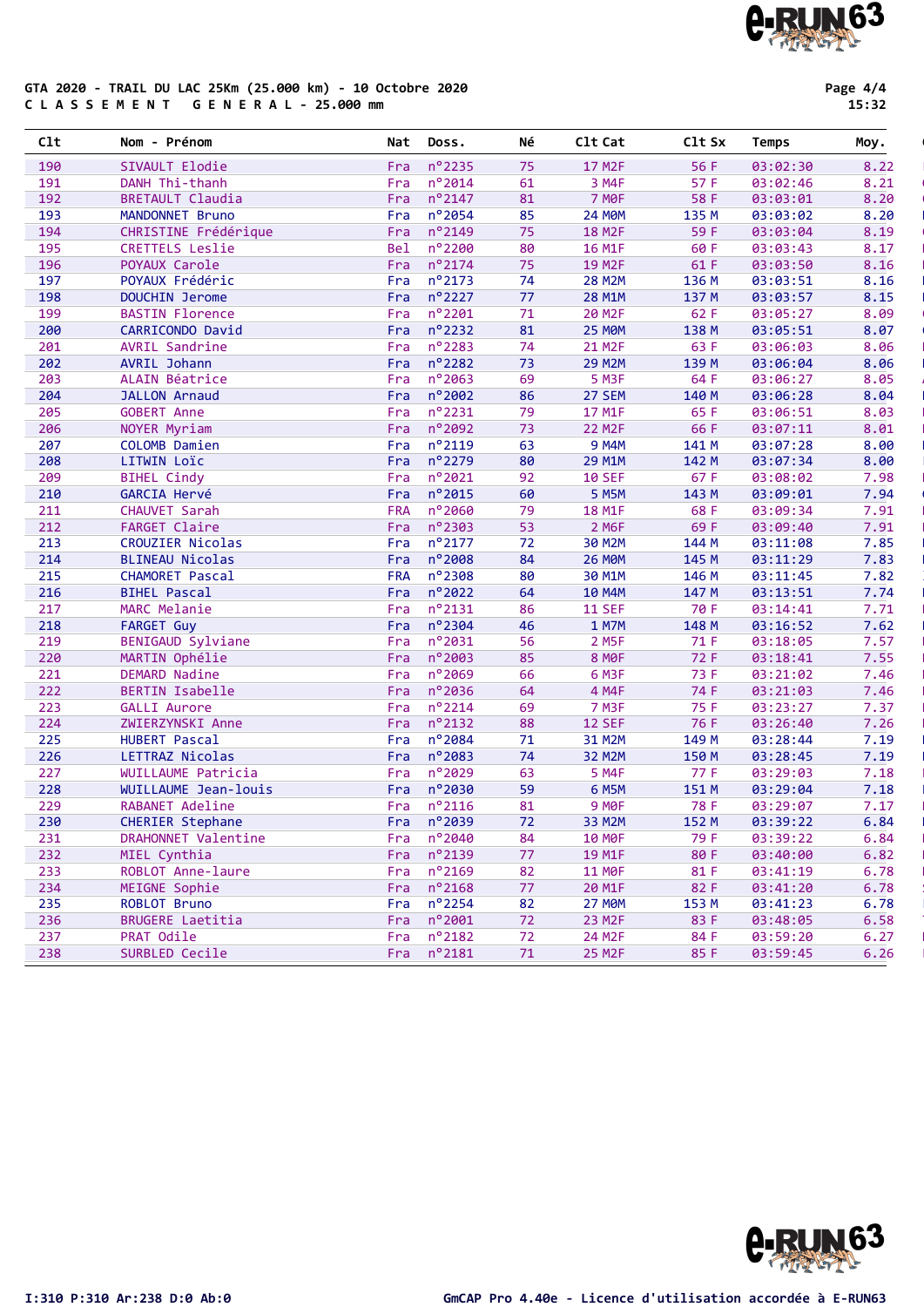GTA 2020 - TRAIL DU LAC 25Km (25.000 km) - 10 Octobre 2020

C L A S S E M E N T   G E N E R A L - 25.000 mm

| Clt | Nom - Prénom | Nat | Doss. | Né | Clt Cat | Clt Sx | Temps | Moy. |
|---|---|---|---|---|---|---|---|---|
| 190 | SIVAULT Elodie | Fra | n°2235 | 75 | 17 M2F | 56 F | 03:02:30 | 8.22 |
| 191 | DANH Thi-thanh | Fra | n°2014 | 61 | 3 M4F | 57 F | 03:02:46 | 8.21 |
| 192 | BRETAULT Claudia | Fra | n°2147 | 81 | 7 M0F | 58 F | 03:03:01 | 8.20 |
| 193 | MANDONNET Bruno | Fra | n°2054 | 85 | 24 M0M | 135 M | 03:03:02 | 8.20 |
| 194 | CHRISTINE Frédérique | Fra | n°2149 | 75 | 18 M2F | 59 F | 03:03:04 | 8.19 |
| 195 | CRETTELS Leslie | Bel | n°2200 | 80 | 16 M1F | 60 F | 03:03:43 | 8.17 |
| 196 | POYAUX Carole | Fra | n°2174 | 75 | 19 M2F | 61 F | 03:03:50 | 8.16 |
| 197 | POYAUX Frédéric | Fra | n°2173 | 74 | 28 M2M | 136 M | 03:03:51 | 8.16 |
| 198 | DOUCHIN Jerome | Fra | n°2227 | 77 | 28 M1M | 137 M | 03:03:57 | 8.15 |
| 199 | BASTIN Florence | Fra | n°2201 | 71 | 20 M2F | 62 F | 03:05:27 | 8.09 |
| 200 | CARRICONDO David | Fra | n°2232 | 81 | 25 M0M | 138 M | 03:05:51 | 8.07 |
| 201 | AVRIL Sandrine | Fra | n°2283 | 74 | 21 M2F | 63 F | 03:06:03 | 8.06 |
| 202 | AVRIL Johann | Fra | n°2282 | 73 | 29 M2M | 139 M | 03:06:04 | 8.06 |
| 203 | ALAIN Béatrice | Fra | n°2063 | 69 | 5 M3F | 64 F | 03:06:27 | 8.05 |
| 204 | JALLON Arnaud | Fra | n°2002 | 86 | 27 SEM | 140 M | 03:06:28 | 8.04 |
| 205 | GOBERT Anne | Fra | n°2231 | 79 | 17 M1F | 65 F | 03:06:51 | 8.03 |
| 206 | NOYER Myriam | Fra | n°2092 | 73 | 22 M2F | 66 F | 03:07:11 | 8.01 |
| 207 | COLOMB Damien | Fra | n°2119 | 63 | 9 M4M | 141 M | 03:07:28 | 8.00 |
| 208 | LITWIN Loïc | Fra | n°2279 | 80 | 29 M1M | 142 M | 03:07:34 | 8.00 |
| 209 | BIHEL Cindy | Fra | n°2021 | 92 | 10 SEF | 67 F | 03:08:02 | 7.98 |
| 210 | GARCIA Hervé | Fra | n°2015 | 60 | 5 M5M | 143 M | 03:09:01 | 7.94 |
| 211 | CHAUVET Sarah | FRA | n°2060 | 79 | 18 M1F | 68 F | 03:09:34 | 7.91 |
| 212 | FARGET Claire | Fra | n°2303 | 53 | 2 M6F | 69 F | 03:09:40 | 7.91 |
| 213 | CROUZIER Nicolas | Fra | n°2177 | 72 | 30 M2M | 144 M | 03:11:08 | 7.85 |
| 214 | BLINEAU Nicolas | Fra | n°2008 | 84 | 26 M0M | 145 M | 03:11:29 | 7.83 |
| 215 | CHAMORET Pascal | FRA | n°2308 | 80 | 30 M1M | 146 M | 03:11:45 | 7.82 |
| 216 | BIHEL Pascal | Fra | n°2022 | 64 | 10 M4M | 147 M | 03:13:51 | 7.74 |
| 217 | MARC Melanie | Fra | n°2131 | 86 | 11 SEF | 70 F | 03:14:41 | 7.71 |
| 218 | FARGET Guy | Fra | n°2304 | 46 | 1 M7M | 148 M | 03:16:52 | 7.62 |
| 219 | BENIGAUD Sylviane | Fra | n°2031 | 56 | 2 M5F | 71 F | 03:18:05 | 7.57 |
| 220 | MARTIN Ophélie | Fra | n°2003 | 85 | 8 M0F | 72 F | 03:18:41 | 7.55 |
| 221 | DEMARD Nadine | Fra | n°2069 | 66 | 6 M3F | 73 F | 03:21:02 | 7.46 |
| 222 | BERTIN Isabelle | Fra | n°2036 | 64 | 4 M4F | 74 F | 03:21:03 | 7.46 |
| 223 | GALLI Aurore | Fra | n°2214 | 69 | 7 M3F | 75 F | 03:23:27 | 7.37 |
| 224 | ZWIERZYNSKI Anne | Fra | n°2132 | 88 | 12 SEF | 76 F | 03:26:40 | 7.26 |
| 225 | HUBERT Pascal | Fra | n°2084 | 71 | 31 M2M | 149 M | 03:28:44 | 7.19 |
| 226 | LETTRAZ Nicolas | Fra | n°2083 | 74 | 32 M2M | 150 M | 03:28:45 | 7.19 |
| 227 | WUILLAUME Patricia | Fra | n°2029 | 63 | 5 M4F | 77 F | 03:29:03 | 7.18 |
| 228 | WUILLAUME Jean-louis | Fra | n°2030 | 59 | 6 M5M | 151 M | 03:29:04 | 7.18 |
| 229 | RABANET Adeline | Fra | n°2116 | 81 | 9 M0F | 78 F | 03:29:07 | 7.17 |
| 230 | CHERIER Stephane | Fra | n°2039 | 72 | 33 M2M | 152 M | 03:39:22 | 6.84 |
| 231 | DRAHONNET Valentine | Fra | n°2040 | 84 | 10 M0F | 79 F | 03:39:22 | 6.84 |
| 232 | MIEL Cynthia | Fra | n°2139 | 77 | 19 M1F | 80 F | 03:40:00 | 6.82 |
| 233 | ROBLOT Anne-laure | Fra | n°2169 | 82 | 11 M0F | 81 F | 03:41:19 | 6.78 |
| 234 | MEIGNE Sophie | Fra | n°2168 | 77 | 20 M1F | 82 F | 03:41:20 | 6.78 |
| 235 | ROBLOT Bruno | Fra | n°2254 | 82 | 27 M0M | 153 M | 03:41:23 | 6.78 |
| 236 | BRUGERE Laetitia | Fra | n°2001 | 72 | 23 M2F | 83 F | 03:48:05 | 6.58 |
| 237 | PRAT Odile | Fra | n°2182 | 72 | 24 M2F | 84 F | 03:59:20 | 6.27 |
| 238 | SURBLED Cecile | Fra | n°2181 | 71 | 25 M2F | 85 F | 03:59:45 | 6.26 |

I:310 P:310 Ar:238 D:0 Ab:0

GmCAP Pro 4.40e - Licence d'utilisation accordée à E-RUN63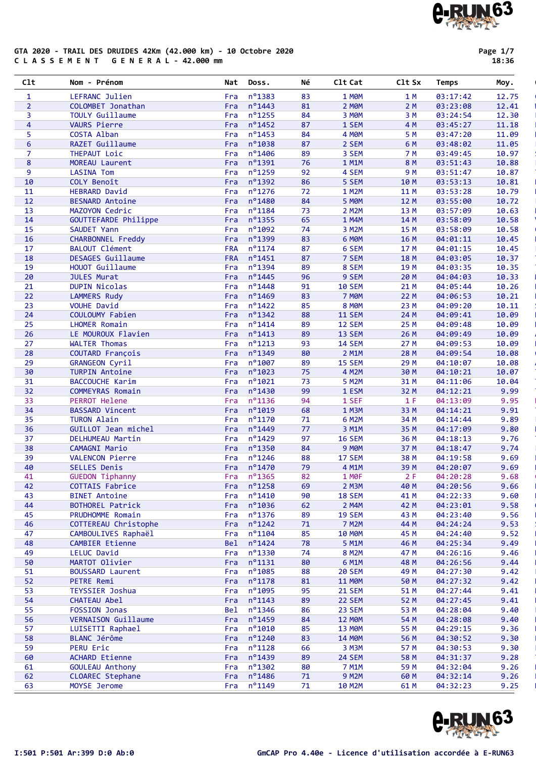GTA 2020 - TRAIL DES DRUIDES 42Km (42.000 km) - 10 Octobre 2020

C L A S S E M E N T   G E N E R A L - 42.000 mm

Page 1/7
18:36

| Clt | Nom - Prénom | Nat | Doss. | Né | Clt Cat | Clt Sx | Temps | Moy. |
|---|---|---|---|---|---|---|---|---|
| 1 | LEFRANC Julien | Fra | n°1383 | 83 | 1 M0M | 1 M | 03:17:42 | 12.75 |
| 2 | COLOMBET Jonathan | Fra | n°1443 | 81 | 2 M0M | 2 M | 03:23:08 | 12.41 |
| 3 | TOULY Guillaume | Fra | n°1255 | 84 | 3 M0M | 3 M | 03:24:54 | 12.30 |
| 4 | VAURS Pierre | Fra | n°1452 | 87 | 1 SEM | 4 M | 03:45:27 | 11.18 |
| 5 | COSTA Alban | Fra | n°1453 | 84 | 4 M0M | 5 M | 03:47:20 | 11.09 |
| 6 | RAZET Guillaume | Fra | n°1038 | 87 | 2 SEM | 6 M | 03:48:02 | 11.05 |
| 7 | THEPAUT Loic | Fra | n°1406 | 89 | 3 SEM | 7 M | 03:49:45 | 10.97 |
| 8 | MOREAU Laurent | Fra | n°1391 | 76 | 1 M1M | 8 M | 03:51:43 | 10.88 |
| 9 | LASINA Tom | Fra | n°1259 | 92 | 4 SEM | 9 M | 03:51:47 | 10.87 |
| 10 | COLY Benoît | Fra | n°1392 | 86 | 5 SEM | 10 M | 03:53:13 | 10.81 |
| 11 | HEBRARD David | Fra | n°1276 | 72 | 1 M2M | 11 M | 03:53:28 | 10.79 |
| 12 | BESNARD Antoine | Fra | n°1480 | 84 | 5 M0M | 12 M | 03:55:00 | 10.72 |
| 13 | MAZOYON Cedric | Fra | n°1184 | 73 | 2 M2M | 13 M | 03:57:09 | 10.63 |
| 14 | GOUTTEFARDE Philippe | Fra | n°1355 | 65 | 1 M4M | 14 M | 03:58:09 | 10.58 |
| 15 | SAUDET Yann | Fra | n°1092 | 74 | 3 M2M | 15 M | 03:58:09 | 10.58 |
| 16 | CHARBONNEL Freddy | Fra | n°1399 | 83 | 6 M0M | 16 M | 04:01:11 | 10.45 |
| 17 | BALOUT Clément | FRA | n°1174 | 87 | 6 SEM | 17 M | 04:01:15 | 10.45 |
| 18 | DESAGES Guillaume | FRA | n°1451 | 87 | 7 SEM | 18 M | 04:03:05 | 10.37 |
| 19 | HOUOT Guillaume | Fra | n°1394 | 89 | 8 SEM | 19 M | 04:03:35 | 10.35 |
| 20 | JULES Murat | Fra | n°1445 | 96 | 9 SEM | 20 M | 04:04:03 | 10.33 |
| 21 | DUPIN Nicolas | Fra | n°1448 | 91 | 10 SEM | 21 M | 04:05:44 | 10.26 |
| 22 | LAMMERS Rudy | Fra | n°1469 | 83 | 7 M0M | 22 M | 04:06:53 | 10.21 |
| 23 | VOUHE David | Fra | n°1422 | 85 | 8 M0M | 23 M | 04:09:20 | 10.11 |
| 24 | COULOUMY Fabien | Fra | n°1342 | 88 | 11 SEM | 24 M | 04:09:41 | 10.09 |
| 25 | LHOMER Romain | Fra | n°1414 | 89 | 12 SEM | 25 M | 04:09:48 | 10.09 |
| 26 | LE MOUROUX Flavien | Fra | n°1413 | 89 | 13 SEM | 26 M | 04:09:49 | 10.09 |
| 27 | WALTER Thomas | Fra | n°1213 | 93 | 14 SEM | 27 M | 04:09:53 | 10.09 |
| 28 | COUTARD François | Fra | n°1349 | 80 | 2 M1M | 28 M | 04:09:54 | 10.08 |
| 29 | GRANGEON Cyril | Fra | n°1007 | 89 | 15 SEM | 29 M | 04:10:07 | 10.08 |
| 30 | TURPIN Antoine | Fra | n°1023 | 75 | 4 M2M | 30 M | 04:10:21 | 10.07 |
| 31 | BACCOUCHE Karim | Fra | n°1021 | 73 | 5 M2M | 31 M | 04:11:06 | 10.04 |
| 32 | COMMEYRAS Romain | Fra | n°1430 | 99 | 1 ESM | 32 M | 04:12:21 | 9.99 |
| 33 | PERROT Helene | Fra | n°1136 | 94 | 1 SEF | 1 F | 04:13:09 | 9.95 |
| 34 | BASSARD Vincent | Fra | n°1019 | 68 | 1 M3M | 33 M | 04:14:21 | 9.91 |
| 35 | TURON Alain | Fra | n°1170 | 71 | 6 M2M | 34 M | 04:14:44 | 9.89 |
| 36 | GUILLOT Jean michel | Fra | n°1449 | 77 | 3 M1M | 35 M | 04:17:09 | 9.80 |
| 37 | DELHUMEAU Martin | Fra | n°1429 | 97 | 16 SEM | 36 M | 04:18:13 | 9.76 |
| 38 | CAMAGNI Mario | Fra | n°1350 | 84 | 9 M0M | 37 M | 04:18:47 | 9.74 |
| 39 | VALENCON Pierre | Fra | n°1246 | 88 | 17 SEM | 38 M | 04:19:58 | 9.69 |
| 40 | SELLES Denis | Fra | n°1470 | 79 | 4 M1M | 39 M | 04:20:07 | 9.69 |
| 41 | GUEDON Tiphanny | Fra | n°1365 | 82 | 1 M0F | 2 F | 04:20:28 | 9.68 |
| 42 | COTTAIS Fabrice | Fra | n°1258 | 69 | 2 M3M | 40 M | 04:20:56 | 9.66 |
| 43 | BINET Antoine | Fra | n°1410 | 90 | 18 SEM | 41 M | 04:22:33 | 9.60 |
| 44 | BOTHOREL Patrick | Fra | n°1036 | 62 | 2 M4M | 42 M | 04:23:01 | 9.58 |
| 45 | PRUDHOMME Romain | Fra | n°1376 | 89 | 19 SEM | 43 M | 04:23:40 | 9.56 |
| 46 | COTTEREAU Christophe | Fra | n°1242 | 71 | 7 M2M | 44 M | 04:24:24 | 9.53 |
| 47 | CAMBOULIVES Raphaël | Fra | n°1104 | 85 | 10 M0M | 45 M | 04:24:40 | 9.52 |
| 48 | CAMBIER Etienne | Bel | n°1424 | 78 | 5 M1M | 46 M | 04:25:34 | 9.49 |
| 49 | LELUC David | Fra | n°1330 | 74 | 8 M2M | 47 M | 04:26:16 | 9.46 |
| 50 | MARTOT Olivier | Fra | n°1131 | 80 | 6 M1M | 48 M | 04:26:56 | 9.44 |
| 51 | BOUSSARD Laurent | Fra | n°1085 | 88 | 20 SEM | 49 M | 04:27:30 | 9.42 |
| 52 | PETRE Remi | Fra | n°1178 | 81 | 11 M0M | 50 M | 04:27:32 | 9.42 |
| 53 | TEYSSIER Joshua | Fra | n°1095 | 95 | 21 SEM | 51 M | 04:27:44 | 9.41 |
| 54 | CHATEAU Abel | Fra | n°1143 | 89 | 22 SEM | 52 M | 04:27:45 | 9.41 |
| 55 | FOSSION Jonas | Bel | n°1346 | 86 | 23 SEM | 53 M | 04:28:04 | 9.40 |
| 56 | VERNAISON Guillaume | Fra | n°1459 | 84 | 12 M0M | 54 M | 04:28:08 | 9.40 |
| 57 | LUISETTI Raphael | Fra | n°1010 | 85 | 13 M0M | 55 M | 04:29:15 | 9.36 |
| 58 | BLANC Jérôme | Fra | n°1240 | 83 | 14 M0M | 56 M | 04:30:52 | 9.30 |
| 59 | PERU Eric | Fra | n°1128 | 66 | 3 M3M | 57 M | 04:30:53 | 9.30 |
| 60 | ACHARD Etienne | Fra | n°1439 | 89 | 24 SEM | 58 M | 04:31:37 | 9.28 |
| 61 | GOULEAU Anthony | Fra | n°1302 | 80 | 7 M1M | 59 M | 04:32:04 | 9.26 |
| 62 | CLOAREC Stephane | Fra | n°1486 | 71 | 9 M2M | 60 M | 04:32:14 | 9.26 |
| 63 | MOYSE Jerome | Fra | n°1149 | 71 | 10 M2M | 61 M | 04:32:23 | 9.25 |

I:501 P:501 Ar:399 D:0 Ab:0

GmCAP Pro 4.40e - Licence d'utilisation accordée à E-RUN63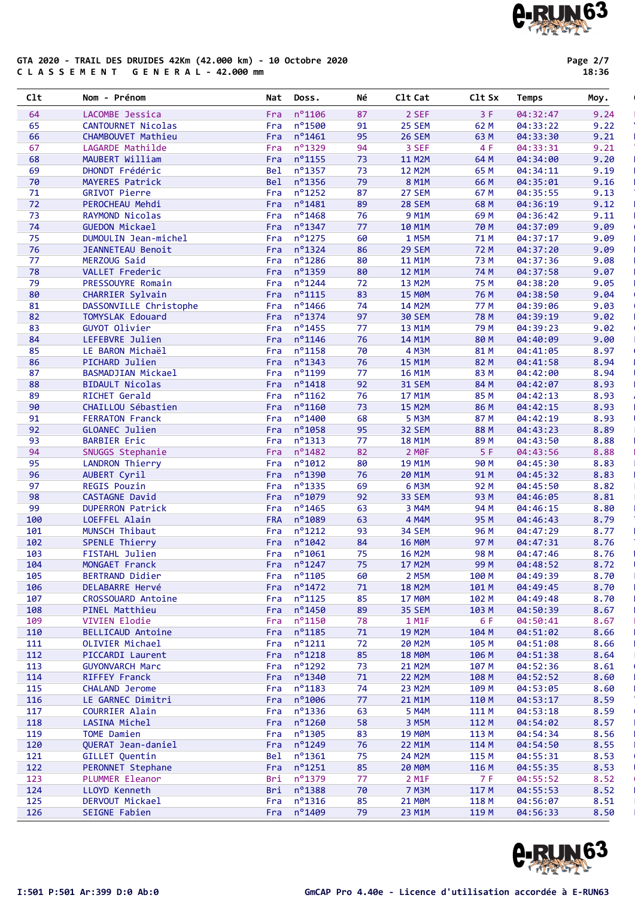GTA 2020 - TRAIL DES DRUIDES 42Km (42.000 km) - 10 Octobre 2020
C L A S S E M E N T   G E N E R A L - 42.000 mm

| Clt | Nom - Prénom | Nat | Doss. | Né | Clt Cat | Clt Sx | Temps | Moy. |
|---|---|---|---|---|---|---|---|---|
| 64 | LACOMBE Jessica | Fra | n°1106 | 87 | 2 SEF | 3 F | 04:32:47 | 9.24 |
| 65 | CANTOURNET Nicolas | Fra | n°1500 | 91 | 25 SEM | 62 M | 04:33:22 | 9.22 |
| 66 | CHAMBOUVET Mathieu | Fra | n°1461 | 95 | 26 SEM | 63 M | 04:33:30 | 9.21 |
| 67 | LAGARDE Mathilde | Fra | n°1329 | 94 | 3 SEF | 4 F | 04:33:31 | 9.21 |
| 68 | MAUBERT William | Fra | n°1155 | 73 | 11 M2M | 64 M | 04:34:00 | 9.20 |
| 69 | DHONDT Frédéric | Bel | n°1357 | 73 | 12 M2M | 65 M | 04:34:11 | 9.19 |
| 70 | MAYERES Patrick | Bel | n°1356 | 79 | 8 M1M | 66 M | 04:35:01 | 9.16 |
| 71 | GRIVOT Pierre | Fra | n°1252 | 87 | 27 SEM | 67 M | 04:35:55 | 9.13 |
| 72 | PEROCHEAU Mehdi | Fra | n°1481 | 89 | 28 SEM | 68 M | 04:36:19 | 9.12 |
| 73 | RAYMOND Nicolas | Fra | n°1468 | 76 | 9 M1M | 69 M | 04:36:42 | 9.11 |
| 74 | GUEDON Mickael | Fra | n°1347 | 77 | 10 M1M | 70 M | 04:37:09 | 9.09 |
| 75 | DUMOULIN Jean-michel | Fra | n°1275 | 60 | 1 M5M | 71 M | 04:37:17 | 9.09 |
| 76 | JEANNETEAU Benoit | Fra | n°1324 | 86 | 29 SEM | 72 M | 04:37:20 | 9.09 |
| 77 | MERZOUG Said | Fra | n°1286 | 80 | 11 M1M | 73 M | 04:37:36 | 9.08 |
| 78 | VALLET Frederic | Fra | n°1359 | 80 | 12 M1M | 74 M | 04:37:58 | 9.07 |
| 79 | PRESSOUYRE Romain | Fra | n°1244 | 72 | 13 M2M | 75 M | 04:38:20 | 9.05 |
| 80 | CHARRIER Sylvain | Fra | n°1115 | 83 | 15 M0M | 76 M | 04:38:50 | 9.04 |
| 81 | DASSONVILLE Christophe | Fra | n°1466 | 74 | 14 M2M | 77 M | 04:39:06 | 9.03 |
| 82 | TOMYSLAK Edouard | Fra | n°1374 | 97 | 30 SEM | 78 M | 04:39:19 | 9.02 |
| 83 | GUYOT Olivier | Fra | n°1455 | 77 | 13 M1M | 79 M | 04:39:23 | 9.02 |
| 84 | LEFEBVRE Julien | Fra | n°1146 | 76 | 14 M1M | 80 M | 04:40:09 | 9.00 |
| 85 | LE BARON Michaël | Fra | n°1158 | 70 | 4 M3M | 81 M | 04:41:05 | 8.97 |
| 86 | PICHARD Julien | Fra | n°1343 | 76 | 15 M1M | 82 M | 04:41:58 | 8.94 |
| 87 | BASMADJIAN Mickael | Fra | n°1199 | 77 | 16 M1M | 83 M | 04:42:00 | 8.94 |
| 88 | BIDAULT Nicolas | Fra | n°1418 | 92 | 31 SEM | 84 M | 04:42:07 | 8.93 |
| 89 | RICHET Gerald | Fra | n°1162 | 76 | 17 M1M | 85 M | 04:42:13 | 8.93 |
| 90 | CHAILLOU Sébastien | Fra | n°1160 | 73 | 15 M2M | 86 M | 04:42:15 | 8.93 |
| 91 | FERRATON Franck | Fra | n°1400 | 68 | 5 M3M | 87 M | 04:42:19 | 8.93 |
| 92 | GLOANEC Julien | Fra | n°1058 | 95 | 32 SEM | 88 M | 04:43:23 | 8.89 |
| 93 | BARBIER Eric | Fra | n°1313 | 77 | 18 M1M | 89 M | 04:43:50 | 8.88 |
| 94 | SNUGGS Stephanie | Fra | n°1482 | 82 | 2 M0F | 5 F | 04:43:56 | 8.88 |
| 95 | LANDRON Thierry | Fra | n°1012 | 80 | 19 M1M | 90 M | 04:45:30 | 8.83 |
| 96 | AUBERT Cyril | Fra | n°1390 | 76 | 20 M1M | 91 M | 04:45:32 | 8.83 |
| 97 | REGIS Pouzin | Fra | n°1335 | 69 | 6 M3M | 92 M | 04:45:50 | 8.82 |
| 98 | CASTAGNE David | Fra | n°1079 | 92 | 33 SEM | 93 M | 04:46:05 | 8.81 |
| 99 | DUPERRON Patrick | Fra | n°1465 | 63 | 3 M4M | 94 M | 04:46:15 | 8.80 |
| 100 | LOEFFEL Alain | FRA | n°1089 | 63 | 4 M4M | 95 M | 04:46:43 | 8.79 |
| 101 | MUNSCH Thibaut | Fra | n°1212 | 93 | 34 SEM | 96 M | 04:47:29 | 8.77 |
| 102 | SPENLE Thierry | Fra | n°1042 | 84 | 16 M0M | 97 M | 04:47:31 | 8.76 |
| 103 | FISTAHL Julien | Fra | n°1061 | 75 | 16 M2M | 98 M | 04:47:46 | 8.76 |
| 104 | MONGAET Franck | Fra | n°1247 | 75 | 17 M2M | 99 M | 04:48:52 | 8.72 |
| 105 | BERTRAND Didier | Fra | n°1105 | 60 | 2 M5M | 100 M | 04:49:39 | 8.70 |
| 106 | DELABARRE Hervé | Fra | n°1472 | 71 | 18 M2M | 101 M | 04:49:45 | 8.70 |
| 107 | CROSSOUARD Antoine | Fra | n°1125 | 85 | 17 M0M | 102 M | 04:49:48 | 8.70 |
| 108 | PINEL Matthieu | Fra | n°1450 | 89 | 35 SEM | 103 M | 04:50:39 | 8.67 |
| 109 | VIVIEN Elodie | Fra | n°1150 | 78 | 1 M1F | 6 F | 04:50:41 | 8.67 |
| 110 | BELLICAUD Antoine | Fra | n°1185 | 71 | 19 M2M | 104 M | 04:51:02 | 8.66 |
| 111 | OLIVIER Michael | Fra | n°1211 | 72 | 20 M2M | 105 M | 04:51:08 | 8.66 |
| 112 | PICCARDI Laurent | Fra | n°1218 | 85 | 18 M0M | 106 M | 04:51:38 | 8.64 |
| 113 | GUYONVARCH Marc | Fra | n°1292 | 73 | 21 M2M | 107 M | 04:52:36 | 8.61 |
| 114 | RIFFEY Franck | Fra | n°1340 | 71 | 22 M2M | 108 M | 04:52:52 | 8.60 |
| 115 | CHALAND Jerome | Fra | n°1183 | 74 | 23 M2M | 109 M | 04:53:05 | 8.60 |
| 116 | LE GARNEC Dimitri | Fra | n°1006 | 77 | 21 M1M | 110 M | 04:53:17 | 8.59 |
| 117 | COURRIER Alain | Fra | n°1336 | 63 | 5 M4M | 111 M | 04:53:18 | 8.59 |
| 118 | LASINA Michel | Fra | n°1260 | 58 | 3 M5M | 112 M | 04:54:02 | 8.57 |
| 119 | TOME Damien | Fra | n°1305 | 83 | 19 M0M | 113 M | 04:54:34 | 8.56 |
| 120 | QUERAT Jean-daniel | Fra | n°1249 | 76 | 22 M1M | 114 M | 04:54:50 | 8.55 |
| 121 | GILLET Quentin | Bel | n°1361 | 75 | 24 M2M | 115 M | 04:55:31 | 8.53 |
| 122 | PERONNET Stephane | Fra | n°1251 | 85 | 20 M0M | 116 M | 04:55:35 | 8.53 |
| 123 | PLUMMER Eleanor | Bri | n°1379 | 77 | 2 M1F | 7 F | 04:55:52 | 8.52 |
| 124 | LLOYD Kenneth | Bri | n°1388 | 70 | 7 M3M | 117 M | 04:55:53 | 8.52 |
| 125 | DERVOUT Mickael | Fra | n°1316 | 85 | 21 M0M | 118 M | 04:56:07 | 8.51 |
| 126 | SEIGNE Fabien | Fra | n°1409 | 79 | 23 M1M | 119 M | 04:56:33 | 8.50 |

I:501 P:501 Ar:399 D:0 Ab:0

GmCAP Pro 4.40e - Licence d'utilisation accordée à E-RUN63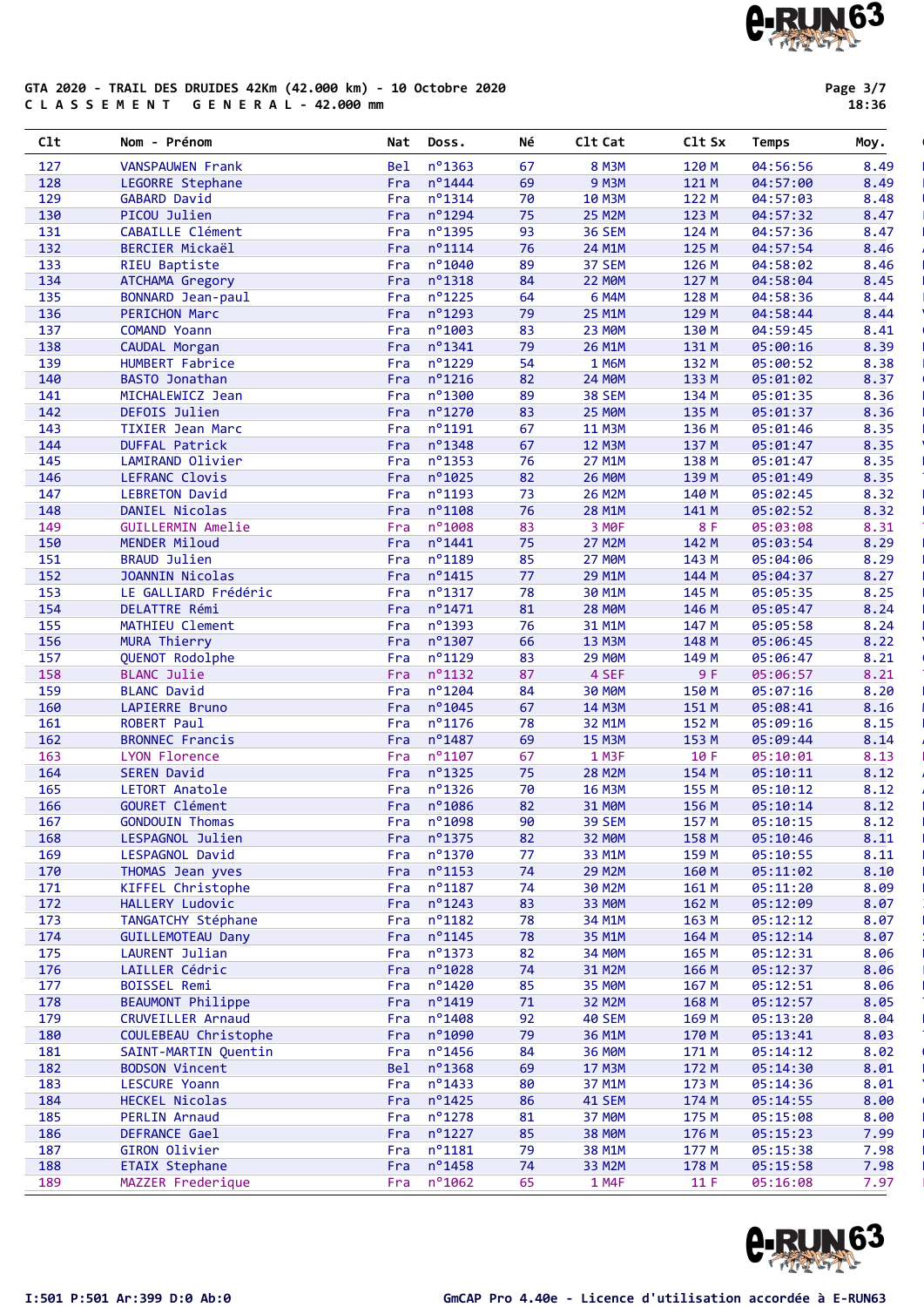GTA 2020 - TRAIL DES DRUIDES 42Km (42.000 km) - 10 Octobre 2020

C L A S S E M E N T   G E N E R A L - 42.000 mm

| Clt | Nom - Prénom | Nat | Doss. | Né | Clt Cat | Clt Sx | Temps | Moy. |
|---|---|---|---|---|---|---|---|---|
| 127 | VANSPAUWEN Frank | Bel | n°1363 | 67 | 8 M3M | 120 M | 04:56:56 | 8.49 |
| 128 | LEGORRE Stephane | Fra | n°1444 | 69 | 9 M3M | 121 M | 04:57:00 | 8.49 |
| 129 | GABARD David | Fra | n°1314 | 70 | 10 M3M | 122 M | 04:57:03 | 8.48 |
| 130 | PICOU Julien | Fra | n°1294 | 75 | 25 M2M | 123 M | 04:57:32 | 8.47 |
| 131 | CABAILLE Clément | Fra | n°1395 | 93 | 36 SEM | 124 M | 04:57:36 | 8.47 |
| 132 | BERCIER Mickaël | Fra | n°1114 | 76 | 24 M1M | 125 M | 04:57:54 | 8.46 |
| 133 | RIEU Baptiste | Fra | n°1040 | 89 | 37 SEM | 126 M | 04:58:02 | 8.46 |
| 134 | ATCHAMA Gregory | Fra | n°1318 | 84 | 22 M0M | 127 M | 04:58:04 | 8.45 |
| 135 | BONNARD Jean-paul | Fra | n°1225 | 64 | 6 M4M | 128 M | 04:58:36 | 8.44 |
| 136 | PERICHON Marc | Fra | n°1293 | 79 | 25 M1M | 129 M | 04:58:44 | 8.44 |
| 137 | COMAND Yoann | Fra | n°1003 | 83 | 23 M0M | 130 M | 04:59:45 | 8.41 |
| 138 | CAUDAL Morgan | Fra | n°1341 | 79 | 26 M1M | 131 M | 05:00:16 | 8.39 |
| 139 | HUMBERT Fabrice | Fra | n°1229 | 54 | 1 M6M | 132 M | 05:00:52 | 8.38 |
| 140 | BASTO Jonathan | Fra | n°1216 | 82 | 24 M0M | 133 M | 05:01:02 | 8.37 |
| 141 | MICHALEWICZ Jean | Fra | n°1300 | 89 | 38 SEM | 134 M | 05:01:35 | 8.36 |
| 142 | DEFOIS Julien | Fra | n°1270 | 83 | 25 M0M | 135 M | 05:01:37 | 8.36 |
| 143 | TIXIER Jean Marc | Fra | n°1191 | 67 | 11 M3M | 136 M | 05:01:46 | 8.35 |
| 144 | DUFFAL Patrick | Fra | n°1348 | 67 | 12 M3M | 137 M | 05:01:47 | 8.35 |
| 145 | LAMIRAND Olivier | Fra | n°1353 | 76 | 27 M1M | 138 M | 05:01:47 | 8.35 |
| 146 | LEFRANC Clovis | Fra | n°1025 | 82 | 26 M0M | 139 M | 05:01:49 | 8.35 |
| 147 | LEBRETON David | Fra | n°1193 | 73 | 26 M2M | 140 M | 05:02:45 | 8.32 |
| 148 | DANIEL Nicolas | Fra | n°1108 | 76 | 28 M1M | 141 M | 05:02:52 | 8.32 |
| 149 | GUILLERMIN Amelie | Fra | n°1008 | 83 | 3 M0F | 8 F | 05:03:08 | 8.31 |
| 150 | MENDER Miloud | Fra | n°1441 | 75 | 27 M2M | 142 M | 05:03:54 | 8.29 |
| 151 | BRAUD Julien | Fra | n°1189 | 85 | 27 M0M | 143 M | 05:04:06 | 8.29 |
| 152 | JOANNIN Nicolas | Fra | n°1415 | 77 | 29 M1M | 144 M | 05:04:37 | 8.27 |
| 153 | LE GALLIARD Frédéric | Fra | n°1317 | 78 | 30 M1M | 145 M | 05:05:35 | 8.25 |
| 154 | DELATTRE Rémi | Fra | n°1471 | 81 | 28 M0M | 146 M | 05:05:47 | 8.24 |
| 155 | MATHIEU Clement | Fra | n°1393 | 76 | 31 M1M | 147 M | 05:05:58 | 8.24 |
| 156 | MURA Thierry | Fra | n°1307 | 66 | 13 M3M | 148 M | 05:06:45 | 8.22 |
| 157 | QUENOT Rodolphe | Fra | n°1129 | 83 | 29 M0M | 149 M | 05:06:47 | 8.21 |
| 158 | BLANC Julie | Fra | n°1132 | 87 | 4 SEF | 9 F | 05:06:57 | 8.21 |
| 159 | BLANC David | Fra | n°1204 | 84 | 30 M0M | 150 M | 05:07:16 | 8.20 |
| 160 | LAPIERRE Bruno | Fra | n°1045 | 67 | 14 M3M | 151 M | 05:08:41 | 8.16 |
| 161 | ROBERT Paul | Fra | n°1176 | 78 | 32 M1M | 152 M | 05:09:16 | 8.15 |
| 162 | BRONNEC Francis | Fra | n°1487 | 69 | 15 M3M | 153 M | 05:09:44 | 8.14 |
| 163 | LYON Florence | Fra | n°1107 | 67 | 1 M3F | 10 F | 05:10:01 | 8.13 |
| 164 | SEREN David | Fra | n°1325 | 75 | 28 M2M | 154 M | 05:10:11 | 8.12 |
| 165 | LETORT Anatole | Fra | n°1326 | 70 | 16 M3M | 155 M | 05:10:12 | 8.12 |
| 166 | GOURET Clément | Fra | n°1086 | 82 | 31 M0M | 156 M | 05:10:14 | 8.12 |
| 167 | GONDOUIN Thomas | Fra | n°1098 | 90 | 39 SEM | 157 M | 05:10:15 | 8.12 |
| 168 | LESPAGNOL Julien | Fra | n°1375 | 82 | 32 M0M | 158 M | 05:10:46 | 8.11 |
| 169 | LESPAGNOL David | Fra | n°1370 | 77 | 33 M1M | 159 M | 05:10:55 | 8.11 |
| 170 | THOMAS Jean yves | Fra | n°1153 | 74 | 29 M2M | 160 M | 05:11:02 | 8.10 |
| 171 | KIFFEL Christophe | Fra | n°1187 | 74 | 30 M2M | 161 M | 05:11:20 | 8.09 |
| 172 | HALLERY Ludovic | Fra | n°1243 | 83 | 33 M0M | 162 M | 05:12:09 | 8.07 |
| 173 | TANGATCHY Stéphane | Fra | n°1182 | 78 | 34 M1M | 163 M | 05:12:12 | 8.07 |
| 174 | GUILLEMOTEAU Dany | Fra | n°1145 | 78 | 35 M1M | 164 M | 05:12:14 | 8.07 |
| 175 | LAURENT Julian | Fra | n°1373 | 82 | 34 M0M | 165 M | 05:12:31 | 8.06 |
| 176 | LAILLER Cédric | Fra | n°1028 | 74 | 31 M2M | 166 M | 05:12:37 | 8.06 |
| 177 | BOISSEL Remi | Fra | n°1420 | 85 | 35 M0M | 167 M | 05:12:51 | 8.06 |
| 178 | BEAUMONT Philippe | Fra | n°1419 | 71 | 32 M2M | 168 M | 05:12:57 | 8.05 |
| 179 | CRUVEILLER Arnaud | Fra | n°1408 | 92 | 40 SEM | 169 M | 05:13:20 | 8.04 |
| 180 | COULEBEAU Christophe | Fra | n°1090 | 79 | 36 M1M | 170 M | 05:13:41 | 8.03 |
| 181 | SAINT-MARTIN Quentin | Fra | n°1456 | 84 | 36 M0M | 171 M | 05:14:12 | 8.02 |
| 182 | BODSON Vincent | Bel | n°1368 | 69 | 17 M3M | 172 M | 05:14:30 | 8.01 |
| 183 | LESCURE Yoann | Fra | n°1433 | 80 | 37 M1M | 173 M | 05:14:36 | 8.01 |
| 184 | HECKEL Nicolas | Fra | n°1425 | 86 | 41 SEM | 174 M | 05:14:55 | 8.00 |
| 185 | PERLIN Arnaud | Fra | n°1278 | 81 | 37 M0M | 175 M | 05:15:08 | 8.00 |
| 186 | DEFRANCE Gael | Fra | n°1227 | 85 | 38 M0M | 176 M | 05:15:23 | 7.99 |
| 187 | GIRON Olivier | Fra | n°1181 | 79 | 38 M1M | 177 M | 05:15:38 | 7.98 |
| 188 | ETAIX Stephane | Fra | n°1458 | 74 | 33 M2M | 178 M | 05:15:58 | 7.98 |
| 189 | MAZZER Frederique | Fra | n°1062 | 65 | 1 M4F | 11 F | 05:16:08 | 7.97 |

I:501 P:501 Ar:399 D:0 Ab:0

GmCAP Pro 4.40e - Licence d'utilisation accordée à E-RUN63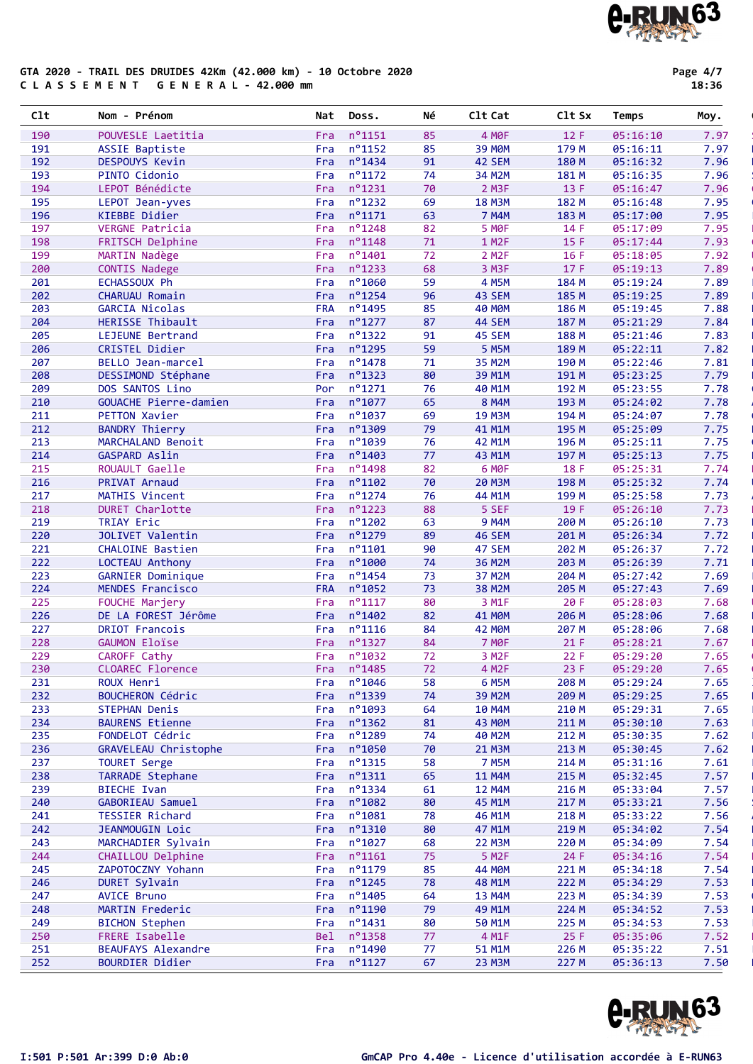GTA 2020 - TRAIL DES DRUIDES 42Km (42.000 km) - 10 Octobre 2020
C L A S S E M E N T   G E N E R A L - 42.000 mm

| Clt | Nom - Prénom | Nat | Doss. | Né | Clt Cat | Clt Sx | Temps | Moy. |
|---|---|---|---|---|---|---|---|---|
| 190 | POUVESLE Laetitia | Fra | n°1151 | 85 | 4 M0F | 12 F | 05:16:10 | 7.97 |
| 191 | ASSIE Baptiste | Fra | n°1152 | 85 | 39 M0M | 179 M | 05:16:11 | 7.97 |
| 192 | DESPOUYS Kevin | Fra | n°1434 | 91 | 42 SEM | 180 M | 05:16:32 | 7.96 |
| 193 | PINTO Cidonio | Fra | n°1172 | 74 | 34 M2M | 181 M | 05:16:35 | 7.96 |
| 194 | LEPOT Bénédicte | Fra | n°1231 | 70 | 2 M3F | 13 F | 05:16:47 | 7.96 |
| 195 | LEPOT Jean-yves | Fra | n°1232 | 69 | 18 M3M | 182 M | 05:16:48 | 7.95 |
| 196 | KIEBBE Didier | Fra | n°1171 | 63 | 7 M4M | 183 M | 05:17:00 | 7.95 |
| 197 | VERGNE Patricia | Fra | n°1248 | 82 | 5 M0F | 14 F | 05:17:09 | 7.95 |
| 198 | FRITSCH Delphine | Fra | n°1148 | 71 | 1 M2F | 15 F | 05:17:44 | 7.93 |
| 199 | MARTIN Nadège | Fra | n°1401 | 72 | 2 M2F | 16 F | 05:18:05 | 7.92 |
| 200 | CONTIS Nadege | Fra | n°1233 | 68 | 3 M3F | 17 F | 05:19:13 | 7.89 |
| 201 | ECHASSOUX Ph | Fra | n°1060 | 59 | 4 M5M | 184 M | 05:19:24 | 7.89 |
| 202 | CHARUAU Romain | Fra | n°1254 | 96 | 43 SEM | 185 M | 05:19:25 | 7.89 |
| 203 | GARCIA Nicolas | FRA | n°1495 | 85 | 40 M0M | 186 M | 05:19:45 | 7.88 |
| 204 | HERISSE Thibault | Fra | n°1277 | 87 | 44 SEM | 187 M | 05:21:29 | 7.84 |
| 205 | LEJEUNE Bertrand | Fra | n°1322 | 91 | 45 SEM | 188 M | 05:21:46 | 7.83 |
| 206 | CRISTEL Didier | Fra | n°1295 | 59 | 5 M5M | 189 M | 05:22:11 | 7.82 |
| 207 | BELLO Jean-marcel | Fra | n°1478 | 71 | 35 M2M | 190 M | 05:22:46 | 7.81 |
| 208 | DESSIMOND Stéphane | Fra | n°1323 | 80 | 39 M1M | 191 M | 05:23:25 | 7.79 |
| 209 | DOS SANTOS Lino | Por | n°1271 | 76 | 40 M1M | 192 M | 05:23:55 | 7.78 |
| 210 | GOUACHE Pierre-damien | Fra | n°1077 | 65 | 8 M4M | 193 M | 05:24:02 | 7.78 |
| 211 | PETTON Xavier | Fra | n°1037 | 69 | 19 M3M | 194 M | 05:24:07 | 7.78 |
| 212 | BANDRY Thierry | Fra | n°1309 | 79 | 41 M1M | 195 M | 05:25:09 | 7.75 |
| 213 | MARCHALAND Benoit | Fra | n°1039 | 76 | 42 M1M | 196 M | 05:25:11 | 7.75 |
| 214 | GASPARD Aslin | Fra | n°1403 | 77 | 43 M1M | 197 M | 05:25:13 | 7.75 |
| 215 | ROUAULT Gaelle | Fra | n°1498 | 82 | 6 M0F | 18 F | 05:25:31 | 7.74 |
| 216 | PRIVAT Arnaud | Fra | n°1102 | 70 | 20 M3M | 198 M | 05:25:32 | 7.74 |
| 217 | MATHIS Vincent | Fra | n°1274 | 76 | 44 M1M | 199 M | 05:25:58 | 7.73 |
| 218 | DURET Charlotte | Fra | n°1223 | 88 | 5 SEF | 19 F | 05:26:10 | 7.73 |
| 219 | TRIAY Eric | Fra | n°1202 | 63 | 9 M4M | 200 M | 05:26:10 | 7.73 |
| 220 | JOLIVET Valentin | Fra | n°1279 | 89 | 46 SEM | 201 M | 05:26:34 | 7.72 |
| 221 | CHALOINE Bastien | Fra | n°1101 | 90 | 47 SEM | 202 M | 05:26:37 | 7.72 |
| 222 | LOCTEAU Anthony | Fra | n°1000 | 74 | 36 M2M | 203 M | 05:26:39 | 7.71 |
| 223 | GARNIER Dominique | Fra | n°1454 | 73 | 37 M2M | 204 M | 05:27:42 | 7.69 |
| 224 | MENDES Francisco | FRA | n°1052 | 73 | 38 M2M | 205 M | 05:27:43 | 7.69 |
| 225 | FOUCHE Marjery | Fra | n°1117 | 80 | 3 M1F | 20 F | 05:28:03 | 7.68 |
| 226 | DE LA FOREST Jérôme | Fra | n°1402 | 82 | 41 M0M | 206 M | 05:28:06 | 7.68 |
| 227 | DRIOT Francois | Fra | n°1116 | 84 | 42 M0M | 207 M | 05:28:06 | 7.68 |
| 228 | GAUMON Eloïse | Fra | n°1327 | 84 | 7 M0F | 21 F | 05:28:21 | 7.67 |
| 229 | CAROFF Cathy | Fra | n°1032 | 72 | 3 M2F | 22 F | 05:29:20 | 7.65 |
| 230 | CLOAREC Florence | Fra | n°1485 | 72 | 4 M2F | 23 F | 05:29:20 | 7.65 |
| 231 | ROUX Henri | Fra | n°1046 | 58 | 6 M5M | 208 M | 05:29:24 | 7.65 |
| 232 | BOUCHERON Cédric | Fra | n°1339 | 74 | 39 M2M | 209 M | 05:29:25 | 7.65 |
| 233 | STEPHAN Denis | Fra | n°1093 | 64 | 10 M4M | 210 M | 05:29:31 | 7.65 |
| 234 | BAURENS Etienne | Fra | n°1362 | 81 | 43 M0M | 211 M | 05:30:10 | 7.63 |
| 235 | FONDELOT Cédric | Fra | n°1289 | 74 | 40 M2M | 212 M | 05:30:35 | 7.62 |
| 236 | GRAVELEAU Christophe | Fra | n°1050 | 70 | 21 M3M | 213 M | 05:30:45 | 7.62 |
| 237 | TOURET Serge | Fra | n°1315 | 58 | 7 M5M | 214 M | 05:31:16 | 7.61 |
| 238 | TARRADE Stephane | Fra | n°1311 | 65 | 11 M4M | 215 M | 05:32:45 | 7.57 |
| 239 | BIECHE Ivan | Fra | n°1334 | 61 | 12 M4M | 216 M | 05:33:04 | 7.57 |
| 240 | GABORIEAU Samuel | Fra | n°1082 | 80 | 45 M1M | 217 M | 05:33:21 | 7.56 |
| 241 | TESSIER Richard | Fra | n°1081 | 78 | 46 M1M | 218 M | 05:33:22 | 7.56 |
| 242 | JEANMOUGIN Loic | Fra | n°1310 | 80 | 47 M1M | 219 M | 05:34:02 | 7.54 |
| 243 | MARCHADIER Sylvain | Fra | n°1027 | 68 | 22 M3M | 220 M | 05:34:09 | 7.54 |
| 244 | CHAILLOU Delphine | Fra | n°1161 | 75 | 5 M2F | 24 F | 05:34:16 | 7.54 |
| 245 | ZAPOTOCZNY Yohann | Fra | n°1179 | 85 | 44 M0M | 221 M | 05:34:18 | 7.54 |
| 246 | DURET Sylvain | Fra | n°1245 | 78 | 48 M1M | 222 M | 05:34:29 | 7.53 |
| 247 | AVICE Bruno | Fra | n°1405 | 64 | 13 M4M | 223 M | 05:34:39 | 7.53 |
| 248 | MARTIN Frederic | Fra | n°1190 | 79 | 49 M1M | 224 M | 05:34:52 | 7.53 |
| 249 | BICHON Stephen | Fra | n°1431 | 80 | 50 M1M | 225 M | 05:34:53 | 7.53 |
| 250 | FRERE Isabelle | Bel | n°1358 | 77 | 4 M1F | 25 F | 05:35:06 | 7.52 |
| 251 | BEAUFAYS Alexandre | Fra | n°1490 | 77 | 51 M1M | 226 M | 05:35:22 | 7.51 |
| 252 | BOURDIER Didier | Fra | n°1127 | 67 | 23 M3M | 227 M | 05:36:13 | 7.50 |

I:501 P:501 Ar:399 D:0 Ab:0    GmCAP Pro 4.40e - Licence d'utilisation accordée à E-RUN63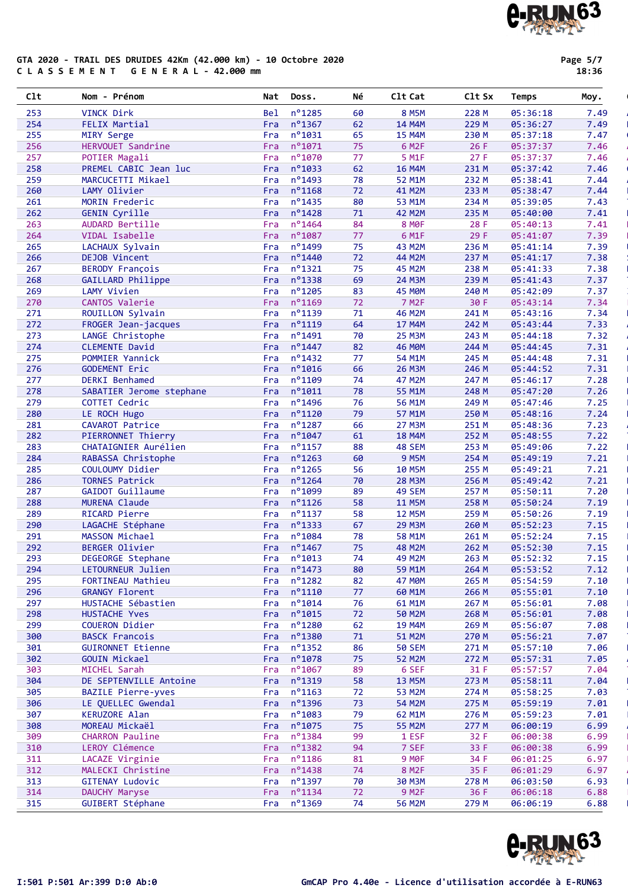GTA 2020 - TRAIL DES DRUIDES 42Km (42.000 km) - 10 Octobre 2020

C L A S S E M E N T   G E N E R A L - 42.000 mm

| Clt | Nom - Prénom | Nat | Doss. | Né | Clt Cat | Clt Sx | Temps | Moy. |
|---|---|---|---|---|---|---|---|---|
| 253 | VINCK Dirk | Bel | n°1285 | 60 | 8 M5M | 228 M | 05:36:18 | 7.49 |
| 254 | FELIX Martial | Fra | n°1367 | 62 | 14 M4M | 229 M | 05:36:27 | 7.49 |
| 255 | MIRY Serge | Fra | n°1031 | 65 | 15 M4M | 230 M | 05:37:18 | 7.47 |
| 256 | HERVOUET Sandrine | Fra | n°1071 | 75 | 6 M2F | 26 F | 05:37:37 | 7.46 |
| 257 | POTIER Magali | Fra | n°1070 | 77 | 5 M1F | 27 F | 05:37:37 | 7.46 |
| 258 | PREMEL CABIC Jean luc | Fra | n°1033 | 62 | 16 M4M | 231 M | 05:37:42 | 7.46 |
| 259 | MARCUCETTI Mikael | Fra | n°1493 | 78 | 52 M1M | 232 M | 05:38:41 | 7.44 |
| 260 | LAMY Olivier | Fra | n°1168 | 72 | 41 M2M | 233 M | 05:38:47 | 7.44 |
| 261 | MORIN Frederic | Fra | n°1435 | 80 | 53 M1M | 234 M | 05:39:05 | 7.43 |
| 262 | GENIN Cyrille | Fra | n°1428 | 71 | 42 M2M | 235 M | 05:40:00 | 7.41 |
| 263 | AUDARD Bertille | Fra | n°1464 | 84 | 8 M0F | 28 F | 05:40:13 | 7.41 |
| 264 | VIDAL Isabelle | Fra | n°1087 | 77 | 6 M1F | 29 F | 05:41:07 | 7.39 |
| 265 | LACHAUX Sylvain | Fra | n°1499 | 75 | 43 M2M | 236 M | 05:41:14 | 7.39 |
| 266 | DEJOB Vincent | Fra | n°1440 | 72 | 44 M2M | 237 M | 05:41:17 | 7.38 |
| 267 | BERODY François | Fra | n°1321 | 75 | 45 M2M | 238 M | 05:41:33 | 7.38 |
| 268 | GAILLARD Philippe | Fra | n°1338 | 69 | 24 M3M | 239 M | 05:41:43 | 7.37 |
| 269 | LAMY Vivien | Fra | n°1205 | 83 | 45 M0M | 240 M | 05:42:09 | 7.37 |
| 270 | CANTOS Valerie | Fra | n°1169 | 72 | 7 M2F | 30 F | 05:43:14 | 7.34 |
| 271 | ROUILLON Sylvain | Fra | n°1139 | 71 | 46 M2M | 241 M | 05:43:16 | 7.34 |
| 272 | FROGER Jean-jacques | Fra | n°1119 | 64 | 17 M4M | 242 M | 05:43:44 | 7.33 |
| 273 | LANGE Christophe | Fra | n°1491 | 70 | 25 M3M | 243 M | 05:44:18 | 7.32 |
| 274 | CLEMENTE David | Fra | n°1447 | 82 | 46 M0M | 244 M | 05:44:45 | 7.31 |
| 275 | POMMIER Yannick | Fra | n°1432 | 77 | 54 M1M | 245 M | 05:44:48 | 7.31 |
| 276 | GODEMENT Eric | Fra | n°1016 | 66 | 26 M3M | 246 M | 05:44:52 | 7.31 |
| 277 | DERKI Benhamed | Fra | n°1109 | 74 | 47 M2M | 247 M | 05:46:17 | 7.28 |
| 278 | SABATIER Jerome stephane | Fra | n°1011 | 78 | 55 M1M | 248 M | 05:47:20 | 7.26 |
| 279 | COTTET Cedric | Fra | n°1496 | 76 | 56 M1M | 249 M | 05:47:46 | 7.25 |
| 280 | LE ROCH Hugo | Fra | n°1120 | 79 | 57 M1M | 250 M | 05:48:16 | 7.24 |
| 281 | CAVAROT Patrice | Fra | n°1287 | 66 | 27 M3M | 251 M | 05:48:36 | 7.23 |
| 282 | PIERRONNET Thierry | Fra | n°1047 | 61 | 18 M4M | 252 M | 05:48:55 | 7.22 |
| 283 | CHATAIGNIER Aurélien | Fra | n°1157 | 88 | 48 SEM | 253 M | 05:49:06 | 7.22 |
| 284 | RABASSA Christophe | Fra | n°1263 | 60 | 9 M5M | 254 M | 05:49:19 | 7.21 |
| 285 | COULOUMY Didier | Fra | n°1265 | 56 | 10 M5M | 255 M | 05:49:21 | 7.21 |
| 286 | TORNES Patrick | Fra | n°1264 | 70 | 28 M3M | 256 M | 05:49:42 | 7.21 |
| 287 | GAIDOT Guillaume | Fra | n°1099 | 89 | 49 SEM | 257 M | 05:50:11 | 7.20 |
| 288 | MURENA Claude | Fra | n°1126 | 58 | 11 M5M | 258 M | 05:50:24 | 7.19 |
| 289 | RICARD Pierre | Fra | n°1137 | 58 | 12 M5M | 259 M | 05:50:26 | 7.19 |
| 290 | LAGACHE Stéphane | Fra | n°1333 | 67 | 29 M3M | 260 M | 05:52:23 | 7.15 |
| 291 | MASSON Michael | Fra | n°1084 | 78 | 58 M1M | 261 M | 05:52:24 | 7.15 |
| 292 | BERGER Olivier | Fra | n°1467 | 75 | 48 M2M | 262 M | 05:52:30 | 7.15 |
| 293 | DEGEORGE Stephane | Fra | n°1013 | 74 | 49 M2M | 263 M | 05:52:32 | 7.15 |
| 294 | LETOURNEUR Julien | Fra | n°1473 | 80 | 59 M1M | 264 M | 05:53:52 | 7.12 |
| 295 | FORTINEAU Mathieu | Fra | n°1282 | 82 | 47 M0M | 265 M | 05:54:59 | 7.10 |
| 296 | GRANGY Florent | Fra | n°1110 | 77 | 60 M1M | 266 M | 05:55:01 | 7.10 |
| 297 | HUSTACHE Sébastien | Fra | n°1014 | 76 | 61 M1M | 267 M | 05:56:01 | 7.08 |
| 298 | HUSTACHE Yves | Fra | n°1015 | 72 | 50 M2M | 268 M | 05:56:01 | 7.08 |
| 299 | COUERON Didier | Fra | n°1280 | 62 | 19 M4M | 269 M | 05:56:07 | 7.08 |
| 300 | BASCK Francois | Fra | n°1380 | 71 | 51 M2M | 270 M | 05:56:21 | 7.07 |
| 301 | GUIRONNET Etienne | Fra | n°1352 | 86 | 50 SEM | 271 M | 05:57:10 | 7.06 |
| 302 | GOUIN Mickael | Fra | n°1078 | 75 | 52 M2M | 272 M | 05:57:31 | 7.05 |
| 303 | MICHEL Sarah | Fra | n°1067 | 89 | 6 SEF | 31 F | 05:57:57 | 7.04 |
| 304 | DE SEPTENVILLE Antoine | Fra | n°1319 | 58 | 13 M5M | 273 M | 05:58:11 | 7.04 |
| 305 | BAZILE Pierre-yves | Fra | n°1163 | 72 | 53 M2M | 274 M | 05:58:25 | 7.03 |
| 306 | LE QUELLEC Gwendal | Fra | n°1396 | 73 | 54 M2M | 275 M | 05:59:19 | 7.01 |
| 307 | KERUZORE Alan | Fra | n°1083 | 79 | 62 M1M | 276 M | 05:59:23 | 7.01 |
| 308 | MOREAU Mickaël | Fra | n°1075 | 75 | 55 M2M | 277 M | 06:00:19 | 6.99 |
| 309 | CHARRON Pauline | Fra | n°1384 | 99 | 1 ESF | 32 F | 06:00:38 | 6.99 |
| 310 | LEROY Clémence | Fra | n°1382 | 94 | 7 SEF | 33 F | 06:00:38 | 6.99 |
| 311 | LACAZE Virginie | Fra | n°1186 | 81 | 9 M0F | 34 F | 06:01:25 | 6.97 |
| 312 | MALECKI Christine | Fra | n°1438 | 74 | 8 M2F | 35 F | 06:01:29 | 6.97 |
| 313 | GITENAY Ludovic | Fra | n°1397 | 70 | 30 M3M | 278 M | 06:03:50 | 6.93 |
| 314 | DAUCHY Maryse | Fra | n°1134 | 72 | 9 M2F | 36 F | 06:06:18 | 6.88 |
| 315 | GUIBERT Stéphane | Fra | n°1369 | 74 | 56 M2M | 279 M | 06:06:19 | 6.88 |

I:501 P:501 Ar:399 D:0 Ab:0

GmCAP Pro 4.40e - Licence d'utilisation accordée à E-RUN63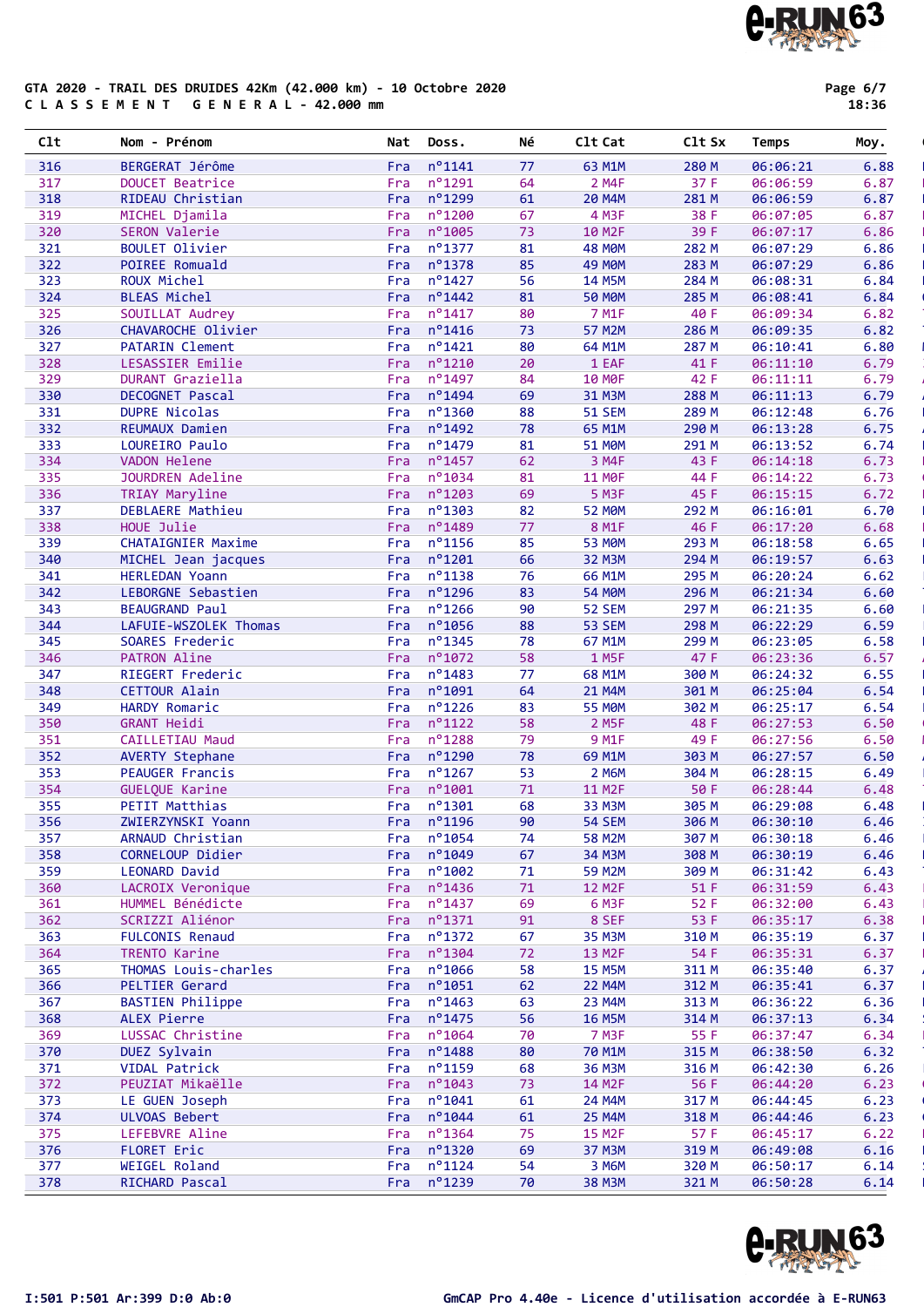GTA 2020 - TRAIL DES DRUIDES 42Km (42.000 km) - 10 Octobre 2020
C L A S S E M E N T   G E N E R A L - 42.000 mm

| Clt | Nom - Prénom | Nat | Doss. | Né | Clt Cat | Clt Sx | Temps | Moy. |
|---|---|---|---|---|---|---|---|---|
| 316 | BERGERAT Jérôme | Fra | n°1141 | 77 | 63 M1M | 280 M | 06:06:21 | 6.88 |
| 317 | DOUCET Beatrice | Fra | n°1291 | 64 | 2 M4F | 37 F | 06:06:59 | 6.87 |
| 318 | RIDEAU Christian | Fra | n°1299 | 61 | 20 M4M | 281 M | 06:06:59 | 6.87 |
| 319 | MICHEL Djamila | Fra | n°1200 | 67 | 4 M3F | 38 F | 06:07:05 | 6.87 |
| 320 | SERON Valerie | Fra | n°1005 | 73 | 10 M2F | 39 F | 06:07:17 | 6.86 |
| 321 | BOULET Olivier | Fra | n°1377 | 81 | 48 M0M | 282 M | 06:07:29 | 6.86 |
| 322 | POIREE Romuald | Fra | n°1378 | 85 | 49 M0M | 283 M | 06:07:29 | 6.86 |
| 323 | ROUX Michel | Fra | n°1427 | 56 | 14 M5M | 284 M | 06:08:31 | 6.84 |
| 324 | BLEAS Michel | Fra | n°1442 | 81 | 50 M0M | 285 M | 06:08:41 | 6.84 |
| 325 | SOUILLAT Audrey | Fra | n°1417 | 80 | 7 M1F | 40 F | 06:09:34 | 6.82 |
| 326 | CHAVAROCHE Olivier | Fra | n°1416 | 73 | 57 M2M | 286 M | 06:09:35 | 6.82 |
| 327 | PATARIN Clement | Fra | n°1421 | 80 | 64 M1M | 287 M | 06:10:41 | 6.80 |
| 328 | LESASSIER Emilie | Fra | n°1210 | 20 | 1 EAF | 41 F | 06:11:10 | 6.79 |
| 329 | DURANT Graziella | Fra | n°1497 | 84 | 10 M0F | 42 F | 06:11:11 | 6.79 |
| 330 | DECOGNET Pascal | Fra | n°1494 | 69 | 31 M3M | 288 M | 06:11:13 | 6.79 |
| 331 | DUPRE Nicolas | Fra | n°1360 | 88 | 51 SEM | 289 M | 06:12:48 | 6.76 |
| 332 | REUMAUX Damien | Fra | n°1492 | 78 | 65 M1M | 290 M | 06:13:28 | 6.75 |
| 333 | LOUREIRO Paulo | Fra | n°1479 | 81 | 51 M0M | 291 M | 06:13:52 | 6.74 |
| 334 | VADON Helene | Fra | n°1457 | 62 | 3 M4F | 43 F | 06:14:18 | 6.73 |
| 335 | JOURDREN Adeline | Fra | n°1034 | 81 | 11 M0F | 44 F | 06:14:22 | 6.73 |
| 336 | TRIAY Maryline | Fra | n°1203 | 69 | 5 M3F | 45 F | 06:15:15 | 6.72 |
| 337 | DEBLAERE Mathieu | Fra | n°1303 | 82 | 52 M0M | 292 M | 06:16:01 | 6.70 |
| 338 | HOUE Julie | Fra | n°1489 | 77 | 8 M1F | 46 F | 06:17:20 | 6.68 |
| 339 | CHATAIGNIER Maxime | Fra | n°1156 | 85 | 53 M0M | 293 M | 06:18:58 | 6.65 |
| 340 | MICHEL Jean jacques | Fra | n°1201 | 66 | 32 M3M | 294 M | 06:19:57 | 6.63 |
| 341 | HERLEDAN Yoann | Fra | n°1138 | 76 | 66 M1M | 295 M | 06:20:24 | 6.62 |
| 342 | LEBORGNE Sebastien | Fra | n°1296 | 83 | 54 M0M | 296 M | 06:21:34 | 6.60 |
| 343 | BEAUGRAND Paul | Fra | n°1266 | 90 | 52 SEM | 297 M | 06:21:35 | 6.60 |
| 344 | LAFUIE-WSZOLEK Thomas | Fra | n°1056 | 88 | 53 SEM | 298 M | 06:22:29 | 6.59 |
| 345 | SOARES Frederic | Fra | n°1345 | 78 | 67 M1M | 299 M | 06:23:05 | 6.58 |
| 346 | PATRON Aline | Fra | n°1072 | 58 | 1 M5F | 47 F | 06:23:36 | 6.57 |
| 347 | RIEGERT Frederic | Fra | n°1483 | 77 | 68 M1M | 300 M | 06:24:32 | 6.55 |
| 348 | CETTOUR Alain | Fra | n°1091 | 64 | 21 M4M | 301 M | 06:25:04 | 6.54 |
| 349 | HARDY Romaric | Fra | n°1226 | 83 | 55 M0M | 302 M | 06:25:17 | 6.54 |
| 350 | GRANT Heidi | Fra | n°1122 | 58 | 2 M5F | 48 F | 06:27:53 | 6.50 |
| 351 | CAILLETIAU Maud | Fra | n°1288 | 79 | 9 M1F | 49 F | 06:27:56 | 6.50 |
| 352 | AVERTY Stephane | Fra | n°1290 | 78 | 69 M1M | 303 M | 06:27:57 | 6.50 |
| 353 | PEAUGER Francis | Fra | n°1267 | 53 | 2 M6M | 304 M | 06:28:15 | 6.49 |
| 354 | GUELQUE Karine | Fra | n°1001 | 71 | 11 M2F | 50 F | 06:28:44 | 6.48 |
| 355 | PETIT Matthias | Fra | n°1301 | 68 | 33 M3M | 305 M | 06:29:08 | 6.48 |
| 356 | ZWIERZYNSKI Yoann | Fra | n°1196 | 90 | 54 SEM | 306 M | 06:30:10 | 6.46 |
| 357 | ARNAUD Christian | Fra | n°1054 | 74 | 58 M2M | 307 M | 06:30:18 | 6.46 |
| 358 | CORNELOUP Didier | Fra | n°1049 | 67 | 34 M3M | 308 M | 06:30:19 | 6.46 |
| 359 | LEONARD David | Fra | n°1002 | 71 | 59 M2M | 309 M | 06:31:42 | 6.43 |
| 360 | LACROIX Veronique | Fra | n°1436 | 71 | 12 M2F | 51 F | 06:31:59 | 6.43 |
| 361 | HUMMEL Bénédicte | Fra | n°1437 | 69 | 6 M3F | 52 F | 06:32:00 | 6.43 |
| 362 | SCRIZZI Aliénor | Fra | n°1371 | 91 | 8 SEF | 53 F | 06:35:17 | 6.38 |
| 363 | FULCONIS Renaud | Fra | n°1372 | 67 | 35 M3M | 310 M | 06:35:19 | 6.37 |
| 364 | TRENTO Karine | Fra | n°1304 | 72 | 13 M2F | 54 F | 06:35:31 | 6.37 |
| 365 | THOMAS Louis-charles | Fra | n°1066 | 58 | 15 M5M | 311 M | 06:35:40 | 6.37 |
| 366 | PELTIER Gerard | Fra | n°1051 | 62 | 22 M4M | 312 M | 06:35:41 | 6.37 |
| 367 | BASTIEN Philippe | Fra | n°1463 | 63 | 23 M4M | 313 M | 06:36:22 | 6.36 |
| 368 | ALEX Pierre | Fra | n°1475 | 56 | 16 M5M | 314 M | 06:37:13 | 6.34 |
| 369 | LUSSAC Christine | Fra | n°1064 | 70 | 7 M3F | 55 F | 06:37:47 | 6.34 |
| 370 | DUEZ Sylvain | Fra | n°1488 | 80 | 70 M1M | 315 M | 06:38:50 | 6.32 |
| 371 | VIDAL Patrick | Fra | n°1159 | 68 | 36 M3M | 316 M | 06:42:30 | 6.26 |
| 372 | PEUZIAT Mikaëlle | Fra | n°1043 | 73 | 14 M2F | 56 F | 06:44:20 | 6.23 |
| 373 | LE GUEN Joseph | Fra | n°1041 | 61 | 24 M4M | 317 M | 06:44:45 | 6.23 |
| 374 | ULVOAS Bebert | Fra | n°1044 | 61 | 25 M4M | 318 M | 06:44:46 | 6.23 |
| 375 | LEFEBVRE Aline | Fra | n°1364 | 75 | 15 M2F | 57 F | 06:45:17 | 6.22 |
| 376 | FLORET Eric | Fra | n°1320 | 69 | 37 M3M | 319 M | 06:49:08 | 6.16 |
| 377 | WEIGEL Roland | Fra | n°1124 | 54 | 3 M6M | 320 M | 06:50:17 | 6.14 |
| 378 | RICHARD Pascal | Fra | n°1239 | 70 | 38 M3M | 321 M | 06:50:28 | 6.14 |

I:501 P:501 Ar:399 D:0 Ab:0

GmCAP Pro 4.40e - Licence d'utilisation accordée à E-RUN63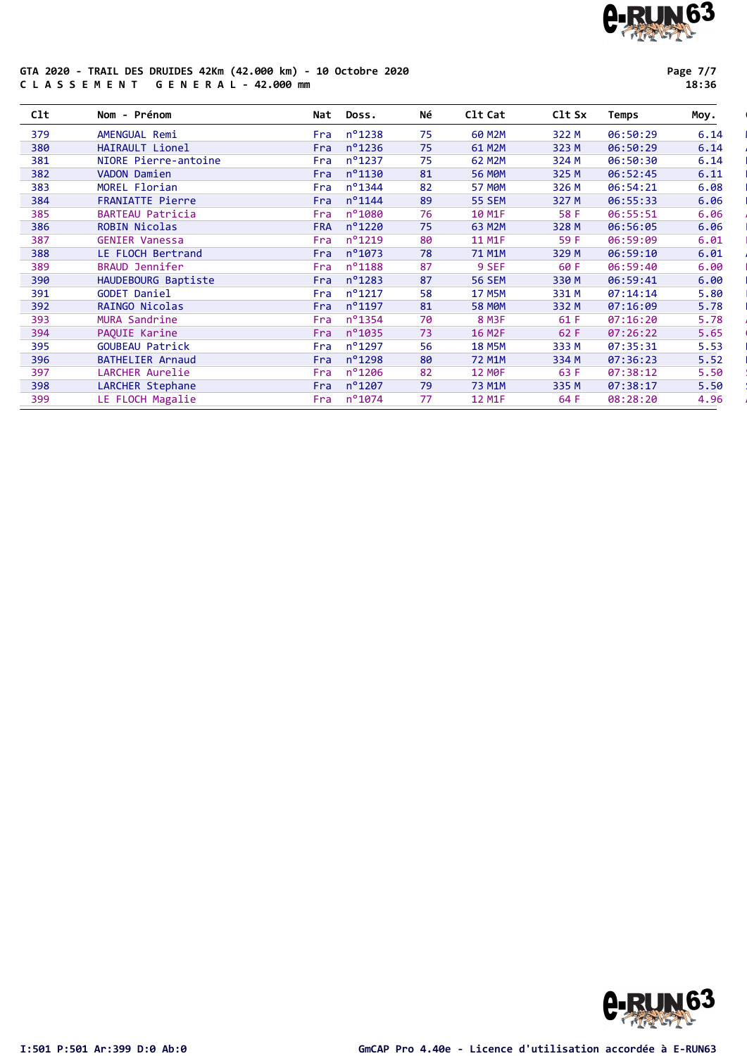GTA 2020 - TRAIL DES DRUIDES 42Km (42.000 km) - 10 Octobre 2020
C L A S S E M E N T   G E N E R A L - 42.000 mm

| Clt | Nom - Prénom | Nat | Doss. | Né | Clt Cat | Clt Sx | Temps | Moy. |
|---|---|---|---|---|---|---|---|---|
| 379 | AMENGUAL Remi | Fra | n°1238 | 75 | 60 M2M | 322 M | 06:50:29 | 6.14 |
| 380 | HAIRAULT Lionel | Fra | n°1236 | 75 | 61 M2M | 323 M | 06:50:29 | 6.14 |
| 381 | NIORE Pierre-antoine | Fra | n°1237 | 75 | 62 M2M | 324 M | 06:50:30 | 6.14 |
| 382 | VADON Damien | Fra | n°1130 | 81 | 56 M0M | 325 M | 06:52:45 | 6.11 |
| 383 | MOREL Florian | Fra | n°1344 | 82 | 57 M0M | 326 M | 06:54:21 | 6.08 |
| 384 | FRANIATTE Pierre | Fra | n°1144 | 89 | 55 SEM | 327 M | 06:55:33 | 6.06 |
| 385 | BARTEAU Patricia | Fra | n°1080 | 76 | 10 M1F | 58 F | 06:55:51 | 6.06 |
| 386 | ROBIN Nicolas | FRA | n°1220 | 75 | 63 M2M | 328 M | 06:56:05 | 6.06 |
| 387 | GENIER Vanessa | Fra | n°1219 | 80 | 11 M1F | 59 F | 06:59:09 | 6.01 |
| 388 | LE FLOCH Bertrand | Fra | n°1073 | 78 | 71 M1M | 329 M | 06:59:10 | 6.01 |
| 389 | BRAUD Jennifer | Fra | n°1188 | 87 | 9 SEF | 60 F | 06:59:40 | 6.00 |
| 390 | HAUDEBOURG Baptiste | Fra | n°1283 | 87 | 56 SEM | 330 M | 06:59:41 | 6.00 |
| 391 | GODET Daniel | Fra | n°1217 | 58 | 17 M5M | 331 M | 07:14:14 | 5.80 |
| 392 | RAINGO Nicolas | Fra | n°1197 | 81 | 58 M0M | 332 M | 07:16:09 | 5.78 |
| 393 | MURA Sandrine | Fra | n°1354 | 70 | 8 M3F | 61 F | 07:16:20 | 5.78 |
| 394 | PAQUIE Karine | Fra | n°1035 | 73 | 16 M2F | 62 F | 07:26:22 | 5.65 |
| 395 | GOUBEAU Patrick | Fra | n°1297 | 56 | 18 M5M | 333 M | 07:35:31 | 5.53 |
| 396 | BATHELIER Arnaud | Fra | n°1298 | 80 | 72 M1M | 334 M | 07:36:23 | 5.52 |
| 397 | LARCHER Aurelie | Fra | n°1206 | 82 | 12 M0F | 63 F | 07:38:12 | 5.50 |
| 398 | LARCHER Stephane | Fra | n°1207 | 79 | 73 M1M | 335 M | 07:38:17 | 5.50 |
| 399 | LE FLOCH Magalie | Fra | n°1074 | 77 | 12 M1F | 64 F | 08:28:20 | 4.96 |

I:501 P:501 Ar:399 D:0 Ab:0

GmCAP Pro 4.40e - Licence d'utilisation accordée à E-RUN63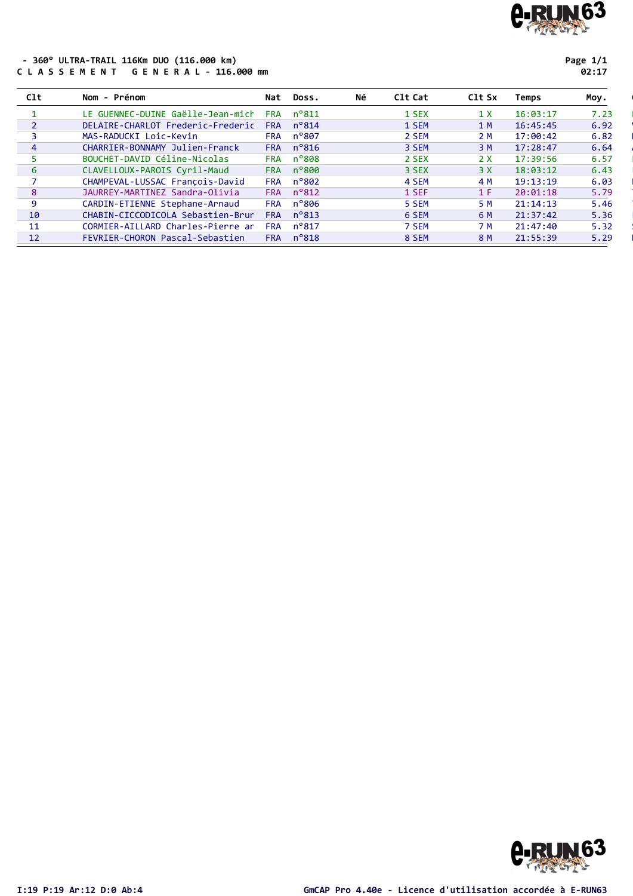- 360° ULTRA-TRAIL 116Km DUO (116.000 km)

C L A S S E M E N T  G E N E R A L - 116.000 mm

Page 1/1
02:17

| Clt | Nom - Prénom | Nat | Doss. | Né | Clt Cat | Clt Sx | Temps | Moy. |
|---|---|---|---|---|---|---|---|---|
| 1 | LE GUENNEC-DUINE Gaëlle-Jean-mich | FRA | n°811 | | 1 SEX | 1 X | 16:03:17 | 7.23 |
| 2 | DELAIRE-CHARLOT Frederic-Frederic | FRA | n°814 | | 1 SEM | 1 M | 16:45:45 | 6.92 |
| 3 | MAS-RADUCKI Loic-Kevin | FRA | n°807 | | 2 SEM | 2 M | 17:00:42 | 6.82 |
| 4 | CHARRIER-BONNAMY Julien-Franck | FRA | n°816 | | 3 SEM | 3 M | 17:28:47 | 6.64 |
| 5 | BOUCHET-DAVID Céline-Nicolas | FRA | n°808 | | 2 SEX | 2 X | 17:39:56 | 6.57 |
| 6 | CLAVELLOUX-PAROIS Cyril-Maud | FRA | n°800 | | 3 SEX | 3 X | 18:03:12 | 6.43 |
| 7 | CHAMPEVAL-LUSSAC François-David | FRA | n°802 | | 4 SEM | 4 M | 19:13:19 | 6.03 |
| 8 | JAURREY-MARTINEZ Sandra-Olivia | FRA | n°812 | | 1 SEF | 1 F | 20:01:18 | 5.79 |
| 9 | CARDIN-ETIENNE Stephane-Arnaud | FRA | n°806 | | 5 SEM | 5 M | 21:14:13 | 5.46 |
| 10 | CHABIN-CICCODICOLA Sebastien-Brun | FRA | n°813 | | 6 SEM | 6 M | 21:37:42 | 5.36 |
| 11 | CORMIER-AILLARD Charles-Pierre ar | FRA | n°817 | | 7 SEM | 7 M | 21:47:40 | 5.32 |
| 12 | FEVRIER-CHORON Pascal-Sebastien | FRA | n°818 | | 8 SEM | 8 M | 21:55:39 | 5.29 |

I:19 P:19 Ar:12 D:0 Ab:4

GmCAP Pro 4.40e - Licence d'utilisation accordée à E-RUN63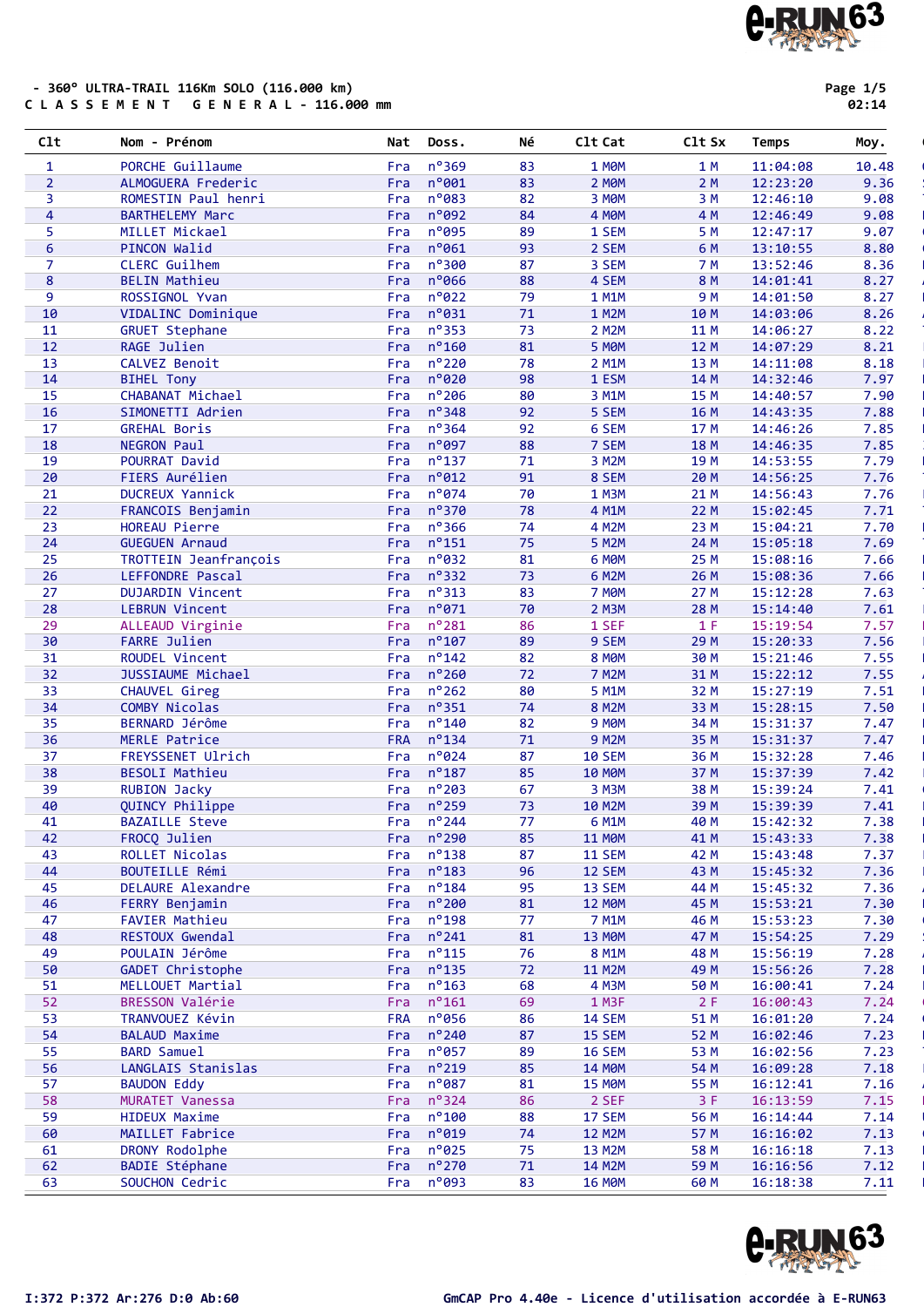- 360° ULTRA-TRAIL 116Km SOLO (116.000 km)

C L A S S E M E N T   G E N E R A L - 116.000 mm

Page 1/5
02:14

| Clt | Nom - Prénom | Nat | Doss. | Né | Clt Cat | Clt Sx | Temps | Moy. |
|---|---|---|---|---|---|---|---|---|
| 1 | PORCHE Guillaume | Fra | n°369 | 83 | 1 M0M | 1 M | 11:04:08 | 10.48 |
| 2 | ALMOGUERA Frederic | Fra | n°001 | 83 | 2 M0M | 2 M | 12:23:20 | 9.36 |
| 3 | ROMESTIN Paul henri | Fra | n°083 | 82 | 3 M0M | 3 M | 12:46:10 | 9.08 |
| 4 | BARTHELEMY Marc | Fra | n°092 | 84 | 4 M0M | 4 M | 12:46:49 | 9.08 |
| 5 | MILLET Mickael | Fra | n°095 | 89 | 1 SEM | 5 M | 12:47:17 | 9.07 |
| 6 | PINCON Walid | Fra | n°061 | 93 | 2 SEM | 6 M | 13:10:55 | 8.80 |
| 7 | CLERC Guilhem | Fra | n°300 | 87 | 3 SEM | 7 M | 13:52:46 | 8.36 |
| 8 | BELIN Mathieu | Fra | n°066 | 88 | 4 SEM | 8 M | 14:01:41 | 8.27 |
| 9 | ROSSIGNOL Yvan | Fra | n°022 | 79 | 1 M1M | 9 M | 14:01:50 | 8.27 |
| 10 | VIDALINC Dominique | Fra | n°031 | 71 | 1 M2M | 10 M | 14:03:06 | 8.26 |
| 11 | GRUET Stephane | Fra | n°353 | 73 | 2 M2M | 11 M | 14:06:27 | 8.22 |
| 12 | RAGE Julien | Fra | n°160 | 81 | 5 M0M | 12 M | 14:07:29 | 8.21 |
| 13 | CALVEZ Benoit | Fra | n°220 | 78 | 2 M1M | 13 M | 14:11:08 | 8.18 |
| 14 | BIHEL Tony | Fra | n°020 | 98 | 1 ESM | 14 M | 14:32:46 | 7.97 |
| 15 | CHABANAT Michael | Fra | n°206 | 80 | 3 M1M | 15 M | 14:40:57 | 7.90 |
| 16 | SIMONETTI Adrien | Fra | n°348 | 92 | 5 SEM | 16 M | 14:43:35 | 7.88 |
| 17 | GREHAL Boris | Fra | n°364 | 92 | 6 SEM | 17 M | 14:46:26 | 7.85 |
| 18 | NEGRON Paul | Fra | n°097 | 88 | 7 SEM | 18 M | 14:46:35 | 7.85 |
| 19 | POURRAT David | Fra | n°137 | 71 | 3 M2M | 19 M | 14:53:55 | 7.79 |
| 20 | FIERS Aurélien | Fra | n°012 | 91 | 8 SEM | 20 M | 14:56:25 | 7.76 |
| 21 | DUCREUX Yannick | Fra | n°074 | 70 | 1 M3M | 21 M | 14:56:43 | 7.76 |
| 22 | FRANCOIS Benjamin | Fra | n°370 | 78 | 4 M1M | 22 M | 15:02:45 | 7.71 |
| 23 | HOREAU Pierre | Fra | n°366 | 74 | 4 M2M | 23 M | 15:04:21 | 7.70 |
| 24 | GUEGUEN Arnaud | Fra | n°151 | 75 | 5 M2M | 24 M | 15:05:18 | 7.69 |
| 25 | TROTTEIN Jeanfrançois | Fra | n°032 | 81 | 6 M0M | 25 M | 15:08:16 | 7.66 |
| 26 | LEFFONDRE Pascal | Fra | n°332 | 73 | 6 M2M | 26 M | 15:08:36 | 7.66 |
| 27 | DUJARDIN Vincent | Fra | n°313 | 83 | 7 M0M | 27 M | 15:12:28 | 7.63 |
| 28 | LEBRUN Vincent | Fra | n°071 | 70 | 2 M3M | 28 M | 15:14:40 | 7.61 |
| 29 | ALLEAUD Virginie | Fra | n°281 | 86 | 1 SEF | 1 F | 15:19:54 | 7.57 |
| 30 | FARRE Julien | Fra | n°107 | 89 | 9 SEM | 29 M | 15:20:33 | 7.56 |
| 31 | ROUDEL Vincent | Fra | n°142 | 82 | 8 M0M | 30 M | 15:21:46 | 7.55 |
| 32 | JUSSIAUME Michael | Fra | n°260 | 72 | 7 M2M | 31 M | 15:22:12 | 7.55 |
| 33 | CHAUVEL Gireg | Fra | n°262 | 80 | 5 M1M | 32 M | 15:27:19 | 7.51 |
| 34 | COMBY Nicolas | Fra | n°351 | 74 | 8 M2M | 33 M | 15:28:15 | 7.50 |
| 35 | BERNARD Jérôme | Fra | n°140 | 82 | 9 M0M | 34 M | 15:31:37 | 7.47 |
| 36 | MERLE Patrice | FRA | n°134 | 71 | 9 M2M | 35 M | 15:31:37 | 7.47 |
| 37 | FREYSSENET Ulrich | Fra | n°024 | 87 | 10 SEM | 36 M | 15:32:28 | 7.46 |
| 38 | BESOLI Mathieu | Fra | n°187 | 85 | 10 M0M | 37 M | 15:37:39 | 7.42 |
| 39 | RUBION Jacky | Fra | n°203 | 67 | 3 M3M | 38 M | 15:39:24 | 7.41 |
| 40 | QUINCY Philippe | Fra | n°259 | 73 | 10 M2M | 39 M | 15:39:39 | 7.41 |
| 41 | BAZAILLE Steve | Fra | n°244 | 77 | 6 M1M | 40 M | 15:42:32 | 7.38 |
| 42 | FROCQ Julien | Fra | n°290 | 85 | 11 M0M | 41 M | 15:43:33 | 7.38 |
| 43 | ROLLET Nicolas | Fra | n°138 | 87 | 11 SEM | 42 M | 15:43:48 | 7.37 |
| 44 | BOUTEILLE Rémi | Fra | n°183 | 96 | 12 SEM | 43 M | 15:45:32 | 7.36 |
| 45 | DELAURE Alexandre | Fra | n°184 | 95 | 13 SEM | 44 M | 15:45:32 | 7.36 |
| 46 | FERRY Benjamin | Fra | n°200 | 81 | 12 M0M | 45 M | 15:53:21 | 7.30 |
| 47 | FAVIER Mathieu | Fra | n°198 | 77 | 7 M1M | 46 M | 15:53:23 | 7.30 |
| 48 | RESTOUX Gwendal | Fra | n°241 | 81 | 13 M0M | 47 M | 15:54:25 | 7.29 |
| 49 | POULAIN Jérôme | Fra | n°115 | 76 | 8 M1M | 48 M | 15:56:19 | 7.28 |
| 50 | GADET Christophe | Fra | n°135 | 72 | 11 M2M | 49 M | 15:56:26 | 7.28 |
| 51 | MELLOUET Martial | Fra | n°163 | 68 | 4 M3M | 50 M | 16:00:41 | 7.24 |
| 52 | BRESSON Valérie | Fra | n°161 | 69 | 1 M3F | 2 F | 16:00:43 | 7.24 |
| 53 | TRANVOUEZ Kévin | FRA | n°056 | 86 | 14 SEM | 51 M | 16:01:20 | 7.24 |
| 54 | BALAUD Maxime | Fra | n°240 | 87 | 15 SEM | 52 M | 16:02:46 | 7.23 |
| 55 | BARD Samuel | Fra | n°057 | 89 | 16 SEM | 53 M | 16:02:56 | 7.23 |
| 56 | LANGLAIS Stanislas | Fra | n°219 | 85 | 14 M0M | 54 M | 16:09:28 | 7.18 |
| 57 | BAUDON Eddy | Fra | n°087 | 81 | 15 M0M | 55 M | 16:12:41 | 7.16 |
| 58 | MURATET Vanessa | Fra | n°324 | 86 | 2 SEF | 3 F | 16:13:59 | 7.15 |
| 59 | HIDEUX Maxime | Fra | n°100 | 88 | 17 SEM | 56 M | 16:14:44 | 7.14 |
| 60 | MAILLET Fabrice | Fra | n°019 | 74 | 12 M2M | 57 M | 16:16:02 | 7.13 |
| 61 | DRONY Rodolphe | Fra | n°025 | 75 | 13 M2M | 58 M | 16:16:18 | 7.13 |
| 62 | BADIE Stéphane | Fra | n°270 | 71 | 14 M2M | 59 M | 16:16:56 | 7.12 |
| 63 | SOUCHON Cedric | Fra | n°093 | 83 | 16 M0M | 60 M | 16:18:38 | 7.11 |

I:372 P:372 Ar:276 D:0 Ab:60

GmCAP Pro 4.40e - Licence d'utilisation accordée à E-RUN63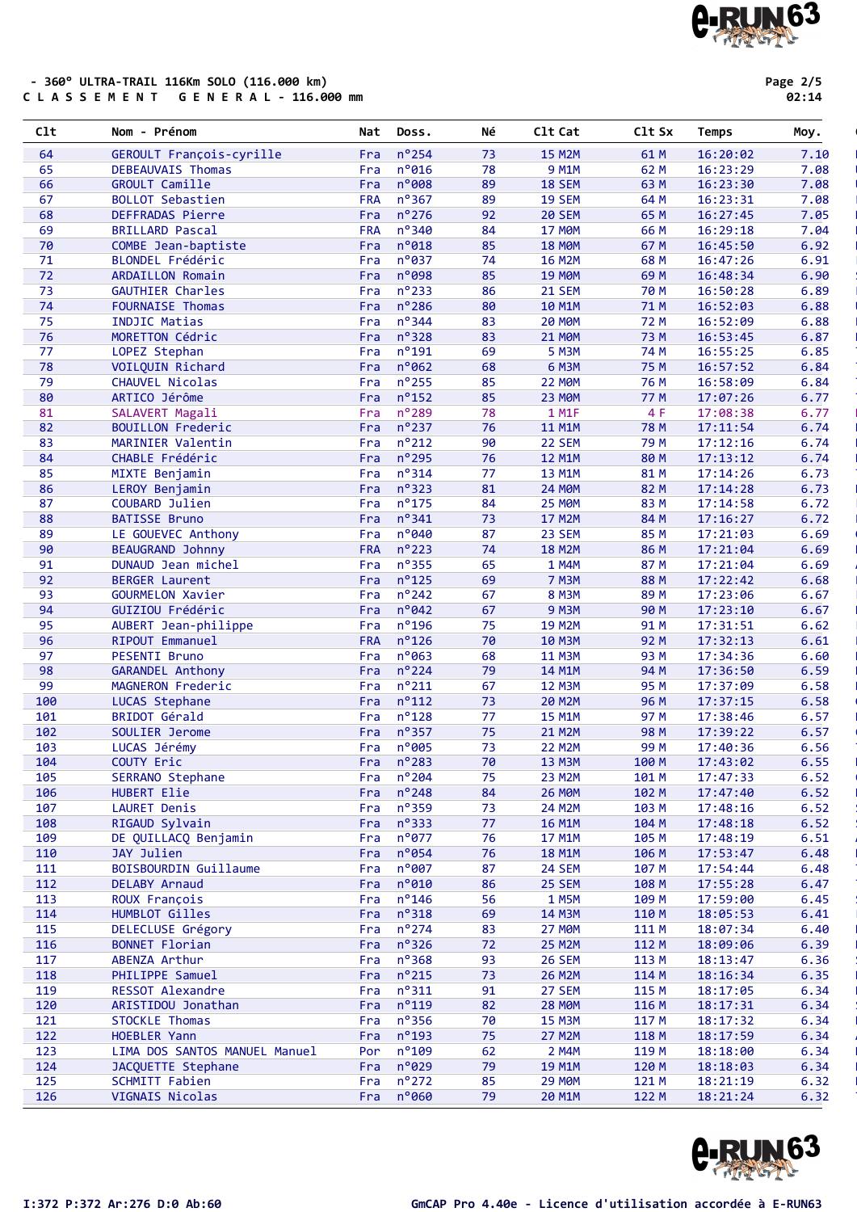- 360° ULTRA-TRAIL 116Km SOLO (116.000 km)

C L A S S E M E N T   G E N E R A L - 116.000 mm

| Clt | Nom - Prénom | Nat | Doss. | Né | Clt Cat | Clt Sx | Temps | Moy. |
|---|---|---|---|---|---|---|---|---|
| 64 | GEROULT François-cyrille | Fra | n°254 | 73 | 15 M2M | 61 M | 16:20:02 | 7.10 |
| 65 | DEBEAUVAIS Thomas | Fra | n°016 | 78 | 9 M1M | 62 M | 16:23:29 | 7.08 |
| 66 | GROULT Camille | Fra | n°008 | 89 | 18 SEM | 63 M | 16:23:30 | 7.08 |
| 67 | BOLLOT Sebastien | FRA | n°367 | 89 | 19 SEM | 64 M | 16:23:31 | 7.08 |
| 68 | DEFFRADAS Pierre | Fra | n°276 | 92 | 20 SEM | 65 M | 16:27:45 | 7.05 |
| 69 | BRILLARD Pascal | FRA | n°340 | 84 | 17 M0M | 66 M | 16:29:18 | 7.04 |
| 70 | COMBE Jean-baptiste | Fra | n°018 | 85 | 18 M0M | 67 M | 16:45:50 | 6.92 |
| 71 | BLONDEL Frédéric | Fra | n°037 | 74 | 16 M2M | 68 M | 16:47:26 | 6.91 |
| 72 | ARDAILLON Romain | Fra | n°098 | 85 | 19 M0M | 69 M | 16:48:34 | 6.90 |
| 73 | GAUTHIER Charles | Fra | n°233 | 86 | 21 SEM | 70 M | 16:50:28 | 6.89 |
| 74 | FOURNAISE Thomas | Fra | n°286 | 80 | 10 M1M | 71 M | 16:52:03 | 6.88 |
| 75 | INDJIC Matias | Fra | n°344 | 83 | 20 M0M | 72 M | 16:52:09 | 6.88 |
| 76 | MORETTON Cédric | Fra | n°328 | 83 | 21 M0M | 73 M | 16:53:45 | 6.87 |
| 77 | LOPEZ Stephan | Fra | n°191 | 69 | 5 M3M | 74 M | 16:55:25 | 6.85 |
| 78 | VOILQUIN Richard | Fra | n°062 | 68 | 6 M3M | 75 M | 16:57:52 | 6.84 |
| 79 | CHAUVEL Nicolas | Fra | n°255 | 85 | 22 M0M | 76 M | 16:58:09 | 6.84 |
| 80 | ARTICO Jérôme | Fra | n°152 | 85 | 23 M0M | 77 M | 17:07:26 | 6.77 |
| 81 | SALAVERT Magali | Fra | n°289 | 78 | 1 M1F | 4 F | 17:08:38 | 6.77 |
| 82 | BOUILLON Frederic | Fra | n°237 | 76 | 11 M1M | 78 M | 17:11:54 | 6.74 |
| 83 | MARINIER Valentin | Fra | n°212 | 90 | 22 SEM | 79 M | 17:12:16 | 6.74 |
| 84 | CHABLE Frédéric | Fra | n°295 | 76 | 12 M1M | 80 M | 17:13:12 | 6.74 |
| 85 | MIXTE Benjamin | Fra | n°314 | 77 | 13 M1M | 81 M | 17:14:26 | 6.73 |
| 86 | LEROY Benjamin | Fra | n°323 | 81 | 24 M0M | 82 M | 17:14:28 | 6.73 |
| 87 | COUBARD Julien | Fra | n°175 | 84 | 25 M0M | 83 M | 17:14:58 | 6.72 |
| 88 | BATISSE Bruno | Fra | n°341 | 73 | 17 M2M | 84 M | 17:16:27 | 6.72 |
| 89 | LE GOUEVEC Anthony | Fra | n°040 | 87 | 23 SEM | 85 M | 17:21:03 | 6.69 |
| 90 | BEAUGRAND Johnny | FRA | n°223 | 74 | 18 M2M | 86 M | 17:21:04 | 6.69 |
| 91 | DUNAUD Jean michel | Fra | n°355 | 65 | 1 M4M | 87 M | 17:21:04 | 6.69 |
| 92 | BERGER Laurent | Fra | n°125 | 69 | 7 M3M | 88 M | 17:22:42 | 6.68 |
| 93 | GOURMELON Xavier | Fra | n°242 | 67 | 8 M3M | 89 M | 17:23:06 | 6.67 |
| 94 | GUIZIOU Frédéric | Fra | n°042 | 67 | 9 M3M | 90 M | 17:23:10 | 6.67 |
| 95 | AUBERT Jean-philippe | Fra | n°196 | 75 | 19 M2M | 91 M | 17:31:51 | 6.62 |
| 96 | RIPOUT Emmanuel | FRA | n°126 | 70 | 10 M3M | 92 M | 17:32:13 | 6.61 |
| 97 | PESENTI Bruno | Fra | n°063 | 68 | 11 M3M | 93 M | 17:34:36 | 6.60 |
| 98 | GARANDEL Anthony | Fra | n°224 | 79 | 14 M1M | 94 M | 17:36:50 | 6.59 |
| 99 | MAGNERON Frederic | Fra | n°211 | 67 | 12 M3M | 95 M | 17:37:09 | 6.58 |
| 100 | LUCAS Stephane | Fra | n°112 | 73 | 20 M2M | 96 M | 17:37:15 | 6.58 |
| 101 | BRIDOT Gérald | Fra | n°128 | 77 | 15 M1M | 97 M | 17:38:46 | 6.57 |
| 102 | SOULIER Jerome | Fra | n°357 | 75 | 21 M2M | 98 M | 17:39:22 | 6.57 |
| 103 | LUCAS Jérémy | Fra | n°005 | 73 | 22 M2M | 99 M | 17:40:36 | 6.56 |
| 104 | COUTY Eric | Fra | n°283 | 70 | 13 M3M | 100 M | 17:43:02 | 6.55 |
| 105 | SERRANO Stephane | Fra | n°204 | 75 | 23 M2M | 101 M | 17:47:33 | 6.52 |
| 106 | HUBERT Elie | Fra | n°248 | 84 | 26 M0M | 102 M | 17:47:40 | 6.52 |
| 107 | LAURET Denis | Fra | n°359 | 73 | 24 M2M | 103 M | 17:48:16 | 6.52 |
| 108 | RIGAUD Sylvain | Fra | n°333 | 77 | 16 M1M | 104 M | 17:48:18 | 6.52 |
| 109 | DE QUILLACQ Benjamin | Fra | n°077 | 76 | 17 M1M | 105 M | 17:48:19 | 6.51 |
| 110 | JAY Julien | Fra | n°054 | 76 | 18 M1M | 106 M | 17:53:47 | 6.48 |
| 111 | BOISBOURDIN Guillaume | Fra | n°007 | 87 | 24 SEM | 107 M | 17:54:44 | 6.48 |
| 112 | DELABY Arnaud | Fra | n°010 | 86 | 25 SEM | 108 M | 17:55:28 | 6.47 |
| 113 | ROUX François | Fra | n°146 | 56 | 1 M5M | 109 M | 17:59:00 | 6.45 |
| 114 | HUMBLOT Gilles | Fra | n°318 | 69 | 14 M3M | 110 M | 18:05:53 | 6.41 |
| 115 | DELECLUSE Grégory | Fra | n°274 | 83 | 27 M0M | 111 M | 18:07:34 | 6.40 |
| 116 | BONNET Florian | Fra | n°326 | 72 | 25 M2M | 112 M | 18:09:06 | 6.39 |
| 117 | ABENZA Arthur | Fra | n°368 | 93 | 26 SEM | 113 M | 18:13:47 | 6.36 |
| 118 | PHILIPPE Samuel | Fra | n°215 | 73 | 26 M2M | 114 M | 18:16:34 | 6.35 |
| 119 | RESSOT Alexandre | Fra | n°311 | 91 | 27 SEM | 115 M | 18:17:05 | 6.34 |
| 120 | ARISTIDOU Jonathan | Fra | n°119 | 82 | 28 M0M | 116 M | 18:17:31 | 6.34 |
| 121 | STOCKLE Thomas | Fra | n°356 | 70 | 15 M3M | 117 M | 18:17:32 | 6.34 |
| 122 | HOEBLER Yann | Fra | n°193 | 75 | 27 M2M | 118 M | 18:17:59 | 6.34 |
| 123 | LIMA DOS SANTOS MANUEL Manuel | Por | n°109 | 62 | 2 M4M | 119 M | 18:18:00 | 6.34 |
| 124 | JACQUETTE Stephane | Fra | n°029 | 79 | 19 M1M | 120 M | 18:18:03 | 6.34 |
| 125 | SCHMITT Fabien | Fra | n°272 | 85 | 29 M0M | 121 M | 18:21:19 | 6.32 |
| 126 | VIGNAIS Nicolas | Fra | n°060 | 79 | 20 M1M | 122 M | 18:21:24 | 6.32 |

I:372 P:372 Ar:276 D:0 Ab:60

GmCAP Pro 4.40e - Licence d'utilisation accordée à E-RUN63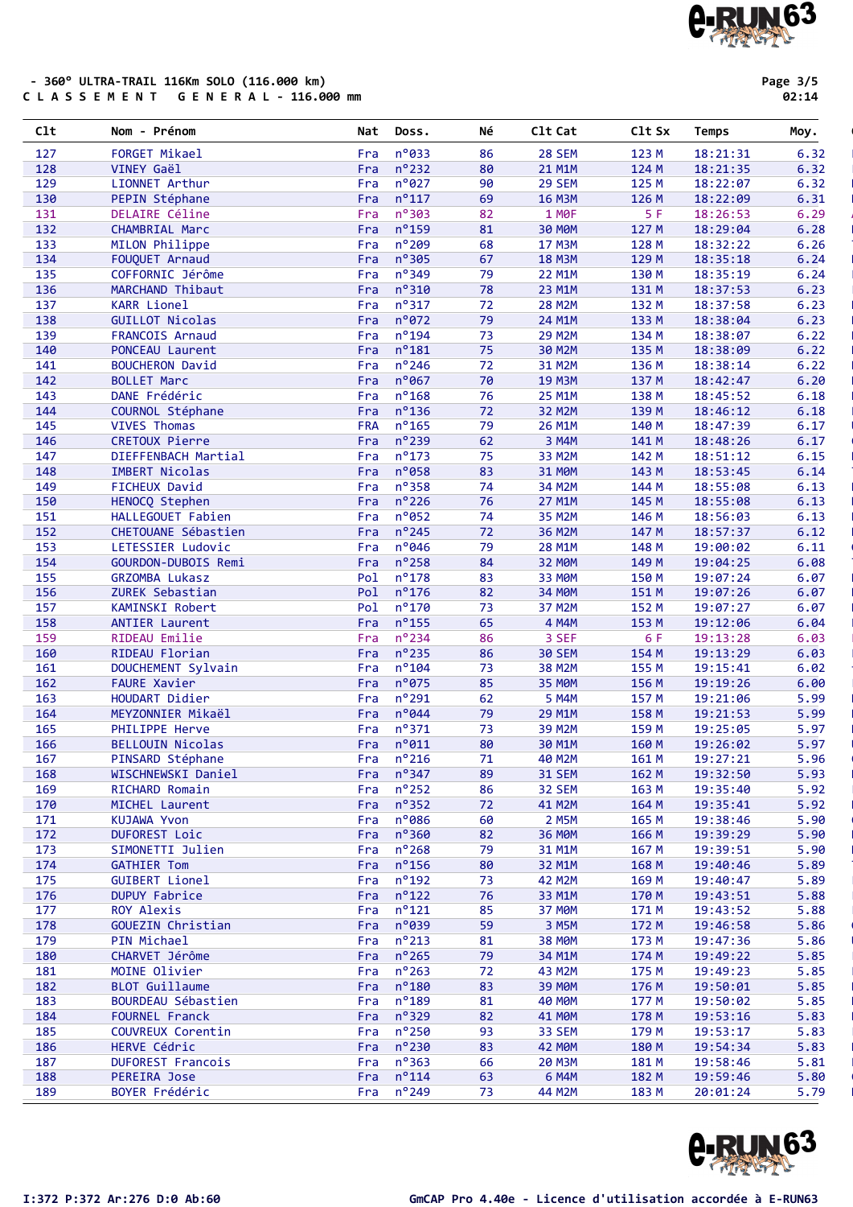- 360° ULTRA-TRAIL 116Km SOLO (116.000 km)
C L A S S E M E N T   G E N E R A L - 116.000 mm

Page 3/5
02:14

| Clt | Nom - Prénom | Nat | Doss. | Né | Clt Cat | Clt Sx | Temps | Moy. |
|---|---|---|---|---|---|---|---|---|
| 127 | FORGET Mikael | Fra | n°033 | 86 | 28 SEM | 123 M | 18:21:31 | 6.32 |
| 128 | VINEY Gaël | Fra | n°232 | 80 | 21 M1M | 124 M | 18:21:35 | 6.32 |
| 129 | LIONNET Arthur | Fra | n°027 | 90 | 29 SEM | 125 M | 18:22:07 | 6.32 |
| 130 | PEPIN Stéphane | Fra | n°117 | 69 | 16 M3M | 126 M | 18:22:09 | 6.31 |
| 131 | DELAIRE Céline | Fra | n°303 | 82 | 1 M0F | 5 F | 18:26:53 | 6.29 |
| 132 | CHAMBRIAL Marc | Fra | n°159 | 81 | 30 M0M | 127 M | 18:29:04 | 6.28 |
| 133 | MILON Philippe | Fra | n°209 | 68 | 17 M3M | 128 M | 18:32:22 | 6.26 |
| 134 | FOUQUET Arnaud | Fra | n°305 | 67 | 18 M3M | 129 M | 18:35:18 | 6.24 |
| 135 | COFFORNIC Jérôme | Fra | n°349 | 79 | 22 M1M | 130 M | 18:35:19 | 6.24 |
| 136 | MARCHAND Thibaut | Fra | n°310 | 78 | 23 M1M | 131 M | 18:37:53 | 6.23 |
| 137 | KARR Lionel | Fra | n°317 | 72 | 28 M2M | 132 M | 18:37:58 | 6.23 |
| 138 | GUILLOT Nicolas | Fra | n°072 | 79 | 24 M1M | 133 M | 18:38:04 | 6.23 |
| 139 | FRANCOIS Arnaud | Fra | n°194 | 73 | 29 M2M | 134 M | 18:38:07 | 6.22 |
| 140 | PONCEAU Laurent | Fra | n°181 | 75 | 30 M2M | 135 M | 18:38:09 | 6.22 |
| 141 | BOUCHERON David | Fra | n°246 | 72 | 31 M2M | 136 M | 18:38:14 | 6.22 |
| 142 | BOLLET Marc | Fra | n°067 | 70 | 19 M3M | 137 M | 18:42:47 | 6.20 |
| 143 | DANE Frédéric | Fra | n°168 | 76 | 25 M1M | 138 M | 18:45:52 | 6.18 |
| 144 | COURNOL Stéphane | Fra | n°136 | 72 | 32 M2M | 139 M | 18:46:12 | 6.18 |
| 145 | VIVES Thomas | FRA | n°165 | 79 | 26 M1M | 140 M | 18:47:39 | 6.17 |
| 146 | CRETOUX Pierre | Fra | n°239 | 62 | 3 M4M | 141 M | 18:48:26 | 6.17 |
| 147 | DIEFFENBACH Martial | Fra | n°173 | 75 | 33 M2M | 142 M | 18:51:12 | 6.15 |
| 148 | IMBERT Nicolas | Fra | n°058 | 83 | 31 M0M | 143 M | 18:53:45 | 6.14 |
| 149 | FICHEUX David | Fra | n°358 | 74 | 34 M2M | 144 M | 18:55:08 | 6.13 |
| 150 | HENOCQ Stephen | Fra | n°226 | 76 | 27 M1M | 145 M | 18:55:08 | 6.13 |
| 151 | HALLEGOUET Fabien | Fra | n°052 | 74 | 35 M2M | 146 M | 18:56:03 | 6.13 |
| 152 | CHETOUANE Sébastien | Fra | n°245 | 72 | 36 M2M | 147 M | 18:57:37 | 6.12 |
| 153 | LETESSIER Ludovic | Fra | n°046 | 79 | 28 M1M | 148 M | 19:00:02 | 6.11 |
| 154 | GOURDON-DUBOIS Remi | Fra | n°258 | 84 | 32 M0M | 149 M | 19:04:25 | 6.08 |
| 155 | GRZOMBA Lukasz | Pol | n°178 | 83 | 33 M0M | 150 M | 19:07:24 | 6.07 |
| 156 | ZUREK Sebastian | Pol | n°176 | 82 | 34 M0M | 151 M | 19:07:26 | 6.07 |
| 157 | KAMINSKI Robert | Pol | n°170 | 73 | 37 M2M | 152 M | 19:07:27 | 6.07 |
| 158 | ANTIER Laurent | Fra | n°155 | 65 | 4 M4M | 153 M | 19:12:06 | 6.04 |
| 159 | RIDEAU Emilie | Fra | n°234 | 86 | 3 SEF | 6 F | 19:13:28 | 6.03 |
| 160 | RIDEAU Florian | Fra | n°235 | 86 | 30 SEM | 154 M | 19:13:29 | 6.03 |
| 161 | DOUCHEMENT Sylvain | Fra | n°104 | 73 | 38 M2M | 155 M | 19:15:41 | 6.02 |
| 162 | FAURE Xavier | Fra | n°075 | 85 | 35 M0M | 156 M | 19:19:26 | 6.00 |
| 163 | HOUDART Didier | Fra | n°291 | 62 | 5 M4M | 157 M | 19:21:06 | 5.99 |
| 164 | MEYZONNIER Mikaël | Fra | n°044 | 79 | 29 M1M | 158 M | 19:21:53 | 5.99 |
| 165 | PHILIPPE Herve | Fra | n°371 | 73 | 39 M2M | 159 M | 19:25:05 | 5.97 |
| 166 | BELLOUIN Nicolas | Fra | n°011 | 80 | 30 M1M | 160 M | 19:26:02 | 5.97 |
| 167 | PINSARD Stéphane | Fra | n°216 | 71 | 40 M2M | 161 M | 19:27:21 | 5.96 |
| 168 | WISCHNEWSKI Daniel | Fra | n°347 | 89 | 31 SEM | 162 M | 19:32:50 | 5.93 |
| 169 | RICHARD Romain | Fra | n°252 | 86 | 32 SEM | 163 M | 19:35:40 | 5.92 |
| 170 | MICHEL Laurent | Fra | n°352 | 72 | 41 M2M | 164 M | 19:35:41 | 5.92 |
| 171 | KUJAWA Yvon | Fra | n°086 | 60 | 2 M5M | 165 M | 19:38:46 | 5.90 |
| 172 | DUFOREST Loic | Fra | n°360 | 82 | 36 M0M | 166 M | 19:39:29 | 5.90 |
| 173 | SIMONETTI Julien | Fra | n°268 | 79 | 31 M1M | 167 M | 19:39:51 | 5.90 |
| 174 | GATHIER Tom | Fra | n°156 | 80 | 32 M1M | 168 M | 19:40:46 | 5.89 |
| 175 | GUIBERT Lionel | Fra | n°192 | 73 | 42 M2M | 169 M | 19:40:47 | 5.89 |
| 176 | DUPUY Fabrice | Fra | n°122 | 76 | 33 M1M | 170 M | 19:43:51 | 5.88 |
| 177 | ROY Alexis | Fra | n°121 | 85 | 37 M0M | 171 M | 19:43:52 | 5.88 |
| 178 | GOUEZIN Christian | Fra | n°039 | 59 | 3 M5M | 172 M | 19:46:58 | 5.86 |
| 179 | PIN Michael | Fra | n°213 | 81 | 38 M0M | 173 M | 19:47:36 | 5.86 |
| 180 | CHARVET Jérôme | Fra | n°265 | 79 | 34 M1M | 174 M | 19:49:22 | 5.85 |
| 181 | MOINE Olivier | Fra | n°263 | 72 | 43 M2M | 175 M | 19:49:23 | 5.85 |
| 182 | BLOT Guillaume | Fra | n°180 | 83 | 39 M0M | 176 M | 19:50:01 | 5.85 |
| 183 | BOURDEAU Sébastien | Fra | n°189 | 81 | 40 M0M | 177 M | 19:50:02 | 5.85 |
| 184 | FOURNEL Franck | Fra | n°329 | 82 | 41 M0M | 178 M | 19:53:16 | 5.83 |
| 185 | COUVREUX Corentin | Fra | n°250 | 93 | 33 SEM | 179 M | 19:53:17 | 5.83 |
| 186 | HERVE Cédric | Fra | n°230 | 83 | 42 M0M | 180 M | 19:54:34 | 5.83 |
| 187 | DUFOREST Francois | Fra | n°363 | 66 | 20 M3M | 181 M | 19:58:46 | 5.81 |
| 188 | PEREIRA Jose | Fra | n°114 | 63 | 6 M4M | 182 M | 19:59:46 | 5.80 |
| 189 | BOYER Frédéric | Fra | n°249 | 73 | 44 M2M | 183 M | 20:01:24 | 5.79 |

I:372 P:372 Ar:276 D:0 Ab:60

GmCAP Pro 4.40e - Licence d'utilisation accordée à E-RUN63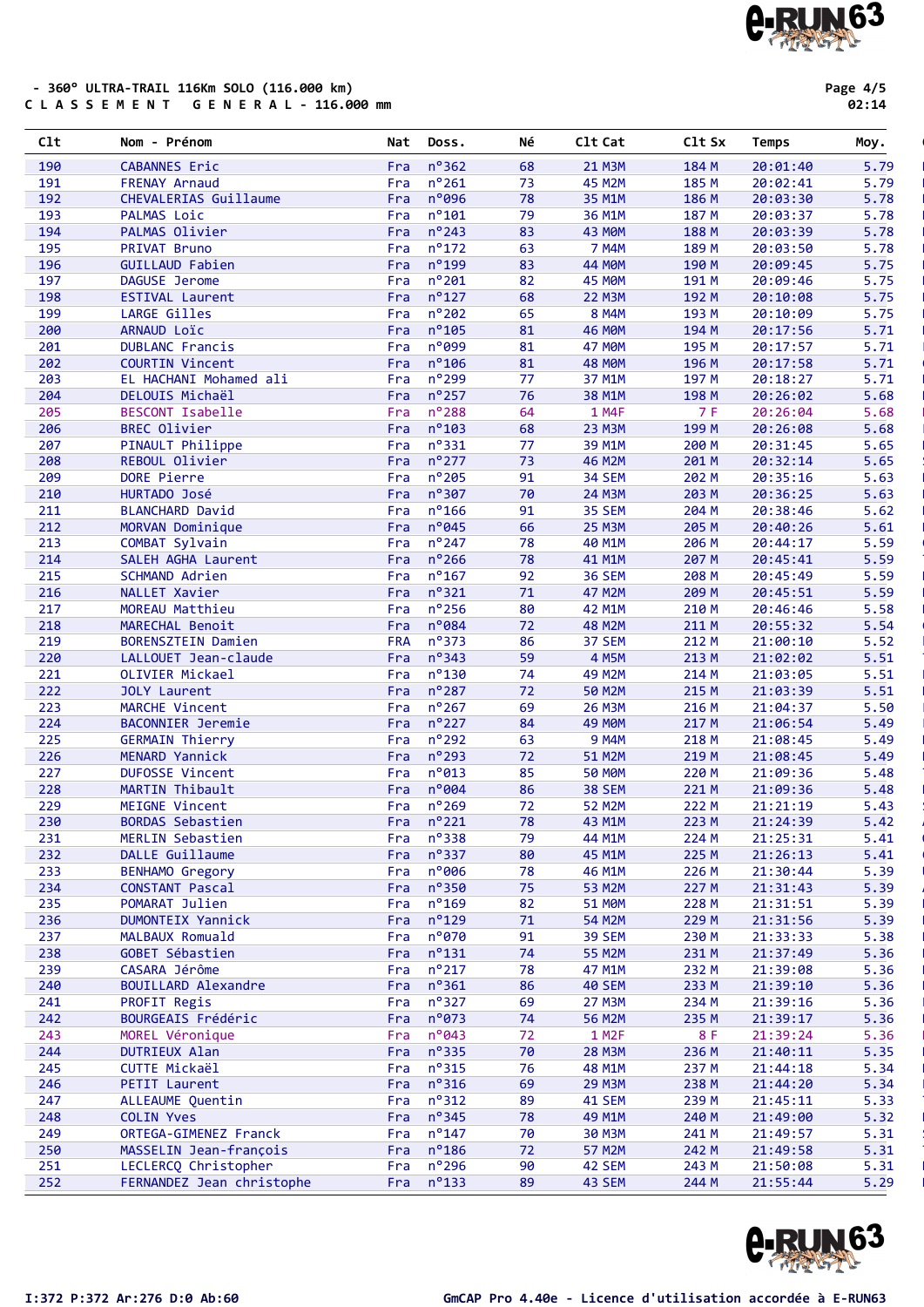- 360° ULTRA-TRAIL 116Km SOLO (116.000 km)

C L A S S E M E N T   G E N E R A L - 116.000 mm

02:14

| Clt | Nom - Prénom | Nat | Doss. | Né | Clt Cat | Clt Sx | Temps | Moy. |
|---|---|---|---|---|---|---|---|---|
| 190 | CABANNES Eric | Fra | n°362 | 68 | 21 M3M | 184 M | 20:01:40 | 5.79 |
| 191 | FRENAY Arnaud | Fra | n°261 | 73 | 45 M2M | 185 M | 20:02:41 | 5.79 |
| 192 | CHEVALERIAS Guillaume | Fra | n°096 | 78 | 35 M1M | 186 M | 20:03:30 | 5.78 |
| 193 | PALMAS Loic | Fra | n°101 | 79 | 36 M1M | 187 M | 20:03:37 | 5.78 |
| 194 | PALMAS Olivier | Fra | n°243 | 83 | 43 M0M | 188 M | 20:03:39 | 5.78 |
| 195 | PRIVAT Bruno | Fra | n°172 | 63 | 7 M4M | 189 M | 20:03:50 | 5.78 |
| 196 | GUILLAUD Fabien | Fra | n°199 | 83 | 44 M0M | 190 M | 20:09:45 | 5.75 |
| 197 | DAGUSE Jerome | Fra | n°201 | 82 | 45 M0M | 191 M | 20:09:46 | 5.75 |
| 198 | ESTIVAL Laurent | Fra | n°127 | 68 | 22 M3M | 192 M | 20:10:08 | 5.75 |
| 199 | LARGE Gilles | Fra | n°202 | 65 | 8 M4M | 193 M | 20:10:09 | 5.75 |
| 200 | ARNAUD Loïc | Fra | n°105 | 81 | 46 M0M | 194 M | 20:17:56 | 5.71 |
| 201 | DUBLANC Francis | Fra | n°099 | 81 | 47 M0M | 195 M | 20:17:57 | 5.71 |
| 202 | COURTIN Vincent | Fra | n°106 | 81 | 48 M0M | 196 M | 20:17:58 | 5.71 |
| 203 | EL HACHANI Mohamed ali | Fra | n°299 | 77 | 37 M1M | 197 M | 20:18:27 | 5.71 |
| 204 | DELOUIS Michaël | Fra | n°257 | 76 | 38 M1M | 198 M | 20:26:02 | 5.68 |
| 205 | BESCONT Isabelle | Fra | n°288 | 64 | 1 M4F | 7 F | 20:26:04 | 5.68 |
| 206 | BREC Olivier | Fra | n°103 | 68 | 23 M3M | 199 M | 20:26:08 | 5.68 |
| 207 | PINAULT Philippe | Fra | n°331 | 77 | 39 M1M | 200 M | 20:31:45 | 5.65 |
| 208 | REBOUL Olivier | Fra | n°277 | 73 | 46 M2M | 201 M | 20:32:14 | 5.65 |
| 209 | DORE Pierre | Fra | n°205 | 91 | 34 SEM | 202 M | 20:35:16 | 5.63 |
| 210 | HURTADO José | Fra | n°307 | 70 | 24 M3M | 203 M | 20:36:25 | 5.63 |
| 211 | BLANCHARD David | Fra | n°166 | 91 | 35 SEM | 204 M | 20:38:46 | 5.62 |
| 212 | MORVAN Dominique | Fra | n°045 | 66 | 25 M3M | 205 M | 20:40:26 | 5.61 |
| 213 | COMBAT Sylvain | Fra | n°247 | 78 | 40 M1M | 206 M | 20:44:17 | 5.59 |
| 214 | SALEH AGHA Laurent | Fra | n°266 | 78 | 41 M1M | 207 M | 20:45:41 | 5.59 |
| 215 | SCHMAND Adrien | Fra | n°167 | 92 | 36 SEM | 208 M | 20:45:49 | 5.59 |
| 216 | NALLET Xavier | Fra | n°321 | 71 | 47 M2M | 209 M | 20:45:51 | 5.59 |
| 217 | MOREAU Matthieu | Fra | n°256 | 80 | 42 M1M | 210 M | 20:46:46 | 5.58 |
| 218 | MARECHAL Benoit | Fra | n°084 | 72 | 48 M2M | 211 M | 20:55:32 | 5.54 |
| 219 | BORENSZTEIN Damien | FRA | n°373 | 86 | 37 SEM | 212 M | 21:00:10 | 5.52 |
| 220 | LALLOUET Jean-claude | Fra | n°343 | 59 | 4 M5M | 213 M | 21:02:02 | 5.51 |
| 221 | OLIVIER Mickael | Fra | n°130 | 74 | 49 M2M | 214 M | 21:03:05 | 5.51 |
| 222 | JOLY Laurent | Fra | n°287 | 72 | 50 M2M | 215 M | 21:03:39 | 5.51 |
| 223 | MARCHE Vincent | Fra | n°267 | 69 | 26 M3M | 216 M | 21:04:37 | 5.50 |
| 224 | BACONNIER Jeremie | Fra | n°227 | 84 | 49 M0M | 217 M | 21:06:54 | 5.49 |
| 225 | GERMAIN Thierry | Fra | n°292 | 63 | 9 M4M | 218 M | 21:08:45 | 5.49 |
| 226 | MENARD Yannick | Fra | n°293 | 72 | 51 M2M | 219 M | 21:08:45 | 5.49 |
| 227 | DUFOSSE Vincent | Fra | n°013 | 85 | 50 M0M | 220 M | 21:09:36 | 5.48 |
| 228 | MARTIN Thibault | Fra | n°004 | 86 | 38 SEM | 221 M | 21:09:36 | 5.48 |
| 229 | MEIGNE Vincent | Fra | n°269 | 72 | 52 M2M | 222 M | 21:21:19 | 5.43 |
| 230 | BORDAS Sebastien | Fra | n°221 | 78 | 43 M1M | 223 M | 21:24:39 | 5.42 |
| 231 | MERLIN Sebastien | Fra | n°338 | 79 | 44 M1M | 224 M | 21:25:31 | 5.41 |
| 232 | DALLE Guillaume | Fra | n°337 | 80 | 45 M1M | 225 M | 21:26:13 | 5.41 |
| 233 | BENHAMO Gregory | Fra | n°006 | 78 | 46 M1M | 226 M | 21:30:44 | 5.39 |
| 234 | CONSTANT Pascal | Fra | n°350 | 75 | 53 M2M | 227 M | 21:31:43 | 5.39 |
| 235 | POMARAT Julien | Fra | n°169 | 82 | 51 M0M | 228 M | 21:31:51 | 5.39 |
| 236 | DUMONTEIX Yannick | Fra | n°129 | 71 | 54 M2M | 229 M | 21:31:56 | 5.39 |
| 237 | MALBAUX Romuald | Fra | n°070 | 91 | 39 SEM | 230 M | 21:33:33 | 5.38 |
| 238 | GOBET Sébastien | Fra | n°131 | 74 | 55 M2M | 231 M | 21:37:49 | 5.36 |
| 239 | CASARA Jérôme | Fra | n°217 | 78 | 47 M1M | 232 M | 21:39:08 | 5.36 |
| 240 | BOUILLARD Alexandre | Fra | n°361 | 86 | 40 SEM | 233 M | 21:39:10 | 5.36 |
| 241 | PROFIT Regis | Fra | n°327 | 69 | 27 M3M | 234 M | 21:39:16 | 5.36 |
| 242 | BOURGEAIS Frédéric | Fra | n°073 | 74 | 56 M2M | 235 M | 21:39:17 | 5.36 |
| 243 | MOREL Véronique | Fra | n°043 | 72 | 1 M2F | 8 F | 21:39:24 | 5.36 |
| 244 | DUTRIEUX Alan | Fra | n°335 | 70 | 28 M3M | 236 M | 21:40:11 | 5.35 |
| 245 | CUTTE Mickaël | Fra | n°315 | 76 | 48 M1M | 237 M | 21:44:18 | 5.34 |
| 246 | PETIT Laurent | Fra | n°316 | 69 | 29 M3M | 238 M | 21:44:20 | 5.34 |
| 247 | ALLEAUME Quentin | Fra | n°312 | 89 | 41 SEM | 239 M | 21:45:11 | 5.33 |
| 248 | COLIN Yves | Fra | n°345 | 78 | 49 M1M | 240 M | 21:49:00 | 5.32 |
| 249 | ORTEGA-GIMENEZ Franck | Fra | n°147 | 70 | 30 M3M | 241 M | 21:49:57 | 5.31 |
| 250 | MASSELIN Jean-françois | Fra | n°186 | 72 | 57 M2M | 242 M | 21:49:58 | 5.31 |
| 251 | LECLERCQ Christopher | Fra | n°296 | 90 | 42 SEM | 243 M | 21:50:08 | 5.31 |
| 252 | FERNANDEZ Jean christophe | Fra | n°133 | 89 | 43 SEM | 244 M | 21:55:44 | 5.29 |

I:372 P:372 Ar:276 D:0 Ab:60

GmCAP Pro 4.40e - Licence d'utilisation accordée à E-RUN63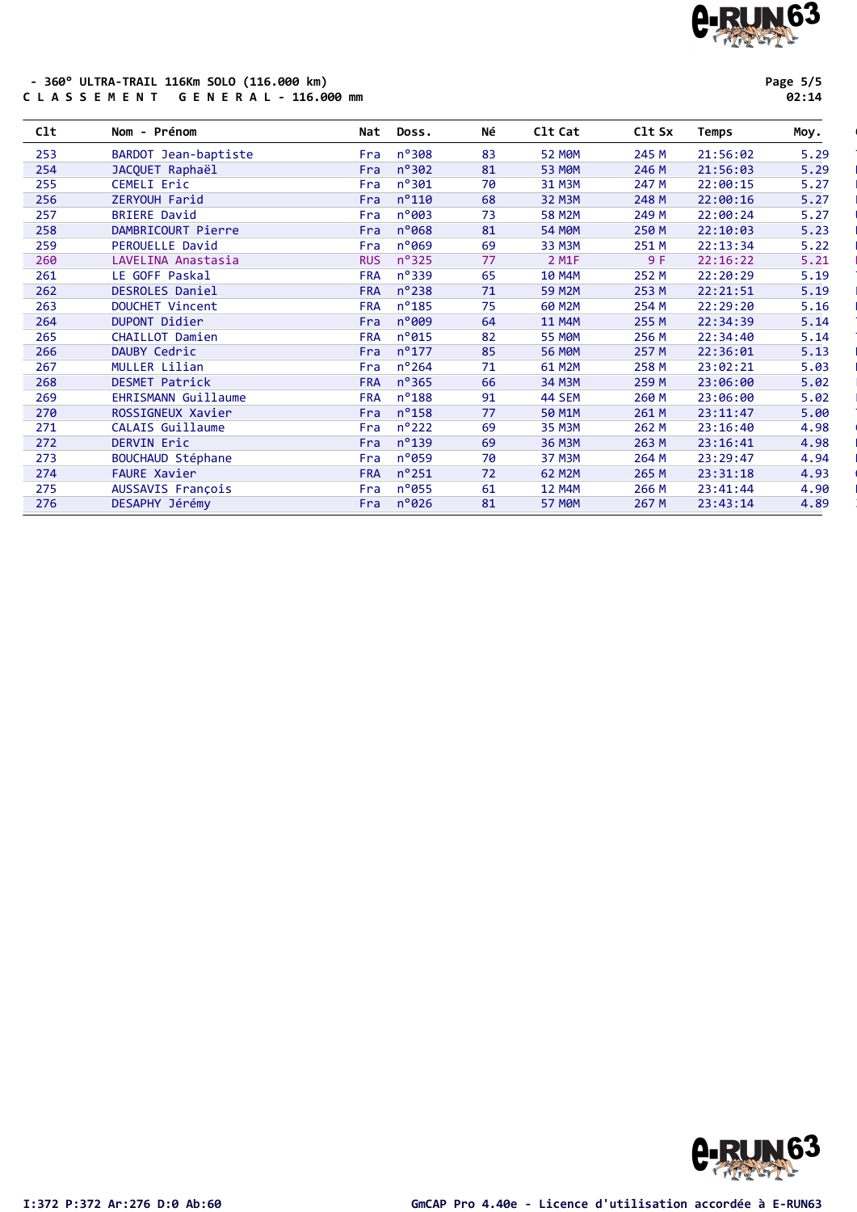- 360° ULTRA-TRAIL 116Km SOLO (116.000 km)
C L A S S E M E N T   G E N E R A L - 116.000 mm

Page 5/5
02:14

| Clt | Nom - Prénom | Nat | Doss. | Né | Clt Cat | Clt Sx | Temps | Moy. |
|---|---|---|---|---|---|---|---|---|
| 253 | BARDOT Jean-baptiste | Fra | n°308 | 83 | 52 M0M | 245 M | 21:56:02 | 5.29 |
| 254 | JACQUET Raphaël | Fra | n°302 | 81 | 53 M0M | 246 M | 21:56:03 | 5.29 |
| 255 | CEMELI Eric | Fra | n°301 | 70 | 31 M3M | 247 M | 22:00:15 | 5.27 |
| 256 | ZERYOUH Farid | Fra | n°110 | 68 | 32 M3M | 248 M | 22:00:16 | 5.27 |
| 257 | BRIERE David | Fra | n°003 | 73 | 58 M2M | 249 M | 22:00:24 | 5.27 |
| 258 | DAMBRICOURT Pierre | Fra | n°068 | 81 | 54 M0M | 250 M | 22:10:03 | 5.23 |
| 259 | PEROUELLE David | Fra | n°069 | 69 | 33 M3M | 251 M | 22:13:34 | 5.22 |
| 260 | LAVELINA Anastasia | RUS | n°325 | 77 | 2 M1F | 9 F | 22:16:22 | 5.21 |
| 261 | LE GOFF Paskal | FRA | n°339 | 65 | 10 M4M | 252 M | 22:20:29 | 5.19 |
| 262 | DESROLES Daniel | FRA | n°238 | 71 | 59 M2M | 253 M | 22:21:51 | 5.19 |
| 263 | DOUCHET Vincent | FRA | n°185 | 75 | 60 M2M | 254 M | 22:29:20 | 5.16 |
| 264 | DUPONT Didier | Fra | n°009 | 64 | 11 M4M | 255 M | 22:34:39 | 5.14 |
| 265 | CHAILLOT Damien | FRA | n°015 | 82 | 55 M0M | 256 M | 22:34:40 | 5.14 |
| 266 | DAUBY Cedric | Fra | n°177 | 85 | 56 M0M | 257 M | 22:36:01 | 5.13 |
| 267 | MULLER Lilian | Fra | n°264 | 71 | 61 M2M | 258 M | 23:02:21 | 5.03 |
| 268 | DESMET Patrick | FRA | n°365 | 66 | 34 M3M | 259 M | 23:06:00 | 5.02 |
| 269 | EHRISMANN Guillaume | FRA | n°188 | 91 | 44 SEM | 260 M | 23:06:00 | 5.02 |
| 270 | ROSSIGNEUX Xavier | Fra | n°158 | 77 | 50 M1M | 261 M | 23:11:47 | 5.00 |
| 271 | CALAIS Guillaume | Fra | n°222 | 69 | 35 M3M | 262 M | 23:16:40 | 4.98 |
| 272 | DERVIN Eric | Fra | n°139 | 69 | 36 M3M | 263 M | 23:16:41 | 4.98 |
| 273 | BOUCHAUD Stéphane | Fra | n°059 | 70 | 37 M3M | 264 M | 23:29:47 | 4.94 |
| 274 | FAURE Xavier | FRA | n°251 | 72 | 62 M2M | 265 M | 23:31:18 | 4.93 |
| 275 | AUSSAVIS François | Fra | n°055 | 61 | 12 M4M | 266 M | 23:41:44 | 4.90 |
| 276 | DESAPHY Jérémy | Fra | n°026 | 81 | 57 M0M | 267 M | 23:43:14 | 4.89 |

I:372 P:372 Ar:276 D:0 Ab:60

GmCAP Pro 4.40e - Licence d'utilisation accordée à E-RUN63